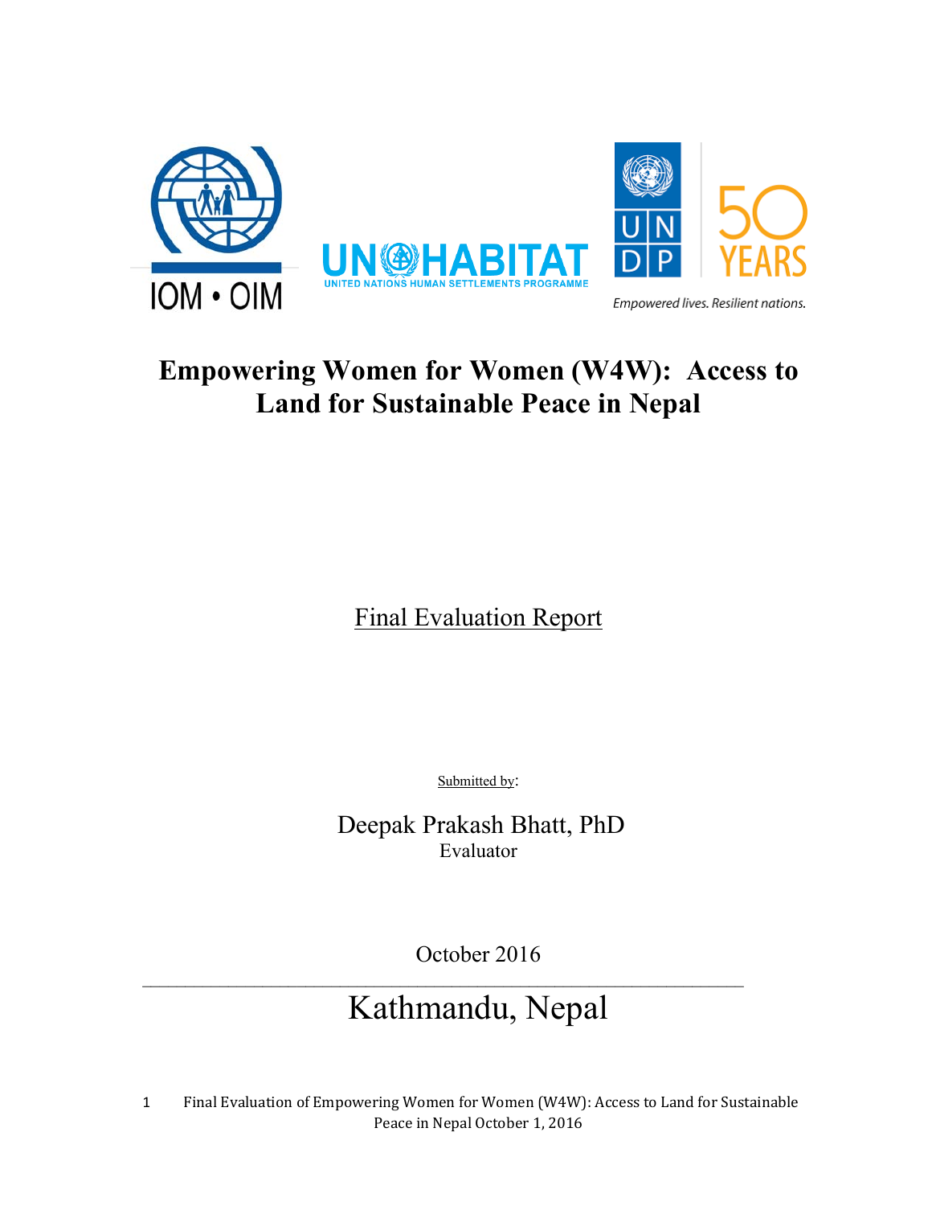IOM • OIM

UN-HABITAT UNITED NATIONS HUMAN SETTLEMENTS PROGRAMME

UNDP 50 YEARS

Empowered lives. Resilient nations.

# Empowering Women for Women (W4W): Access to Land for Sustainable Peace in Nepal

Final Evaluation Report

Submitted by:

Deepak Prakash Bhatt, PhD

Evaluator

October 2016

Kathmandu, Nepal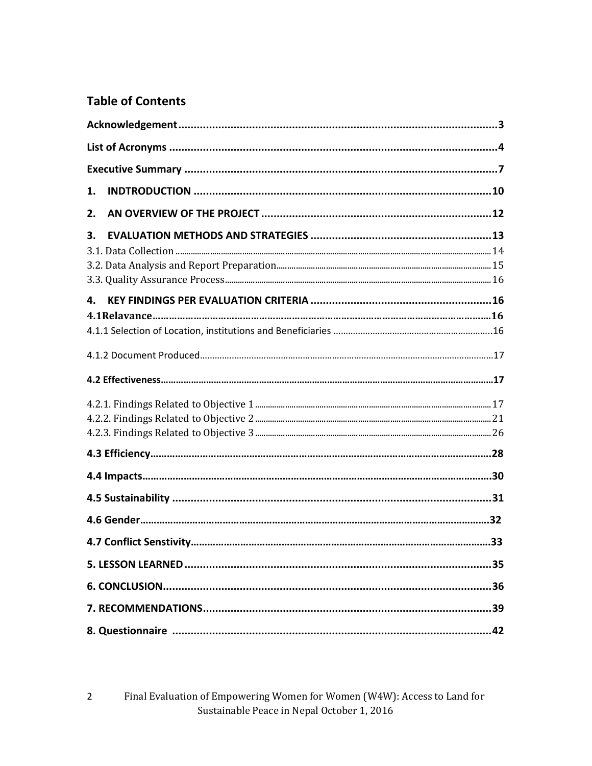## Table of Contents

Acknowledgement ........................................................................................................3

List of Acronyms ..........................................................................................................4

Executive Summary .....................................................................................................7

1. INDTRODUCTION .................................................................................................10

2. AN OVERVIEW OF THE PROJECT ..........................................................................12

3. EVALUATION METHODS AND STRATEGIES ..........................................................13

3.1. Data Collection ........................................................................................................14

3.2. Data Analysis and Report Preparation.....................................................................15

3.3. Quality Assurance Process.......................................................................................16

4. KEY FINDINGS PER EVALUATION CRITERIA ..........................................................16

4.1Relavance....................................................................................................................16

4.1.1 Selection of Location, institutions and Beneficiaries ...............................................16

4.1.2 Document Produced..................................................................................................17

4.2 Effectiveness..............................................................................................................17

4.2.1. Findings Related to Objective 1 ..............................................................................17

4.2.2. Findings Related to Objective 2 ..............................................................................21

4.2.3. Findings Related to Objective 3 ..............................................................................26

4.3 Efficiency.....................................................................................................................28

4.4 Impacts.......................................................................................................................30

4.5 Sustainability ..............................................................................................................31

4.6 Gender.........................................................................................................................32

4.7 Conflict Senstivity.......................................................................................................33

5. LESSON LEARNED ......................................................................................................35

6. CONCLUSION...............................................................................................................36

7. RECOMMENDATIONS..................................................................................................39

8. Questionnaire ..............................................................................................................42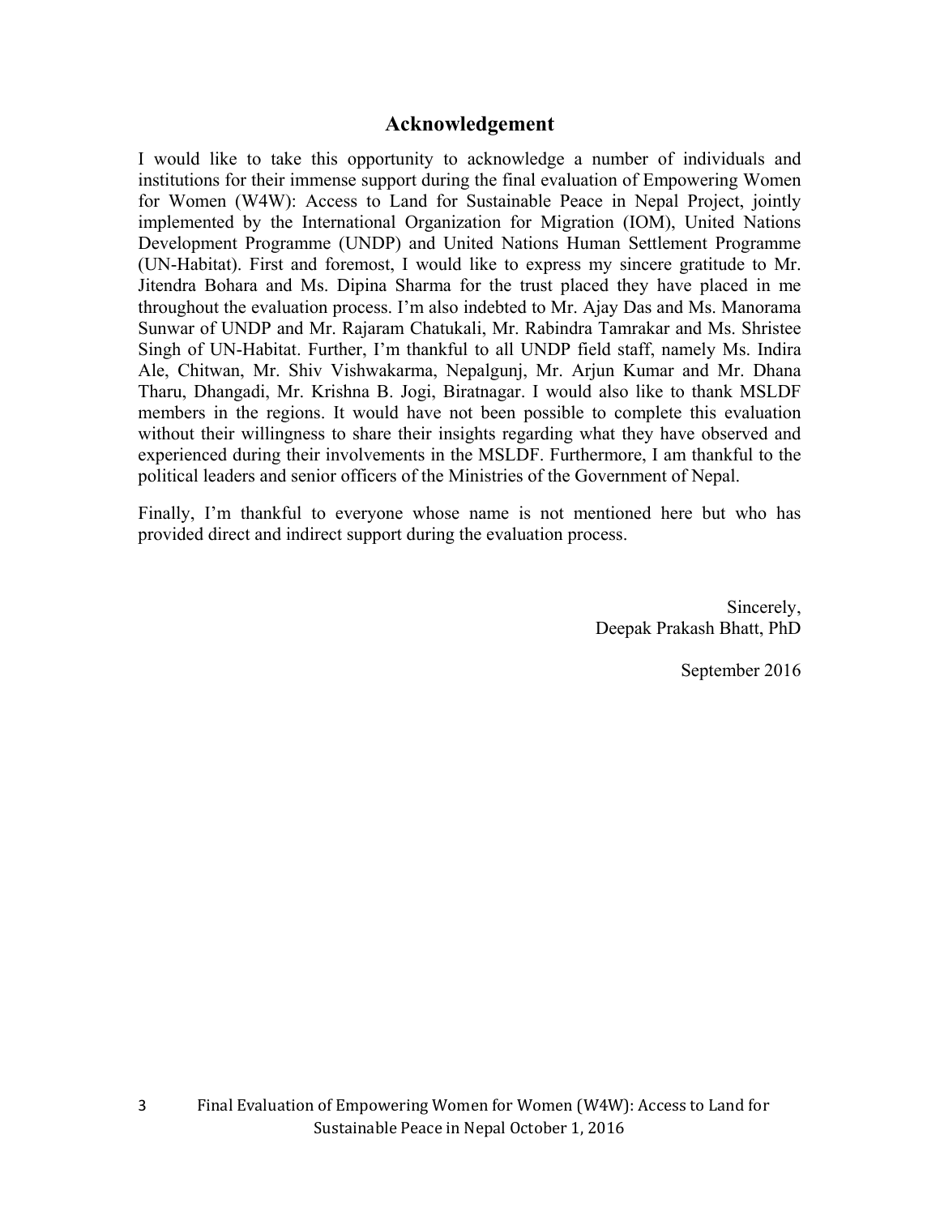## Acknowledgement

I would like to take this opportunity to acknowledge a number of individuals and institutions for their immense support during the final evaluation of Empowering Women for Women (W4W): Access to Land for Sustainable Peace in Nepal Project, jointly implemented by the International Organization for Migration (IOM), United Nations Development Programme (UNDP) and United Nations Human Settlement Programme (UN-Habitat). First and foremost, I would like to express my sincere gratitude to Mr. Jitendra Bohara and Ms. Dipina Sharma for the trust placed they have placed in me throughout the evaluation process. I'm also indebted to Mr. Ajay Das and Ms. Manorama Sunwar of UNDP and Mr. Rajaram Chatukali, Mr. Rabindra Tamrakar and Ms. Shristee Singh of UN-Habitat. Further, I'm thankful to all UNDP field staff, namely Ms. Indira Ale, Chitwan, Mr. Shiv Vishwakarma, Nepalgunj, Mr. Arjun Kumar and Mr. Dhana Tharu, Dhangadi, Mr. Krishna B. Jogi, Biratnagar. I would also like to thank MSLDF members in the regions. It would have not been possible to complete this evaluation without their willingness to share their insights regarding what they have observed and experienced during their involvements in the MSLDF. Furthermore, I am thankful to the political leaders and senior officers of the Ministries of the Government of Nepal.

Finally, I'm thankful to everyone whose name is not mentioned here but who has provided direct and indirect support during the evaluation process.

Sincerely,
Deepak Prakash Bhatt, PhD

September 2016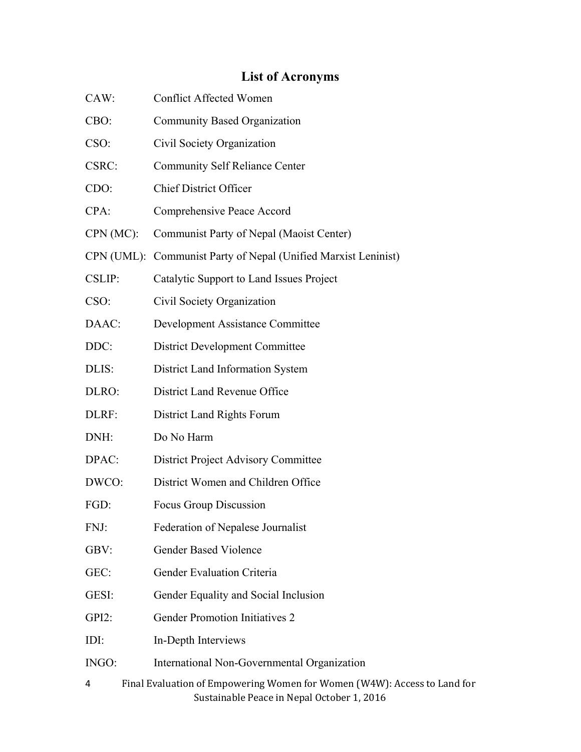## List of Acronyms

CAW: Conflict Affected Women

CBO: Community Based Organization

CSO: Civil Society Organization

CSRC: Community Self Reliance Center

CDO: Chief District Officer

CPA: Comprehensive Peace Accord

CPN (MC): Communist Party of Nepal (Maoist Center)

CPN (UML): Communist Party of Nepal (Unified Marxist Leninist)

CSLIP: Catalytic Support to Land Issues Project

CSO: Civil Society Organization

DAAC: Development Assistance Committee

DDC: District Development Committee

DLIS: District Land Information System

DLRO: District Land Revenue Office

DLRF: District Land Rights Forum

DNH: Do No Harm

DPAC: District Project Advisory Committee

DWCO: District Women and Children Office

FGD: Focus Group Discussion

FNJ: Federation of Nepalese Journalist

GBV: Gender Based Violence

GEC: Gender Evaluation Criteria

GESI: Gender Equality and Social Inclusion

GPI2: Gender Promotion Initiatives 2

IDI: In-Depth Interviews

INGO: International Non-Governmental Organization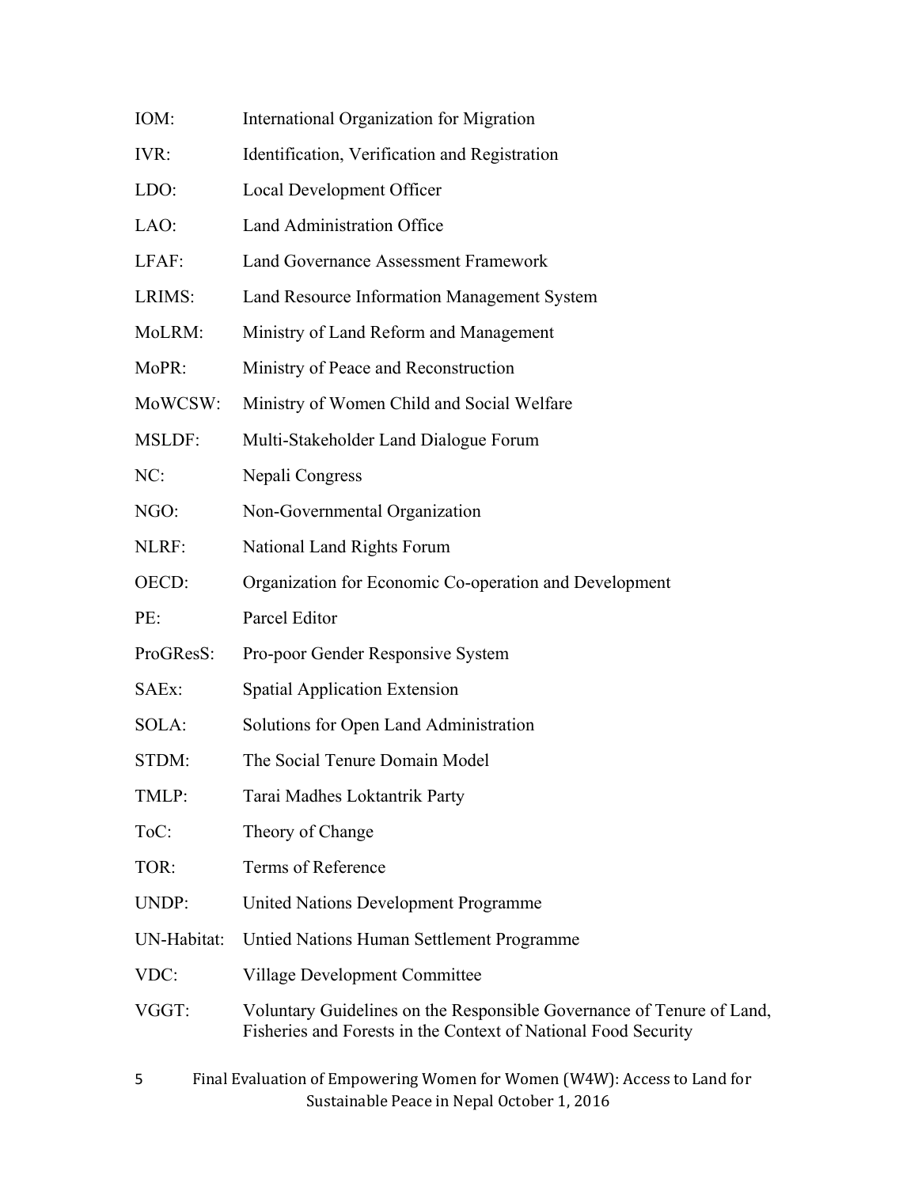| | |
|---|---|
| IOM: | International Organization for Migration |
| IVR: | Identification, Verification and Registration |
| LDO: | Local Development Officer |
| LAO: | Land Administration Office |
| LFAF: | Land Governance Assessment Framework |
| LRIMS: | Land Resource Information Management System |
| MoLRM: | Ministry of Land Reform and Management |
| MoPR: | Ministry of Peace and Reconstruction |
| MoWCSW: | Ministry of Women Child and Social Welfare |
| MSLDF: | Multi-Stakeholder Land Dialogue Forum |
| NC: | Nepali Congress |
| NGO: | Non-Governmental Organization |
| NLRF: | National Land Rights Forum |
| OECD: | Organization for Economic Co-operation and Development |
| PE: | Parcel Editor |
| ProGResS: | Pro-poor Gender Responsive System |
| SAEx: | Spatial Application Extension |
| SOLA: | Solutions for Open Land Administration |
| STDM: | The Social Tenure Domain Model |
| TMLP: | Tarai Madhes Loktantrik Party |
| ToC: | Theory of Change |
| TOR: | Terms of Reference |
| UNDP: | United Nations Development Programme |
| UN-Habitat: | Untied Nations Human Settlement Programme |
| VDC: | Village Development Committee |
| VGGT: | Voluntary Guidelines on the Responsible Governance of Tenure of Land, Fisheries and Forests in the Context of National Food Security |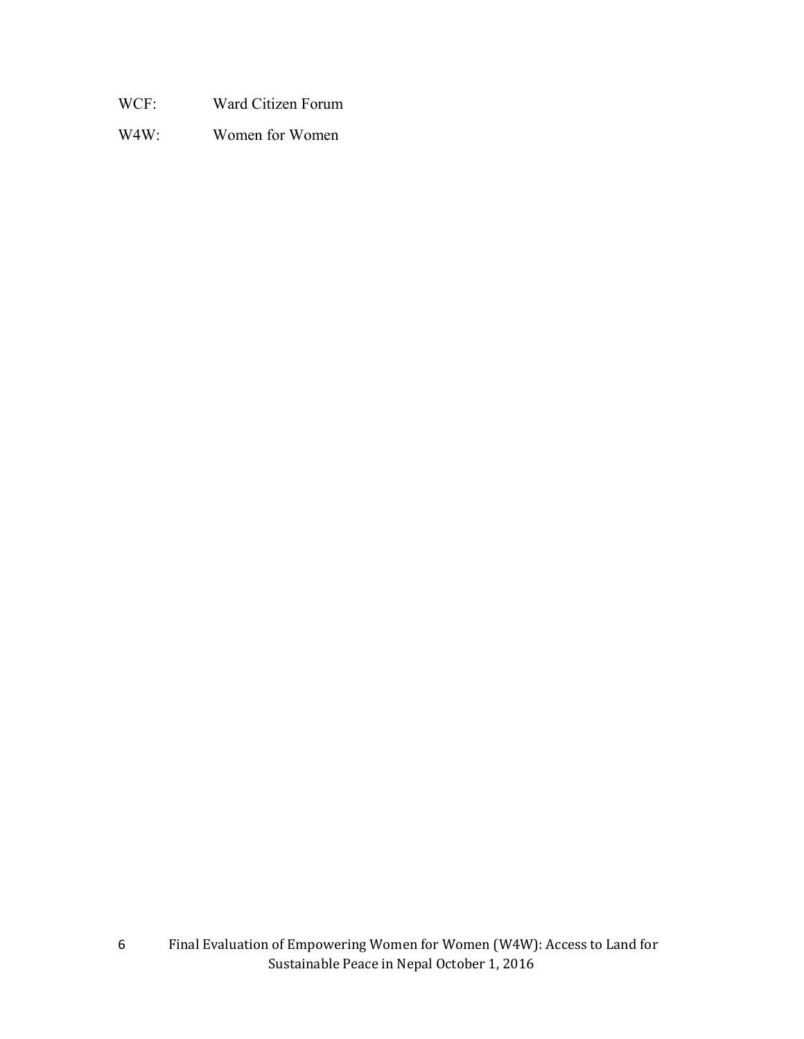WCF: Ward Citizen Forum

W4W: Women for Women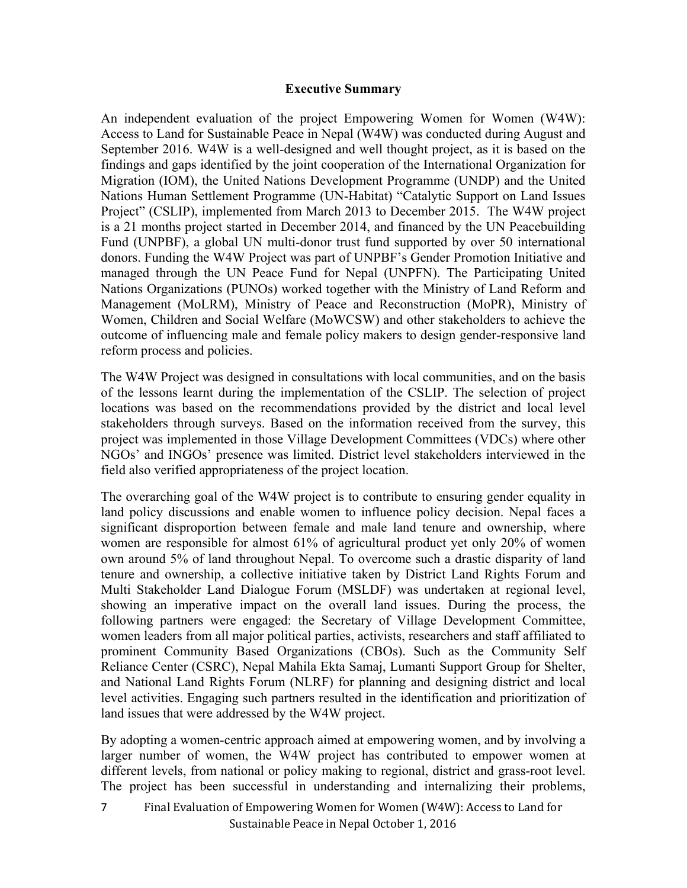## Executive Summary

An independent evaluation of the project Empowering Women for Women (W4W): Access to Land for Sustainable Peace in Nepal (W4W) was conducted during August and September 2016. W4W is a well-designed and well thought project, as it is based on the findings and gaps identified by the joint cooperation of the International Organization for Migration (IOM), the United Nations Development Programme (UNDP) and the United Nations Human Settlement Programme (UN-Habitat) "Catalytic Support on Land Issues Project" (CSLIP), implemented from March 2013 to December 2015. The W4W project is a 21 months project started in December 2014, and financed by the UN Peacebuilding Fund (UNPBF), a global UN multi-donor trust fund supported by over 50 international donors. Funding the W4W Project was part of UNPBF's Gender Promotion Initiative and managed through the UN Peace Fund for Nepal (UNPFN). The Participating United Nations Organizations (PUNOs) worked together with the Ministry of Land Reform and Management (MoLRM), Ministry of Peace and Reconstruction (MoPR), Ministry of Women, Children and Social Welfare (MoWCSW) and other stakeholders to achieve the outcome of influencing male and female policy makers to design gender-responsive land reform process and policies.

The W4W Project was designed in consultations with local communities, and on the basis of the lessons learnt during the implementation of the CSLIP. The selection of project locations was based on the recommendations provided by the district and local level stakeholders through surveys. Based on the information received from the survey, this project was implemented in those Village Development Committees (VDCs) where other NGOs' and INGOs' presence was limited. District level stakeholders interviewed in the field also verified appropriateness of the project location.

The overarching goal of the W4W project is to contribute to ensuring gender equality in land policy discussions and enable women to influence policy decision. Nepal faces a significant disproportion between female and male land tenure and ownership, where women are responsible for almost 61% of agricultural product yet only 20% of women own around 5% of land throughout Nepal. To overcome such a drastic disparity of land tenure and ownership, a collective initiative taken by District Land Rights Forum and Multi Stakeholder Land Dialogue Forum (MSLDF) was undertaken at regional level, showing an imperative impact on the overall land issues. During the process, the following partners were engaged: the Secretary of Village Development Committee, women leaders from all major political parties, activists, researchers and staff affiliated to prominent Community Based Organizations (CBOs). Such as the Community Self Reliance Center (CSRC), Nepal Mahila Ekta Samaj, Lumanti Support Group for Shelter, and National Land Rights Forum (NLRF) for planning and designing district and local level activities. Engaging such partners resulted in the identification and prioritization of land issues that were addressed by the W4W project.

By adopting a women-centric approach aimed at empowering women, and by involving a larger number of women, the W4W project has contributed to empower women at different levels, from national or policy making to regional, district and grass-root level. The project has been successful in understanding and internalizing their problems,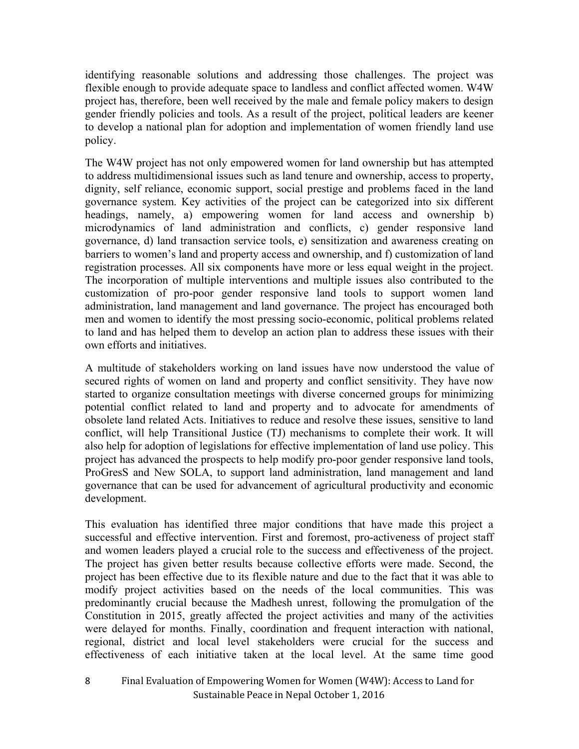identifying reasonable solutions and addressing those challenges. The project was flexible enough to provide adequate space to landless and conflict affected women. W4W project has, therefore, been well received by the male and female policy makers to design gender friendly policies and tools. As a result of the project, political leaders are keener to develop a national plan for adoption and implementation of women friendly land use policy.

The W4W project has not only empowered women for land ownership but has attempted to address multidimensional issues such as land tenure and ownership, access to property, dignity, self reliance, economic support, social prestige and problems faced in the land governance system. Key activities of the project can be categorized into six different headings, namely, a) empowering women for land access and ownership b) microdynamics of land administration and conflicts, c) gender responsive land governance, d) land transaction service tools, e) sensitization and awareness creating on barriers to women's land and property access and ownership, and f) customization of land registration processes. All six components have more or less equal weight in the project. The incorporation of multiple interventions and multiple issues also contributed to the customization of pro-poor gender responsive land tools to support women land administration, land management and land governance. The project has encouraged both men and women to identify the most pressing socio-economic, political problems related to land and has helped them to develop an action plan to address these issues with their own efforts and initiatives.

A multitude of stakeholders working on land issues have now understood the value of secured rights of women on land and property and conflict sensitivity. They have now started to organize consultation meetings with diverse concerned groups for minimizing potential conflict related to land and property and to advocate for amendments of obsolete land related Acts. Initiatives to reduce and resolve these issues, sensitive to land conflict, will help Transitional Justice (TJ) mechanisms to complete their work. It will also help for adoption of legislations for effective implementation of land use policy. This project has advanced the prospects to help modify pro-poor gender responsive land tools, ProGresS and New SOLA, to support land administration, land management and land governance that can be used for advancement of agricultural productivity and economic development.

This evaluation has identified three major conditions that have made this project a successful and effective intervention. First and foremost, pro-activeness of project staff and women leaders played a crucial role to the success and effectiveness of the project. The project has given better results because collective efforts were made. Second, the project has been effective due to its flexible nature and due to the fact that it was able to modify project activities based on the needs of the local communities. This was predominantly crucial because the Madhesh unrest, following the promulgation of the Constitution in 2015, greatly affected the project activities and many of the activities were delayed for months. Finally, coordination and frequent interaction with national, regional, district and local level stakeholders were crucial for the success and effectiveness of each initiative taken at the local level. At the same time good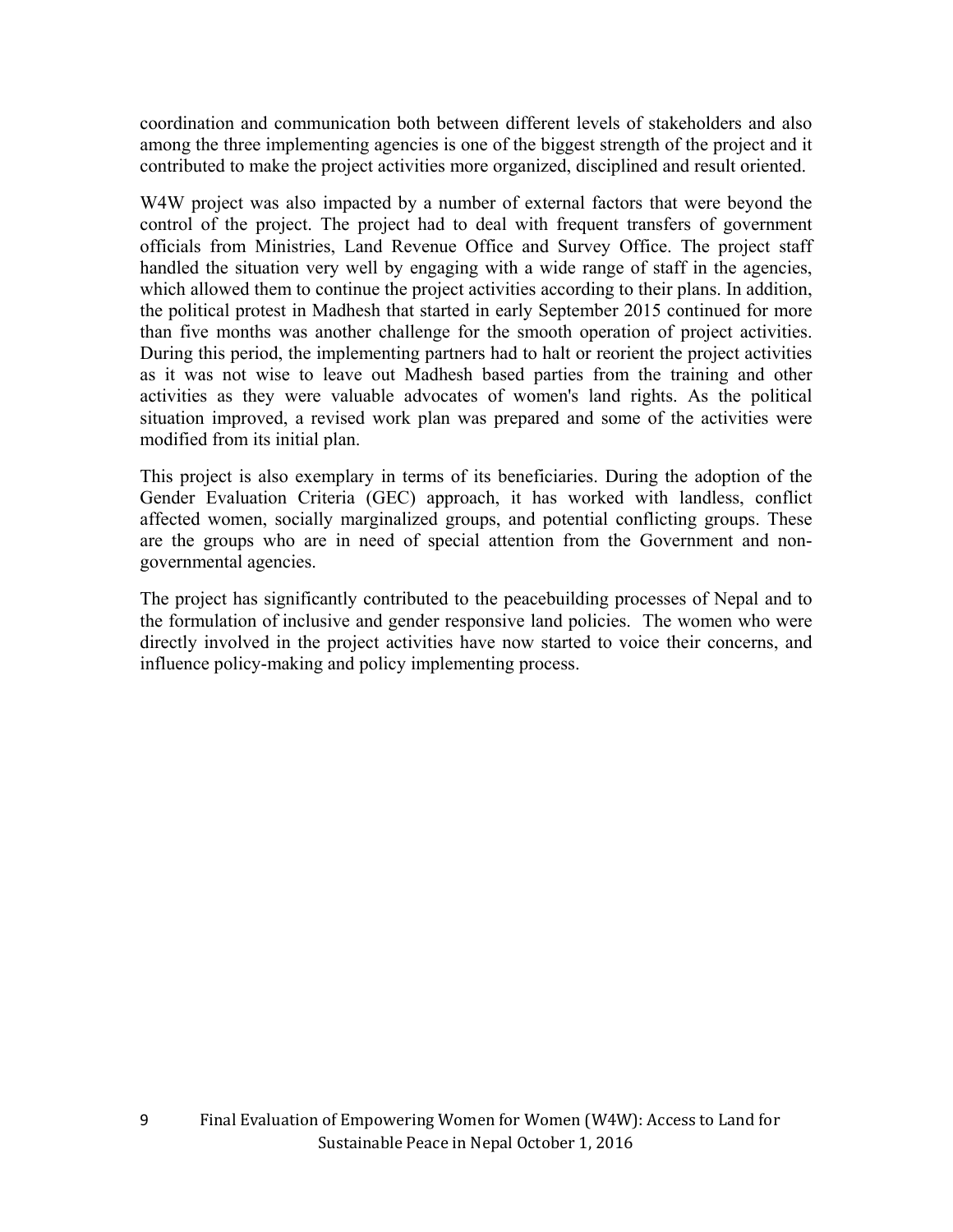coordination and communication both between different levels of stakeholders and also among the three implementing agencies is one of the biggest strength of the project and it contributed to make the project activities more organized, disciplined and result oriented.

W4W project was also impacted by a number of external factors that were beyond the control of the project. The project had to deal with frequent transfers of government officials from Ministries, Land Revenue Office and Survey Office. The project staff handled the situation very well by engaging with a wide range of staff in the agencies, which allowed them to continue the project activities according to their plans. In addition, the political protest in Madhesh that started in early September 2015 continued for more than five months was another challenge for the smooth operation of project activities. During this period, the implementing partners had to halt or reorient the project activities as it was not wise to leave out Madhesh based parties from the training and other activities as they were valuable advocates of women's land rights. As the political situation improved, a revised work plan was prepared and some of the activities were modified from its initial plan.

This project is also exemplary in terms of its beneficiaries. During the adoption of the Gender Evaluation Criteria (GEC) approach, it has worked with landless, conflict affected women, socially marginalized groups, and potential conflicting groups. These are the groups who are in need of special attention from the Government and non-governmental agencies.

The project has significantly contributed to the peacebuilding processes of Nepal and to the formulation of inclusive and gender responsive land policies. The women who were directly involved in the project activities have now started to voice their concerns, and influence policy-making and policy implementing process.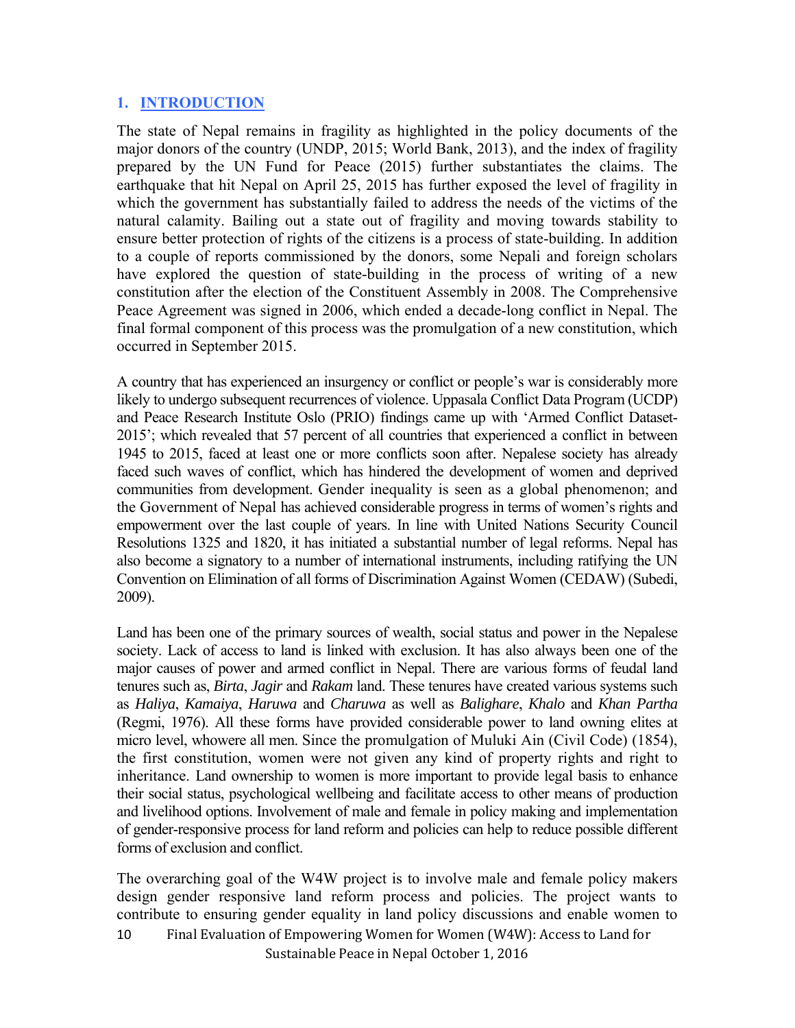## 1. INTRODUCTION

The state of Nepal remains in fragility as highlighted in the policy documents of the major donors of the country (UNDP, 2015; World Bank, 2013), and the index of fragility prepared by the UN Fund for Peace (2015) further substantiates the claims. The earthquake that hit Nepal on April 25, 2015 has further exposed the level of fragility in which the government has substantially failed to address the needs of the victims of the natural calamity. Bailing out a state out of fragility and moving towards stability to ensure better protection of rights of the citizens is a process of state-building. In addition to a couple of reports commissioned by the donors, some Nepali and foreign scholars have explored the question of state-building in the process of writing of a new constitution after the election of the Constituent Assembly in 2008. The Comprehensive Peace Agreement was signed in 2006, which ended a decade-long conflict in Nepal. The final formal component of this process was the promulgation of a new constitution, which occurred in September 2015.

A country that has experienced an insurgency or conflict or people's war is considerably more likely to undergo subsequent recurrences of violence. Uppasala Conflict Data Program (UCDP) and Peace Research Institute Oslo (PRIO) findings came up with 'Armed Conflict Dataset-2015'; which revealed that 57 percent of all countries that experienced a conflict in between 1945 to 2015, faced at least one or more conflicts soon after. Nepalese society has already faced such waves of conflict, which has hindered the development of women and deprived communities from development. Gender inequality is seen as a global phenomenon; and the Government of Nepal has achieved considerable progress in terms of women's rights and empowerment over the last couple of years. In line with United Nations Security Council Resolutions 1325 and 1820, it has initiated a substantial number of legal reforms. Nepal has also become a signatory to a number of international instruments, including ratifying the UN Convention on Elimination of all forms of Discrimination Against Women (CEDAW) (Subedi, 2009).

Land has been one of the primary sources of wealth, social status and power in the Nepalese society. Lack of access to land is linked with exclusion. It has also always been one of the major causes of power and armed conflict in Nepal. There are various forms of feudal land tenures such as, *Birta*, *Jagir* and *Rakam* land. These tenures have created various systems such as *Haliya*, *Kamaiya*, *Haruwa* and *Charuwa* as well as *Balighare*, *Khalo* and *Khan Partha* (Regmi, 1976). All these forms have provided considerable power to land owning elites at micro level, whowere all men. Since the promulgation of Muluki Ain (Civil Code) (1854), the first constitution, women were not given any kind of property rights and right to inheritance. Land ownership to women is more important to provide legal basis to enhance their social status, psychological wellbeing and facilitate access to other means of production and livelihood options. Involvement of male and female in policy making and implementation of gender-responsive process for land reform and policies can help to reduce possible different forms of exclusion and conflict.

The overarching goal of the W4W project is to involve male and female policy makers design gender responsive land reform process and policies. The project wants to contribute to ensuring gender equality in land policy discussions and enable women to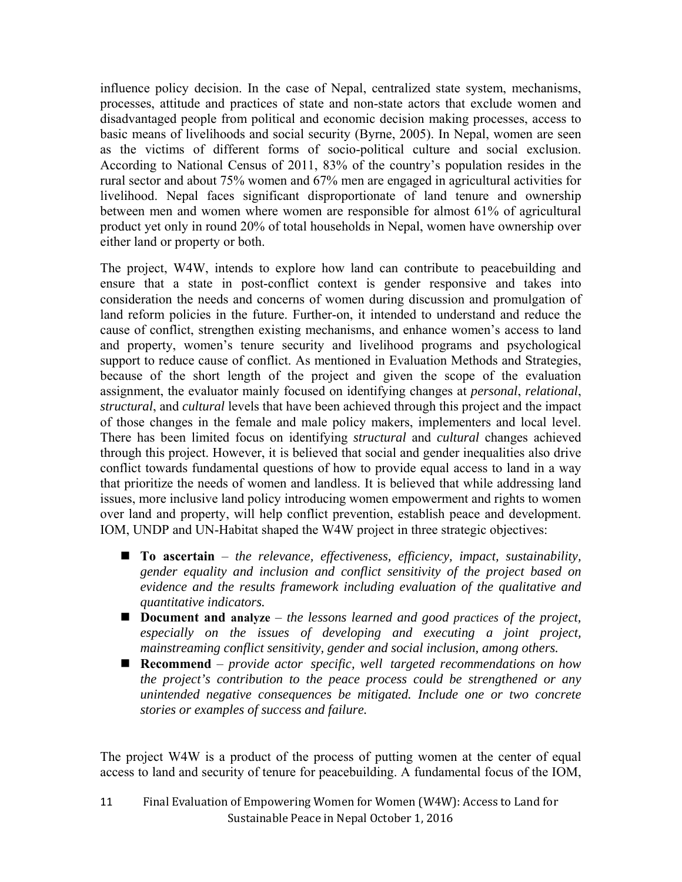influence policy decision. In the case of Nepal, centralized state system, mechanisms, processes, attitude and practices of state and non-state actors that exclude women and disadvantaged people from political and economic decision making processes, access to basic means of livelihoods and social security (Byrne, 2005). In Nepal, women are seen as the victims of different forms of socio-political culture and social exclusion. According to National Census of 2011, 83% of the country's population resides in the rural sector and about 75% women and 67% men are engaged in agricultural activities for livelihood. Nepal faces significant disproportionate of land tenure and ownership between men and women where women are responsible for almost 61% of agricultural product yet only in round 20% of total households in Nepal, women have ownership over either land or property or both.

The project, W4W, intends to explore how land can contribute to peacebuilding and ensure that a state in post-conflict context is gender responsive and takes into consideration the needs and concerns of women during discussion and promulgation of land reform policies in the future. Further-on, it intended to understand and reduce the cause of conflict, strengthen existing mechanisms, and enhance women's access to land and property, women's tenure security and livelihood programs and psychological support to reduce cause of conflict. As mentioned in Evaluation Methods and Strategies, because of the short length of the project and given the scope of the evaluation assignment, the evaluator mainly focused on identifying changes at *personal*, *relational*, *structural*, and *cultural* levels that have been achieved through this project and the impact of those changes in the female and male policy makers, implementers and local level. There has been limited focus on identifying *structural* and *cultural* changes achieved through this project. However, it is believed that social and gender inequalities also drive conflict towards fundamental questions of how to provide equal access to land in a way that prioritize the needs of women and landless. It is believed that while addressing land issues, more inclusive land policy introducing women empowerment and rights to women over land and property, will help conflict prevention, establish peace and development. IOM, UNDP and UN-Habitat shaped the W4W project in three strategic objectives:

- **To ascertain** – *the relevance, effectiveness, efficiency, impact, sustainability, gender equality and inclusion and conflict sensitivity of the project based on evidence and the results framework including evaluation of the qualitative and quantitative indicators.*
- **Document and analyze** – *the lessons learned and good practices of the project, especially on the issues of developing and executing a joint project, mainstreaming conflict sensitivity, gender and social inclusion, among others.*
- **Recommend** – *provide actor specific, well targeted recommendations on how the project's contribution to the peace process could be strengthened or any unintended negative consequences be mitigated. Include one or two concrete stories or examples of success and failure.*

The project W4W is a product of the process of putting women at the center of equal access to land and security of tenure for peacebuilding. A fundamental focus of the IOM,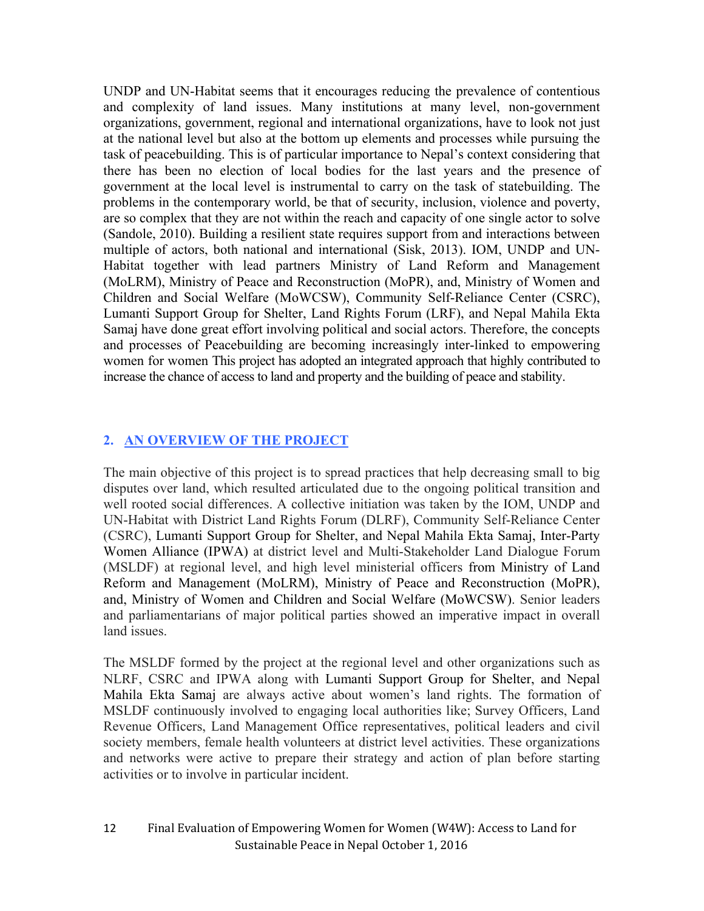UNDP and UN-Habitat seems that it encourages reducing the prevalence of contentious and complexity of land issues. Many institutions at many level, non-government organizations, government, regional and international organizations, have to look not just at the national level but also at the bottom up elements and processes while pursuing the task of peacebuilding. This is of particular importance to Nepal's context considering that there has been no election of local bodies for the last years and the presence of government at the local level is instrumental to carry on the task of statebuilding. The problems in the contemporary world, be that of security, inclusion, violence and poverty, are so complex that they are not within the reach and capacity of one single actor to solve (Sandole, 2010). Building a resilient state requires support from and interactions between multiple of actors, both national and international (Sisk, 2013). IOM, UNDP and UN-Habitat together with lead partners Ministry of Land Reform and Management (MoLRM), Ministry of Peace and Reconstruction (MoPR), and, Ministry of Women and Children and Social Welfare (MoWCSW), Community Self-Reliance Center (CSRC), Lumanti Support Group for Shelter, Land Rights Forum (LRF), and Nepal Mahila Ekta Samaj have done great effort involving political and social actors. Therefore, the concepts and processes of Peacebuilding are becoming increasingly inter-linked to empowering women for women This project has adopted an integrated approach that highly contributed to increase the chance of access to land and property and the building of peace and stability.

## 2. AN OVERVIEW OF THE PROJECT

The main objective of this project is to spread practices that help decreasing small to big disputes over land, which resulted articulated due to the ongoing political transition and well rooted social differences. A collective initiation was taken by the IOM, UNDP and UN-Habitat with District Land Rights Forum (DLRF), Community Self-Reliance Center (CSRC), Lumanti Support Group for Shelter, and Nepal Mahila Ekta Samaj, Inter-Party Women Alliance (IPWA) at district level and Multi-Stakeholder Land Dialogue Forum (MSLDF) at regional level, and high level ministerial officers from Ministry of Land Reform and Management (MoLRM), Ministry of Peace and Reconstruction (MoPR), and, Ministry of Women and Children and Social Welfare (MoWCSW). Senior leaders and parliamentarians of major political parties showed an imperative impact in overall land issues.

The MSLDF formed by the project at the regional level and other organizations such as NLRF, CSRC and IPWA along with Lumanti Support Group for Shelter, and Nepal Mahila Ekta Samaj are always active about women's land rights. The formation of MSLDF continuously involved to engaging local authorities like; Survey Officers, Land Revenue Officers, Land Management Office representatives, political leaders and civil society members, female health volunteers at district level activities. These organizations and networks were active to prepare their strategy and action of plan before starting activities or to involve in particular incident.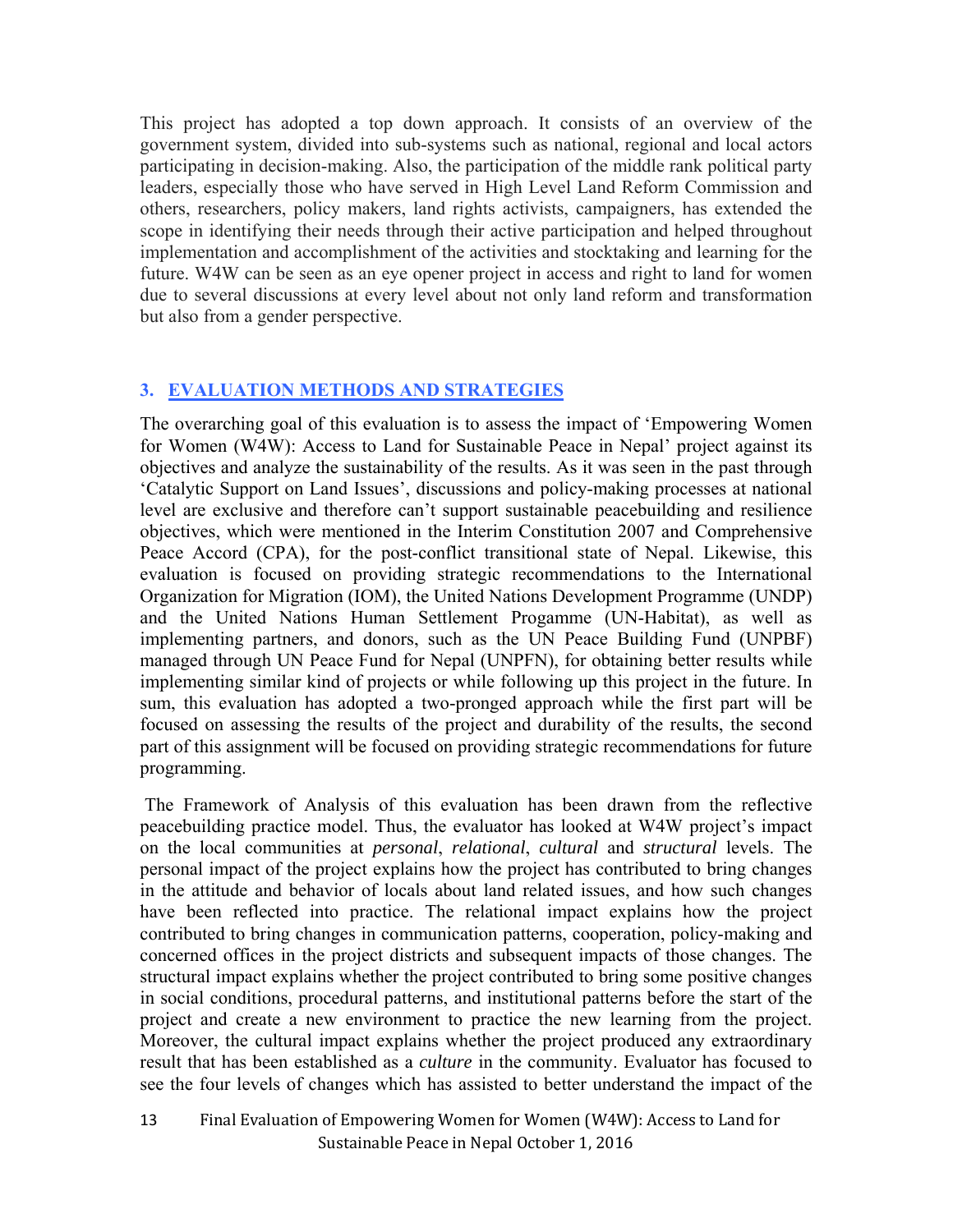This project has adopted a top down approach. It consists of an overview of the government system, divided into sub-systems such as national, regional and local actors participating in decision-making. Also, the participation of the middle rank political party leaders, especially those who have served in High Level Land Reform Commission and others, researchers, policy makers, land rights activists, campaigners, has extended the scope in identifying their needs through their active participation and helped throughout implementation and accomplishment of the activities and stocktaking and learning for the future. W4W can be seen as an eye opener project in access and right to land for women due to several discussions at every level about not only land reform and transformation but also from a gender perspective.

## 3. EVALUATION METHODS AND STRATEGIES

The overarching goal of this evaluation is to assess the impact of 'Empowering Women for Women (W4W): Access to Land for Sustainable Peace in Nepal' project against its objectives and analyze the sustainability of the results. As it was seen in the past through 'Catalytic Support on Land Issues', discussions and policy-making processes at national level are exclusive and therefore can't support sustainable peacebuilding and resilience objectives, which were mentioned in the Interim Constitution 2007 and Comprehensive Peace Accord (CPA), for the post-conflict transitional state of Nepal. Likewise, this evaluation is focused on providing strategic recommendations to the International Organization for Migration (IOM), the United Nations Development Programme (UNDP) and the United Nations Human Settlement Progamme (UN-Habitat), as well as implementing partners, and donors, such as the UN Peace Building Fund (UNPBF) managed through UN Peace Fund for Nepal (UNPFN), for obtaining better results while implementing similar kind of projects or while following up this project in the future. In sum, this evaluation has adopted a two-pronged approach while the first part will be focused on assessing the results of the project and durability of the results, the second part of this assignment will be focused on providing strategic recommendations for future programming.

The Framework of Analysis of this evaluation has been drawn from the reflective peacebuilding practice model. Thus, the evaluator has looked at W4W project's impact on the local communities at *personal*, *relational*, *cultural* and *structural* levels. The personal impact of the project explains how the project has contributed to bring changes in the attitude and behavior of locals about land related issues, and how such changes have been reflected into practice. The relational impact explains how the project contributed to bring changes in communication patterns, cooperation, policy-making and concerned offices in the project districts and subsequent impacts of those changes. The structural impact explains whether the project contributed to bring some positive changes in social conditions, procedural patterns, and institutional patterns before the start of the project and create a new environment to practice the new learning from the project. Moreover, the cultural impact explains whether the project produced any extraordinary result that has been established as a *culture* in the community. Evaluator has focused to see the four levels of changes which has assisted to better understand the impact of the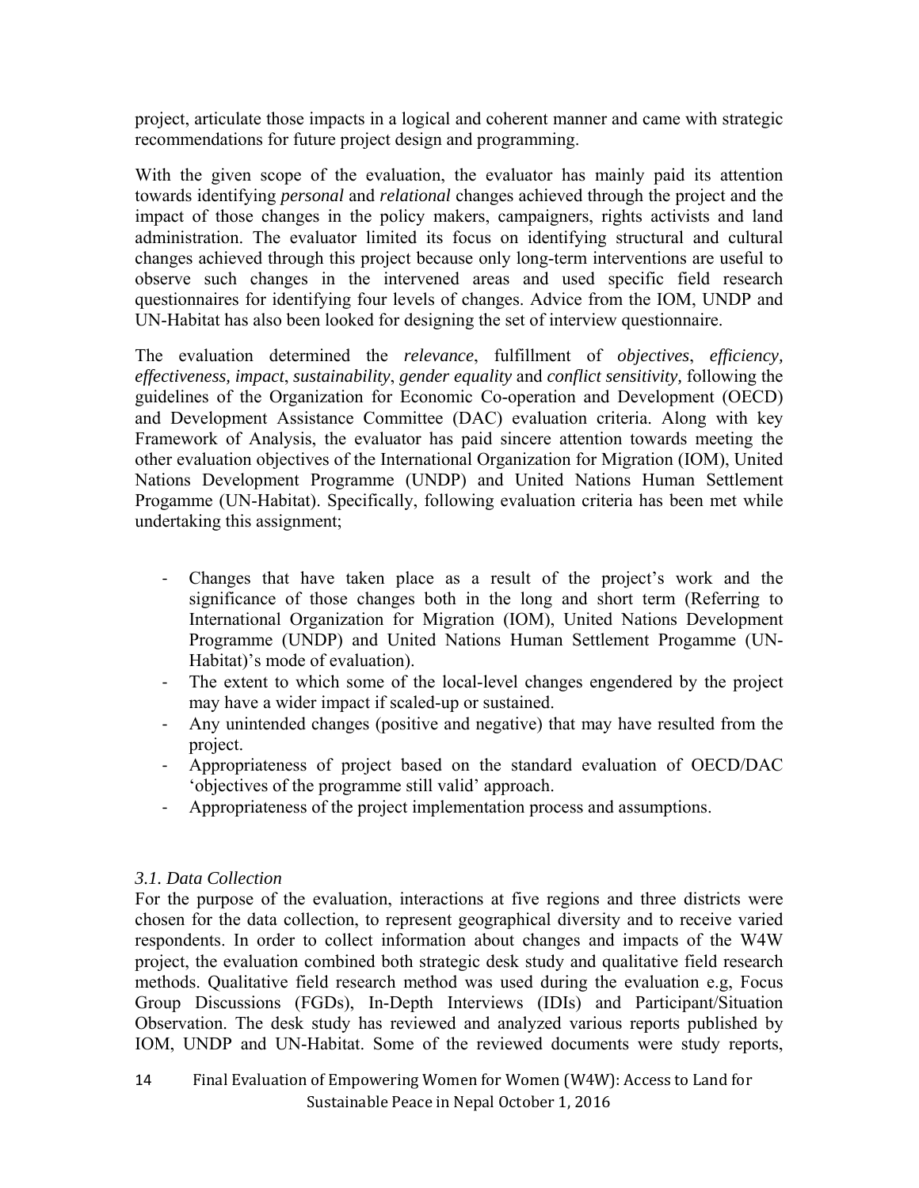project, articulate those impacts in a logical and coherent manner and came with strategic recommendations for future project design and programming.

With the given scope of the evaluation, the evaluator has mainly paid its attention towards identifying *personal* and *relational* changes achieved through the project and the impact of those changes in the policy makers, campaigners, rights activists and land administration. The evaluator limited its focus on identifying structural and cultural changes achieved through this project because only long-term interventions are useful to observe such changes in the intervened areas and used specific field research questionnaires for identifying four levels of changes. Advice from the IOM, UNDP and UN-Habitat has also been looked for designing the set of interview questionnaire.

The evaluation determined the *relevance*, fulfillment of *objectives*, *efficiency, effectiveness, impact*, *sustainability*, *gender equality* and *conflict sensitivity,* following the guidelines of the Organization for Economic Co-operation and Development (OECD) and Development Assistance Committee (DAC) evaluation criteria. Along with key Framework of Analysis, the evaluator has paid sincere attention towards meeting the other evaluation objectives of the International Organization for Migration (IOM), United Nations Development Programme (UNDP) and United Nations Human Settlement Progamme (UN-Habitat). Specifically, following evaluation criteria has been met while undertaking this assignment;

- Changes that have taken place as a result of the project's work and the significance of those changes both in the long and short term (Referring to International Organization for Migration (IOM), United Nations Development Programme (UNDP) and United Nations Human Settlement Progamme (UN-Habitat)'s mode of evaluation).
- The extent to which some of the local-level changes engendered by the project may have a wider impact if scaled-up or sustained.
- Any unintended changes (positive and negative) that may have resulted from the project.
- Appropriateness of project based on the standard evaluation of OECD/DAC 'objectives of the programme still valid' approach.
- Appropriateness of the project implementation process and assumptions.

### *3.1. Data Collection*

For the purpose of the evaluation, interactions at five regions and three districts were chosen for the data collection, to represent geographical diversity and to receive varied respondents. In order to collect information about changes and impacts of the W4W project, the evaluation combined both strategic desk study and qualitative field research methods. Qualitative field research method was used during the evaluation e.g, Focus Group Discussions (FGDs), In-Depth Interviews (IDIs) and Participant/Situation Observation. The desk study has reviewed and analyzed various reports published by IOM, UNDP and UN-Habitat. Some of the reviewed documents were study reports,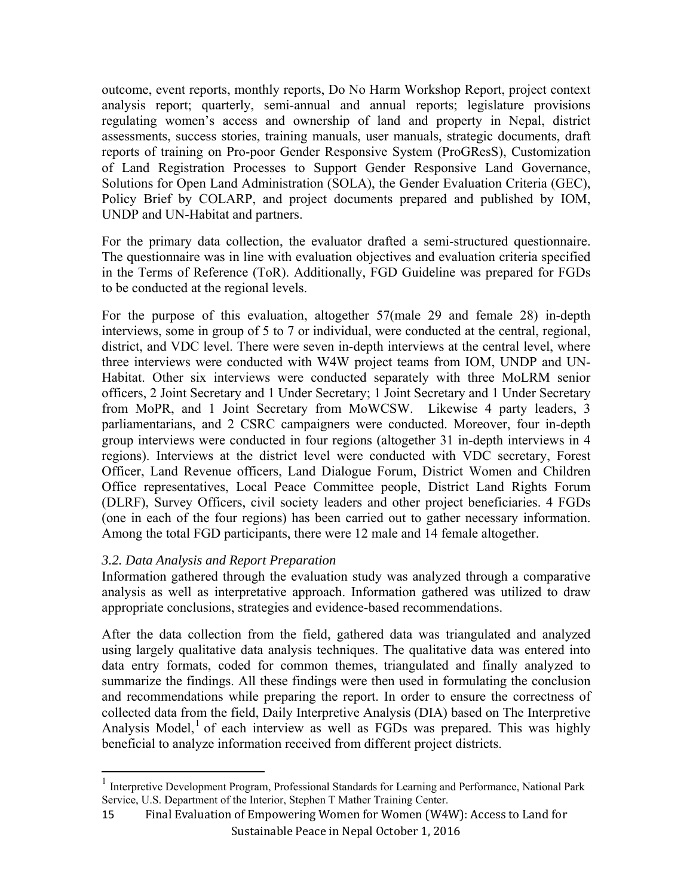outcome, event reports, monthly reports, Do No Harm Workshop Report, project context analysis report; quarterly, semi-annual and annual reports; legislature provisions regulating women's access and ownership of land and property in Nepal, district assessments, success stories, training manuals, user manuals, strategic documents, draft reports of training on Pro-poor Gender Responsive System (ProGResS), Customization of Land Registration Processes to Support Gender Responsive Land Governance, Solutions for Open Land Administration (SOLA), the Gender Evaluation Criteria (GEC), Policy Brief by COLARP, and project documents prepared and published by IOM, UNDP and UN-Habitat and partners.

For the primary data collection, the evaluator drafted a semi-structured questionnaire. The questionnaire was in line with evaluation objectives and evaluation criteria specified in the Terms of Reference (ToR). Additionally, FGD Guideline was prepared for FGDs to be conducted at the regional levels.

For the purpose of this evaluation, altogether 57(male 29 and female 28) in-depth interviews, some in group of 5 to 7 or individual, were conducted at the central, regional, district, and VDC level. There were seven in-depth interviews at the central level, where three interviews were conducted with W4W project teams from IOM, UNDP and UN-Habitat. Other six interviews were conducted separately with three MoLRM senior officers, 2 Joint Secretary and 1 Under Secretary; 1 Joint Secretary and 1 Under Secretary from MoPR, and 1 Joint Secretary from MoWCSW. Likewise 4 party leaders, 3 parliamentarians, and 2 CSRC campaigners were conducted. Moreover, four in-depth group interviews were conducted in four regions (altogether 31 in-depth interviews in 4 regions). Interviews at the district level were conducted with VDC secretary, Forest Officer, Land Revenue officers, Land Dialogue Forum, District Women and Children Office representatives, Local Peace Committee people, District Land Rights Forum (DLRF), Survey Officers, civil society leaders and other project beneficiaries. 4 FGDs (one in each of the four regions) has been carried out to gather necessary information. Among the total FGD participants, there were 12 male and 14 female altogether.

### *3.2. Data Analysis and Report Preparation*

Information gathered through the evaluation study was analyzed through a comparative analysis as well as interpretative approach. Information gathered was utilized to draw appropriate conclusions, strategies and evidence-based recommendations.

After the data collection from the field, gathered data was triangulated and analyzed using largely qualitative data analysis techniques. The qualitative data was entered into data entry formats, coded for common themes, triangulated and finally analyzed to summarize the findings. All these findings were then used in formulating the conclusion and recommendations while preparing the report. In order to ensure the correctness of collected data from the field, Daily Interpretive Analysis (DIA) based on The Interpretive Analysis Model,[1] of each interview as well as FGDs was prepared. This was highly beneficial to analyze information received from different project districts.

[1] Interpretive Development Program, Professional Standards for Learning and Performance, National Park Service, U.S. Department of the Interior, Stephen T Mather Training Center.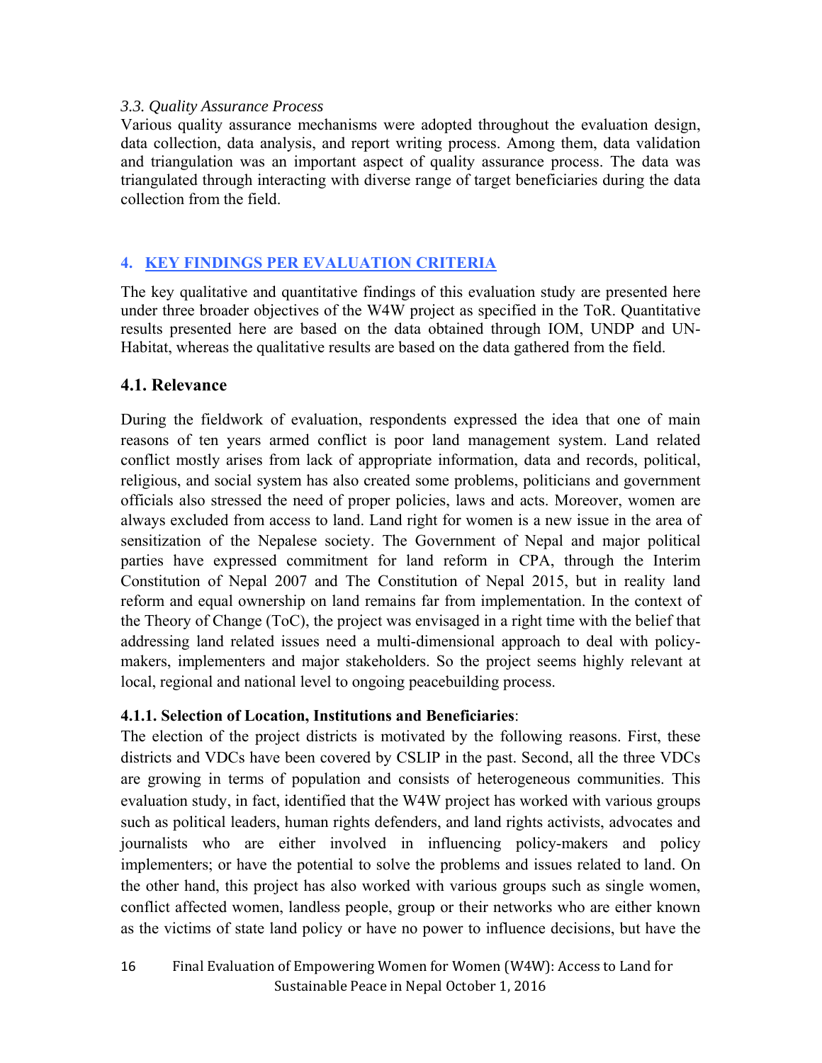*3.3. Quality Assurance Process*

Various quality assurance mechanisms were adopted throughout the evaluation design, data collection, data analysis, and report writing process. Among them, data validation and triangulation was an important aspect of quality assurance process. The data was triangulated through interacting with diverse range of target beneficiaries during the data collection from the field.

## 4. KEY FINDINGS PER EVALUATION CRITERIA

The key qualitative and quantitative findings of this evaluation study are presented here under three broader objectives of the W4W project as specified in the ToR. Quantitative results presented here are based on the data obtained through IOM, UNDP and UN-Habitat, whereas the qualitative results are based on the data gathered from the field.

### 4.1. Relevance

During the fieldwork of evaluation, respondents expressed the idea that one of main reasons of ten years armed conflict is poor land management system. Land related conflict mostly arises from lack of appropriate information, data and records, political, religious, and social system has also created some problems, politicians and government officials also stressed the need of proper policies, laws and acts. Moreover, women are always excluded from access to land. Land right for women is a new issue in the area of sensitization of the Nepalese society. The Government of Nepal and major political parties have expressed commitment for land reform in CPA, through the Interim Constitution of Nepal 2007 and The Constitution of Nepal 2015, but in reality land reform and equal ownership on land remains far from implementation. In the context of the Theory of Change (ToC), the project was envisaged in a right time with the belief that addressing land related issues need a multi-dimensional approach to deal with policy-makers, implementers and major stakeholders. So the project seems highly relevant at local, regional and national level to ongoing peacebuilding process.

**4.1.1. Selection of Location, Institutions and Beneficiaries**:

The election of the project districts is motivated by the following reasons. First, these districts and VDCs have been covered by CSLIP in the past. Second, all the three VDCs are growing in terms of population and consists of heterogeneous communities. This evaluation study, in fact, identified that the W4W project has worked with various groups such as political leaders, human rights defenders, and land rights activists, advocates and journalists who are either involved in influencing policy-makers and policy implementers; or have the potential to solve the problems and issues related to land. On the other hand, this project has also worked with various groups such as single women, conflict affected women, landless people, group or their networks who are either known as the victims of state land policy or have no power to influence decisions, but have the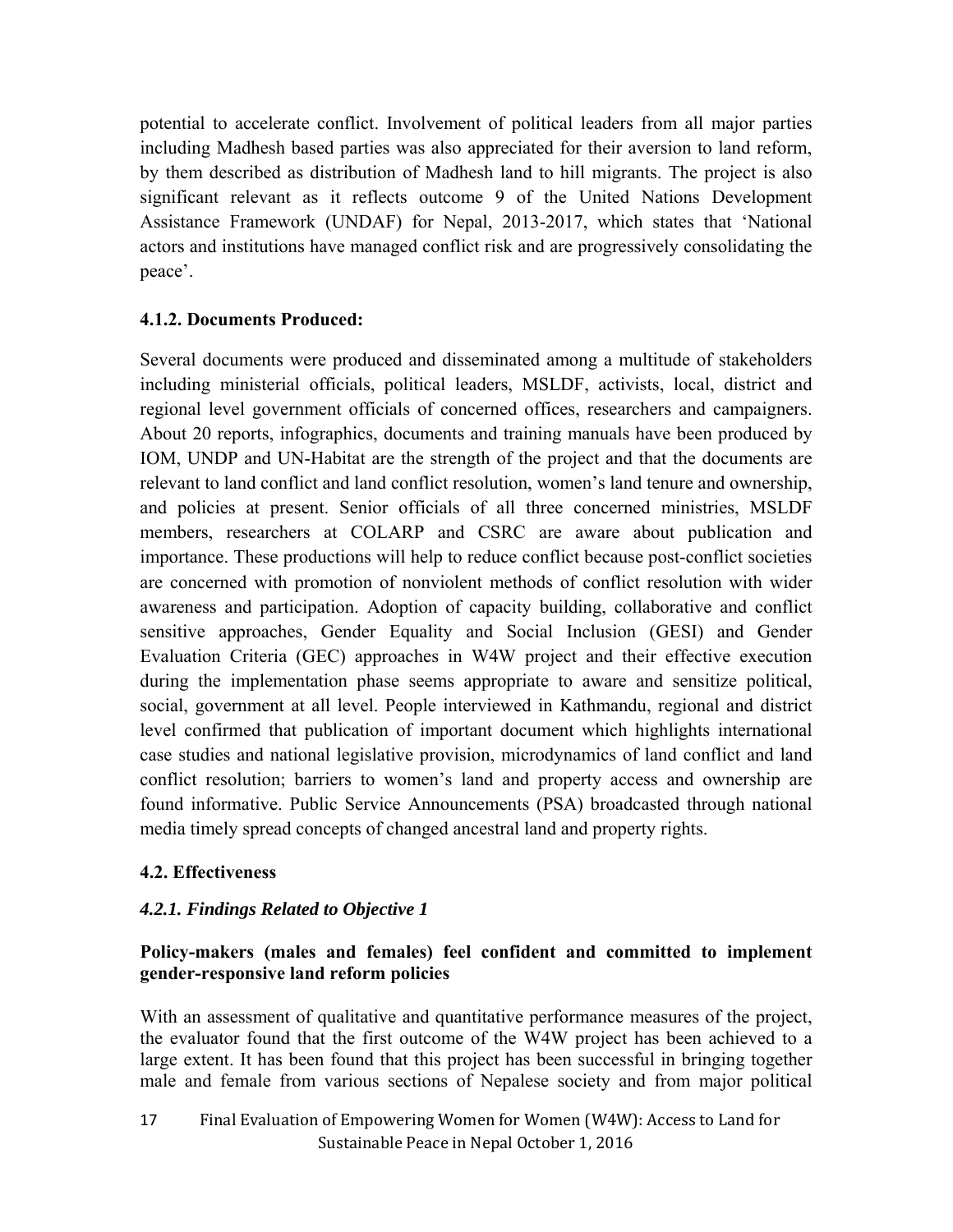potential to accelerate conflict. Involvement of political leaders from all major parties including Madhesh based parties was also appreciated for their aversion to land reform, by them described as distribution of Madhesh land to hill migrants. The project is also significant relevant as it reflects outcome 9 of the United Nations Development Assistance Framework (UNDAF) for Nepal, 2013-2017, which states that 'National actors and institutions have managed conflict risk and are progressively consolidating the peace'.

#### 4.1.2. Documents Produced:

Several documents were produced and disseminated among a multitude of stakeholders including ministerial officials, political leaders, MSLDF, activists, local, district and regional level government officials of concerned offices, researchers and campaigners. About 20 reports, infographics, documents and training manuals have been produced by IOM, UNDP and UN-Habitat are the strength of the project and that the documents are relevant to land conflict and land conflict resolution, women's land tenure and ownership, and policies at present. Senior officials of all three concerned ministries, MSLDF members, researchers at COLARP and CSRC are aware about publication and importance. These productions will help to reduce conflict because post-conflict societies are concerned with promotion of nonviolent methods of conflict resolution with wider awareness and participation. Adoption of capacity building, collaborative and conflict sensitive approaches, Gender Equality and Social Inclusion (GESI) and Gender Evaluation Criteria (GEC) approaches in W4W project and their effective execution during the implementation phase seems appropriate to aware and sensitize political, social, government at all level. People interviewed in Kathmandu, regional and district level confirmed that publication of important document which highlights international case studies and national legislative provision, microdynamics of land conflict and land conflict resolution; barriers to women's land and property access and ownership are found informative. Public Service Announcements (PSA) broadcasted through national media timely spread concepts of changed ancestral land and property rights.

### 4.2. Effectiveness

#### *4.2.1. Findings Related to Objective 1*

**Policy-makers (males and females) feel confident and committed to implement gender-responsive land reform policies**

With an assessment of qualitative and quantitative performance measures of the project, the evaluator found that the first outcome of the W4W project has been achieved to a large extent. It has been found that this project has been successful in bringing together male and female from various sections of Nepalese society and from major political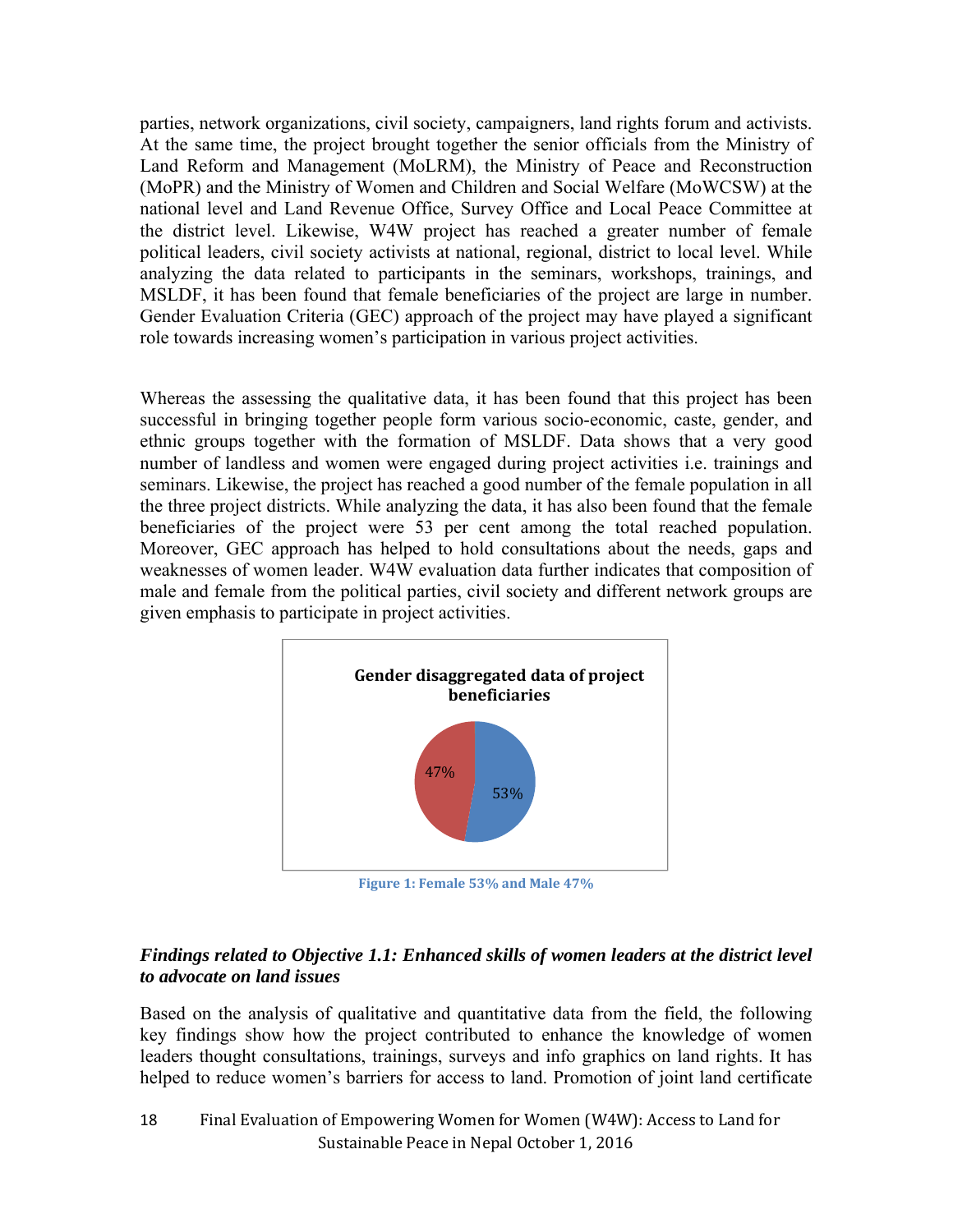parties, network organizations, civil society, campaigners, land rights forum and activists. At the same time, the project brought together the senior officials from the Ministry of Land Reform and Management (MoLRM), the Ministry of Peace and Reconstruction (MoPR) and the Ministry of Women and Children and Social Welfare (MoWCSW) at the national level and Land Revenue Office, Survey Office and Local Peace Committee at the district level. Likewise, W4W project has reached a greater number of female political leaders, civil society activists at national, regional, district to local level. While analyzing the data related to participants in the seminars, workshops, trainings, and MSLDF, it has been found that female beneficiaries of the project are large in number. Gender Evaluation Criteria (GEC) approach of the project may have played a significant role towards increasing women's participation in various project activities.

Whereas the assessing the qualitative data, it has been found that this project has been successful in bringing together people form various socio-economic, caste, gender, and ethnic groups together with the formation of MSLDF. Data shows that a very good number of landless and women were engaged during project activities i.e. trainings and seminars. Likewise, the project has reached a good number of the female population in all the three project districts. While analyzing the data, it has also been found that the female beneficiaries of the project were 53 per cent among the total reached population. Moreover, GEC approach has helped to hold consultations about the needs, gaps and weaknesses of women leader. W4W evaluation data further indicates that composition of male and female from the political parties, civil society and different network groups are given emphasis to participate in project activities.

**Gender disaggregated data of project beneficiaries**

47%

53%

Figure 1: Female 53% and Male 47%

### *Findings related to Objective 1.1: Enhanced skills of women leaders at the district level to advocate on land issues*

Based on the analysis of qualitative and quantitative data from the field, the following key findings show how the project contributed to enhance the knowledge of women leaders thought consultations, trainings, surveys and info graphics on land rights. It has helped to reduce women's barriers for access to land. Promotion of joint land certificate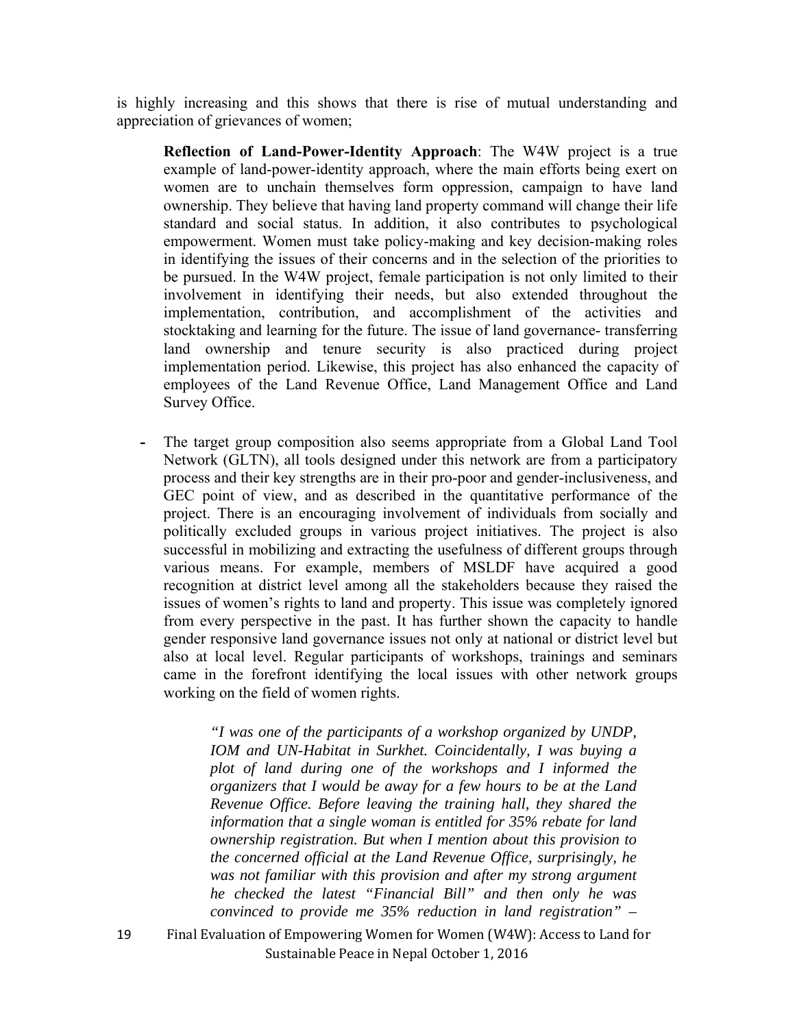is highly increasing and this shows that there is rise of mutual understanding and appreciation of grievances of women;

**Reflection of Land-Power-Identity Approach**: The W4W project is a true example of land-power-identity approach, where the main efforts being exert on women are to unchain themselves form oppression, campaign to have land ownership. They believe that having land property command will change their life standard and social status. In addition, it also contributes to psychological empowerment. Women must take policy-making and key decision-making roles in identifying the issues of their concerns and in the selection of the priorities to be pursued. In the W4W project, female participation is not only limited to their involvement in identifying their needs, but also extended throughout the implementation, contribution, and accomplishment of the activities and stocktaking and learning for the future. The issue of land governance- transferring land ownership and tenure security is also practiced during project implementation period. Likewise, this project has also enhanced the capacity of employees of the Land Revenue Office, Land Management Office and Land Survey Office.

- The target group composition also seems appropriate from a Global Land Tool Network (GLTN), all tools designed under this network are from a participatory process and their key strengths are in their pro-poor and gender-inclusiveness, and GEC point of view, and as described in the quantitative performance of the project. There is an encouraging involvement of individuals from socially and politically excluded groups in various project initiatives. The project is also successful in mobilizing and extracting the usefulness of different groups through various means. For example, members of MSLDF have acquired a good recognition at district level among all the stakeholders because they raised the issues of women's rights to land and property. This issue was completely ignored from every perspective in the past. It has further shown the capacity to handle gender responsive land governance issues not only at national or district level but also at local level. Regular participants of workshops, trainings and seminars came in the forefront identifying the local issues with other network groups working on the field of women rights.

> *"I was one of the participants of a workshop organized by UNDP, IOM and UN-Habitat in Surkhet. Coincidentally, I was buying a plot of land during one of the workshops and I informed the organizers that I would be away for a few hours to be at the Land Revenue Office. Before leaving the training hall, they shared the information that a single woman is entitled for 35% rebate for land ownership registration. But when I mention about this provision to the concerned official at the Land Revenue Office, surprisingly, he was not familiar with this provision and after my strong argument he checked the latest "Financial Bill" and then only he was convinced to provide me 35% reduction in land registration"* –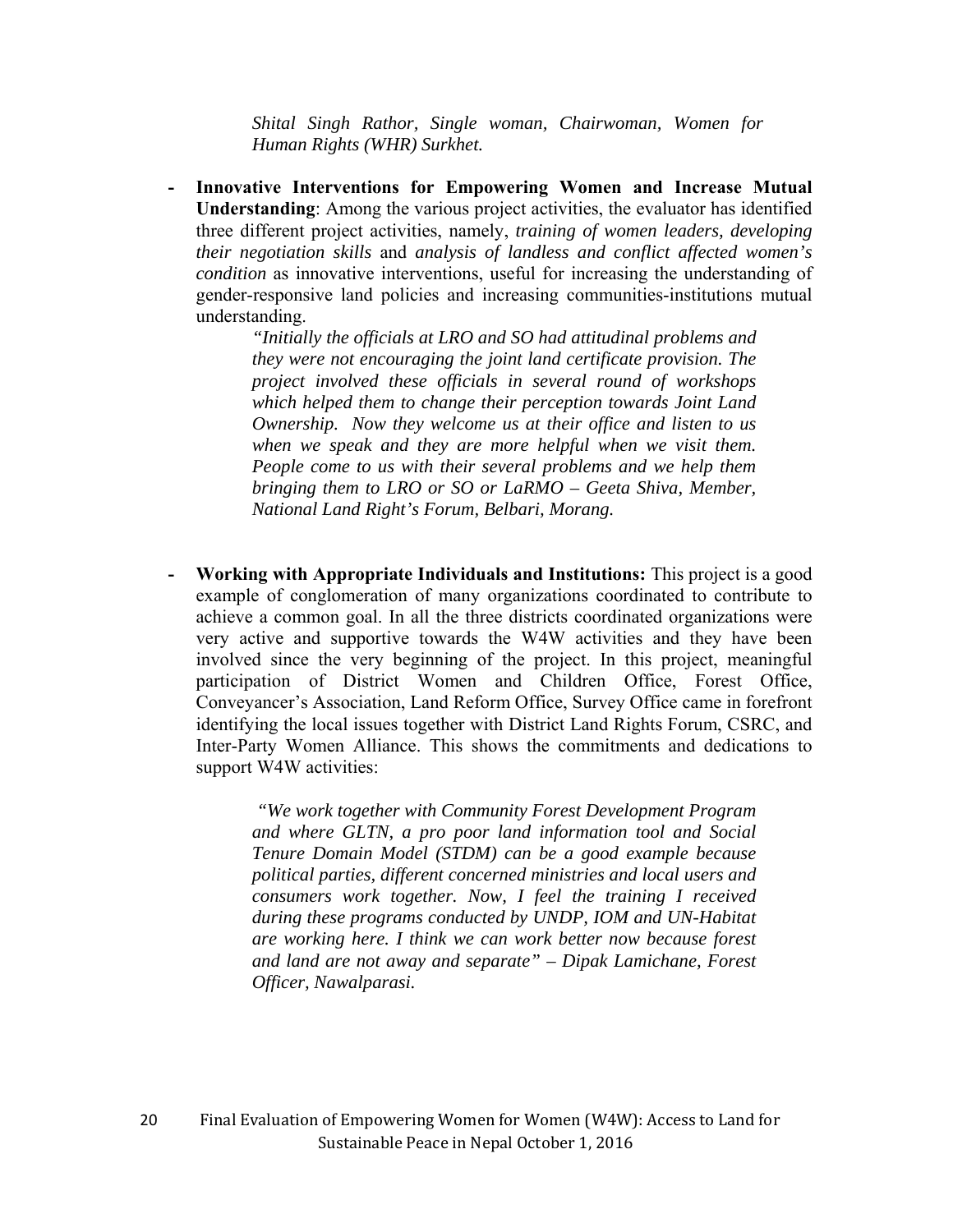*Shital Singh Rathor, Single woman, Chairwoman, Women for Human Rights (WHR) Surkhet.*

- **Innovative Interventions for Empowering Women and Increase Mutual Understanding**: Among the various project activities, the evaluator has identified three different project activities, namely, *training of women leaders, developing their negotiation skills* and *analysis of landless and conflict affected women's condition* as innovative interventions, useful for increasing the understanding of gender-responsive land policies and increasing communities-institutions mutual understanding.

  > *"Initially the officials at LRO and SO had attitudinal problems and they were not encouraging the joint land certificate provision. The project involved these officials in several round of workshops which helped them to change their perception towards Joint Land Ownership. Now they welcome us at their office and listen to us when we speak and they are more helpful when we visit them. People come to us with their several problems and we help them bringing them to LRO or SO or LaRMO – Geeta Shiva, Member, National Land Right's Forum, Belbari, Morang.*

- **Working with Appropriate Individuals and Institutions:** This project is a good example of conglomeration of many organizations coordinated to contribute to achieve a common goal. In all the three districts coordinated organizations were very active and supportive towards the W4W activities and they have been involved since the very beginning of the project. In this project, meaningful participation of District Women and Children Office, Forest Office, Conveyancer's Association, Land Reform Office, Survey Office came in forefront identifying the local issues together with District Land Rights Forum, CSRC, and Inter-Party Women Alliance. This shows the commitments and dedications to support W4W activities:

  > *"We work together with Community Forest Development Program and where GLTN, a pro poor land information tool and Social Tenure Domain Model (STDM) can be a good example because political parties, different concerned ministries and local users and consumers work together. Now, I feel the training I received during these programs conducted by UNDP, IOM and UN-Habitat are working here. I think we can work better now because forest and land are not away and separate" – Dipak Lamichane, Forest Officer, Nawalparasi.*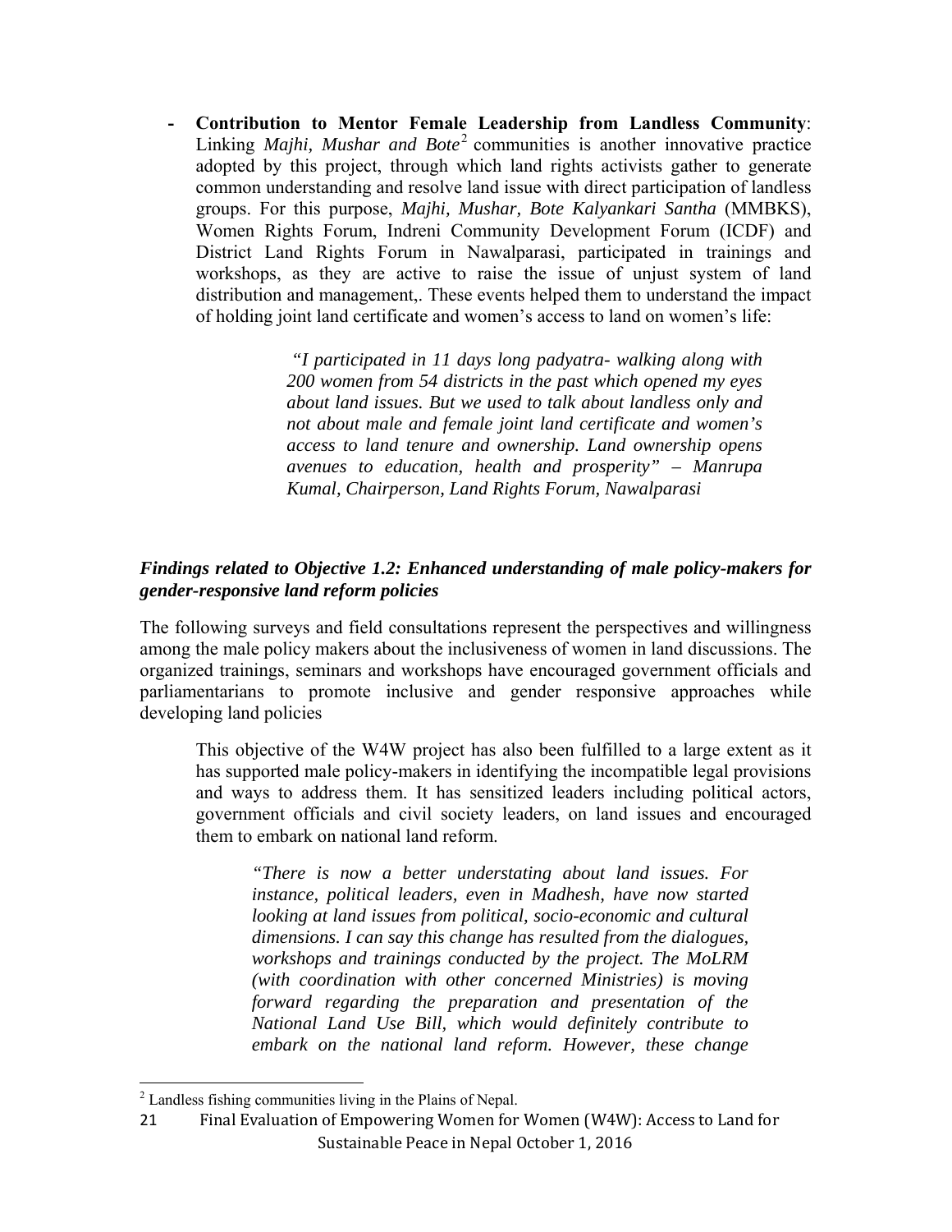- **Contribution to Mentor Female Leadership from Landless Community**: Linking *Majhi, Mushar and Bote*[2] communities is another innovative practice adopted by this project, through which land rights activists gather to generate common understanding and resolve land issue with direct participation of landless groups. For this purpose, *Majhi, Mushar, Bote Kalyankari Santha* (MMBKS), Women Rights Forum, Indreni Community Development Forum (ICDF) and District Land Rights Forum in Nawalparasi, participated in trainings and workshops, as they are active to raise the issue of unjust system of land distribution and management,. These events helped them to understand the impact of holding joint land certificate and women's access to land on women's life:

> *"I participated in 11 days long padyatra- walking along with 200 women from 54 districts in the past which opened my eyes about land issues. But we used to talk about landless only and not about male and female joint land certificate and women's access to land tenure and ownership. Land ownership opens avenues to education, health and prosperity" – Manrupa Kumal, Chairperson, Land Rights Forum, Nawalparasi*

### *Findings related to Objective 1.2: Enhanced understanding of male policy-makers for gender-responsive land reform policies*

The following surveys and field consultations represent the perspectives and willingness among the male policy makers about the inclusiveness of women in land discussions. The organized trainings, seminars and workshops have encouraged government officials and parliamentarians to promote inclusive and gender responsive approaches while developing land policies

This objective of the W4W project has also been fulfilled to a large extent as it has supported male policy-makers in identifying the incompatible legal provisions and ways to address them. It has sensitized leaders including political actors, government officials and civil society leaders, on land issues and encouraged them to embark on national land reform.

> *"There is now a better understating about land issues. For instance, political leaders, even in Madhesh, have now started looking at land issues from political, socio-economic and cultural dimensions. I can say this change has resulted from the dialogues, workshops and trainings conducted by the project. The MoLRM (with coordination with other concerned Ministries) is moving forward regarding the preparation and presentation of the National Land Use Bill, which would definitely contribute to embark on the national land reform. However, these change*

[2] Landless fishing communities living in the Plains of Nepal.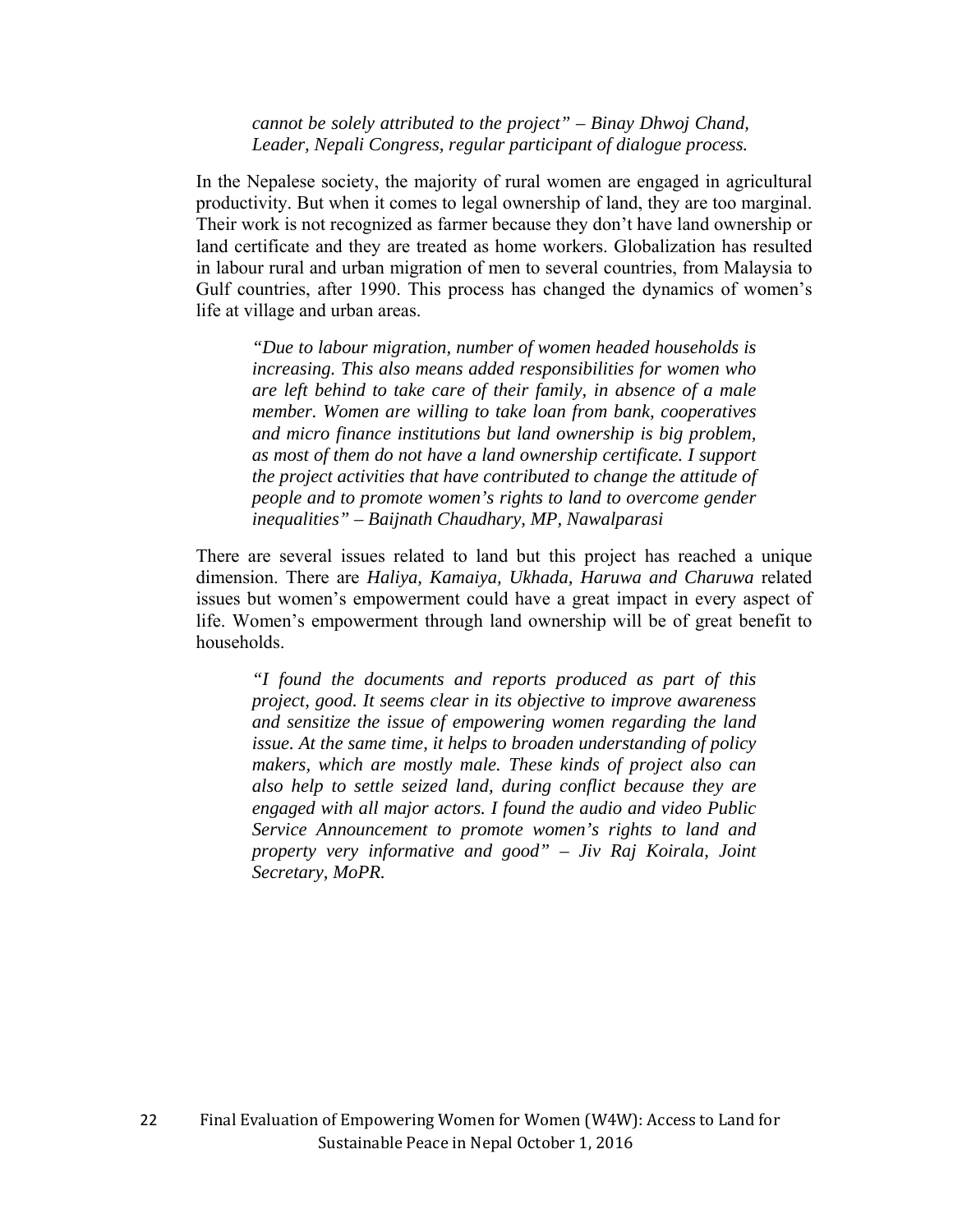*cannot be solely attributed to the project" – Binay Dhwoj Chand, Leader, Nepali Congress, regular participant of dialogue process.*

In the Nepalese society, the majority of rural women are engaged in agricultural productivity. But when it comes to legal ownership of land, they are too marginal. Their work is not recognized as farmer because they don't have land ownership or land certificate and they are treated as home workers. Globalization has resulted in labour rural and urban migration of men to several countries, from Malaysia to Gulf countries, after 1990. This process has changed the dynamics of women's life at village and urban areas.

> *"Due to labour migration, number of women headed households is increasing. This also means added responsibilities for women who are left behind to take care of their family, in absence of a male member. Women are willing to take loan from bank, cooperatives and micro finance institutions but land ownership is big problem, as most of them do not have a land ownership certificate. I support the project activities that have contributed to change the attitude of people and to promote women's rights to land to overcome gender inequalities" – Baijnath Chaudhary, MP, Nawalparasi*

There are several issues related to land but this project has reached a unique dimension. There are *Haliya, Kamaiya, Ukhada, Haruwa and Charuwa* related issues but women's empowerment could have a great impact in every aspect of life. Women's empowerment through land ownership will be of great benefit to households.

> *"I found the documents and reports produced as part of this project, good. It seems clear in its objective to improve awareness and sensitize the issue of empowering women regarding the land issue. At the same time, it helps to broaden understanding of policy makers, which are mostly male. These kinds of project also can also help to settle seized land, during conflict because they are engaged with all major actors. I found the audio and video Public Service Announcement to promote women's rights to land and property very informative and good" – Jiv Raj Koirala, Joint Secretary, MoPR.*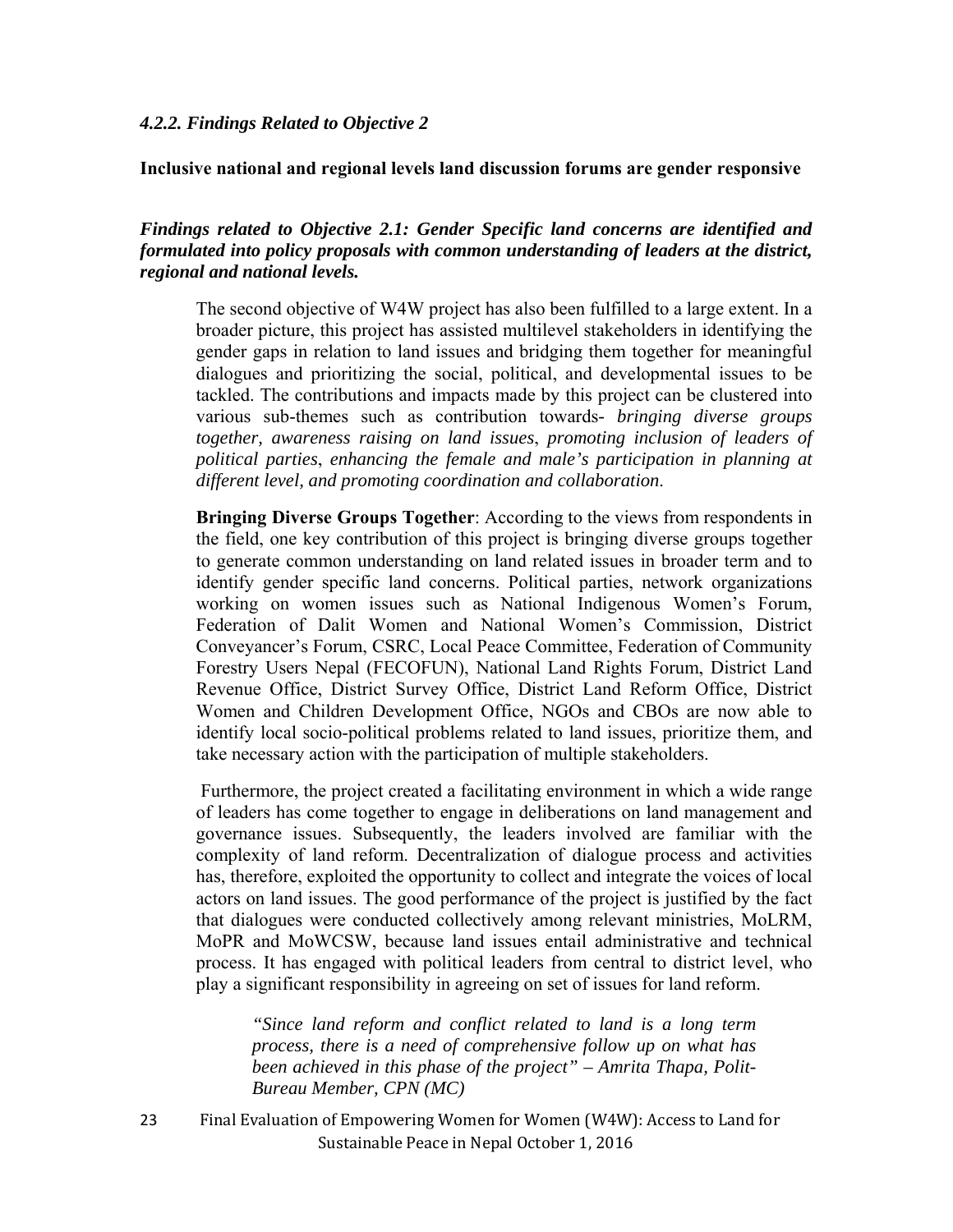### *4.2.2. Findings Related to Objective 2*

**Inclusive national and regional levels land discussion forums are gender responsive**

***Findings related to Objective 2.1: Gender Specific land concerns are identified and formulated into policy proposals with common understanding of leaders at the district, regional and national levels.***

The second objective of W4W project has also been fulfilled to a large extent. In a broader picture, this project has assisted multilevel stakeholders in identifying the gender gaps in relation to land issues and bridging them together for meaningful dialogues and prioritizing the social, political, and developmental issues to be tackled. The contributions and impacts made by this project can be clustered into various sub-themes such as contribution towards- *bringing diverse groups together, awareness raising on land issues*, *promoting inclusion of leaders of political parties*, *enhancing the female and male's participation in planning at different level, and promoting coordination and collaboration*.

**Bringing Diverse Groups Together**: According to the views from respondents in the field, one key contribution of this project is bringing diverse groups together to generate common understanding on land related issues in broader term and to identify gender specific land concerns. Political parties, network organizations working on women issues such as National Indigenous Women's Forum, Federation of Dalit Women and National Women's Commission, District Conveyancer's Forum, CSRC, Local Peace Committee, Federation of Community Forestry Users Nepal (FECOFUN), National Land Rights Forum, District Land Revenue Office, District Survey Office, District Land Reform Office, District Women and Children Development Office, NGOs and CBOs are now able to identify local socio-political problems related to land issues, prioritize them, and take necessary action with the participation of multiple stakeholders.

Furthermore, the project created a facilitating environment in which a wide range of leaders has come together to engage in deliberations on land management and governance issues. Subsequently, the leaders involved are familiar with the complexity of land reform. Decentralization of dialogue process and activities has, therefore, exploited the opportunity to collect and integrate the voices of local actors on land issues. The good performance of the project is justified by the fact that dialogues were conducted collectively among relevant ministries, MoLRM, MoPR and MoWCSW, because land issues entail administrative and technical process. It has engaged with political leaders from central to district level, who play a significant responsibility in agreeing on set of issues for land reform.

> *"Since land reform and conflict related to land is a long term process, there is a need of comprehensive follow up on what has been achieved in this phase of the project" – Amrita Thapa, Polit-Bureau Member, CPN (MC)*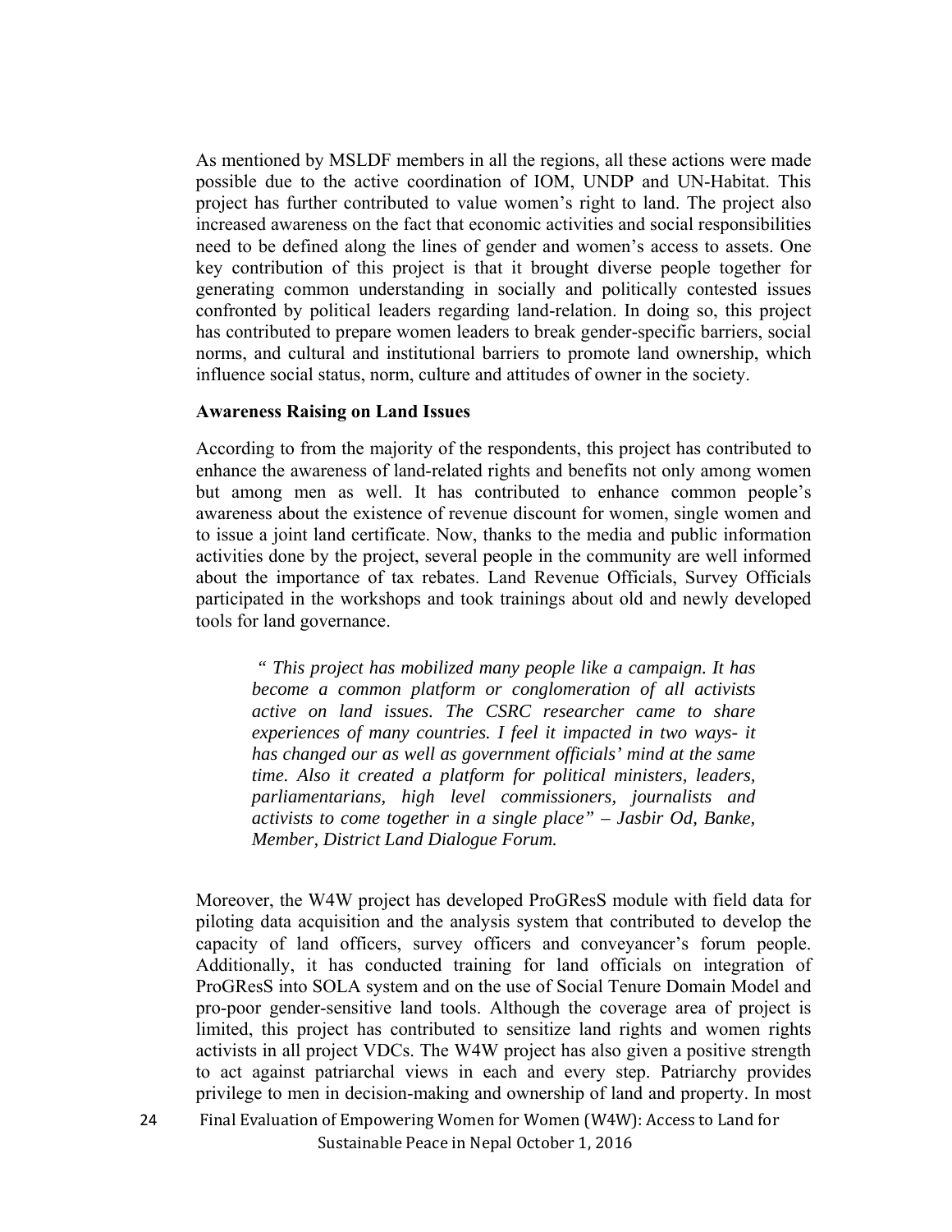As mentioned by MSLDF members in all the regions, all these actions were made possible due to the active coordination of IOM, UNDP and UN-Habitat. This project has further contributed to value women's right to land. The project also increased awareness on the fact that economic activities and social responsibilities need to be defined along the lines of gender and women's access to assets. One key contribution of this project is that it brought diverse people together for generating common understanding in socially and politically contested issues confronted by political leaders regarding land-relation. In doing so, this project has contributed to prepare women leaders to break gender-specific barriers, social norms, and cultural and institutional barriers to promote land ownership, which influence social status, norm, culture and attitudes of owner in the society.

**Awareness Raising on Land Issues**

According to from the majority of the respondents, this project has contributed to enhance the awareness of land-related rights and benefits not only among women but among men as well. It has contributed to enhance common people's awareness about the existence of revenue discount for women, single women and to issue a joint land certificate. Now, thanks to the media and public information activities done by the project, several people in the community are well informed about the importance of tax rebates. Land Revenue Officials, Survey Officials participated in the workshops and took trainings about old and newly developed tools for land governance.

> *" This project has mobilized many people like a campaign. It has become a common platform or conglomeration of all activists active on land issues. The CSRC researcher came to share experiences of many countries. I feel it impacted in two ways- it has changed our as well as government officials' mind at the same time. Also it created a platform for political ministers, leaders, parliamentarians, high level commissioners, journalists and activists to come together in a single place" – Jasbir Od, Banke, Member, District Land Dialogue Forum.*

Moreover, the W4W project has developed ProGResS module with field data for piloting data acquisition and the analysis system that contributed to develop the capacity of land officers, survey officers and conveyancer's forum people. Additionally, it has conducted training for land officials on integration of ProGResS into SOLA system and on the use of Social Tenure Domain Model and pro-poor gender-sensitive land tools. Although the coverage area of project is limited, this project has contributed to sensitize land rights and women rights activists in all project VDCs. The W4W project has also given a positive strength to act against patriarchal views in each and every step. Patriarchy provides privilege to men in decision-making and ownership of land and property. In most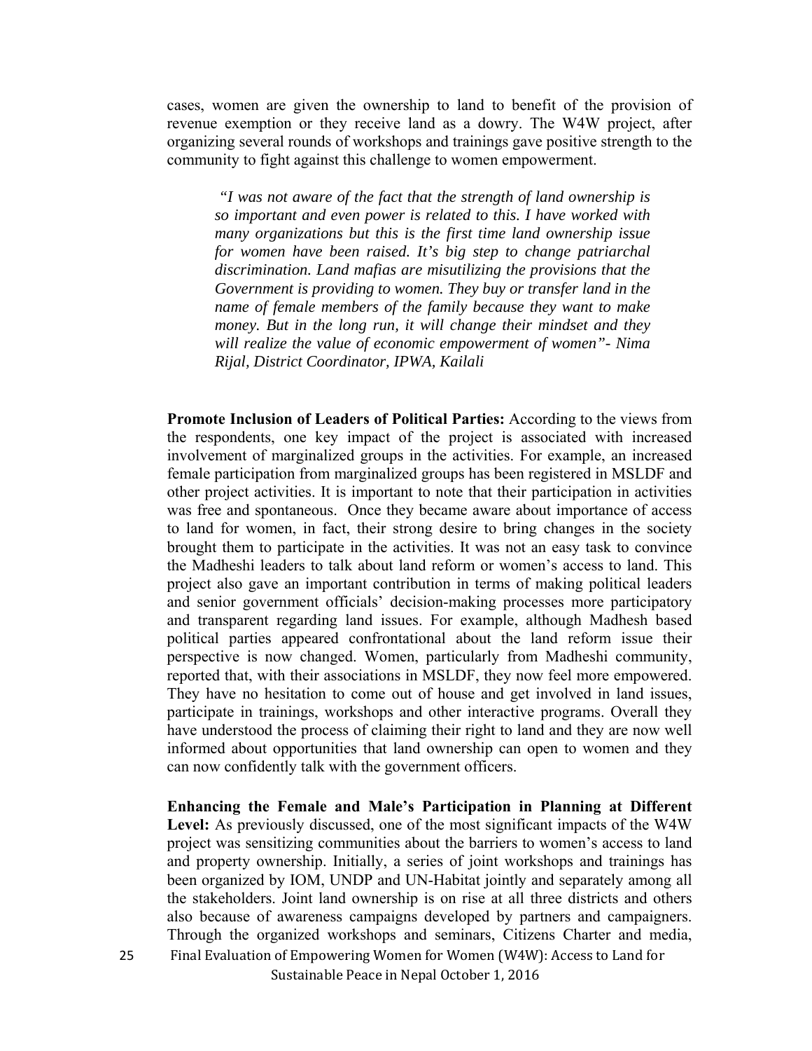cases, women are given the ownership to land to benefit of the provision of revenue exemption or they receive land as a dowry. The W4W project, after organizing several rounds of workshops and trainings gave positive strength to the community to fight against this challenge to women empowerment.

> *"I was not aware of the fact that the strength of land ownership is so important and even power is related to this. I have worked with many organizations but this is the first time land ownership issue for women have been raised. It's big step to change patriarchal discrimination. Land mafias are misutilizing the provisions that the Government is providing to women. They buy or transfer land in the name of female members of the family because they want to make money. But in the long run, it will change their mindset and they will realize the value of economic empowerment of women"- Nima Rijal, District Coordinator, IPWA, Kailali*

**Promote Inclusion of Leaders of Political Parties:** According to the views from the respondents, one key impact of the project is associated with increased involvement of marginalized groups in the activities. For example, an increased female participation from marginalized groups has been registered in MSLDF and other project activities. It is important to note that their participation in activities was free and spontaneous. Once they became aware about importance of access to land for women, in fact, their strong desire to bring changes in the society brought them to participate in the activities. It was not an easy task to convince the Madheshi leaders to talk about land reform or women's access to land. This project also gave an important contribution in terms of making political leaders and senior government officials' decision-making processes more participatory and transparent regarding land issues. For example, although Madhesh based political parties appeared confrontational about the land reform issue their perspective is now changed. Women, particularly from Madheshi community, reported that, with their associations in MSLDF, they now feel more empowered. They have no hesitation to come out of house and get involved in land issues, participate in trainings, workshops and other interactive programs. Overall they have understood the process of claiming their right to land and they are now well informed about opportunities that land ownership can open to women and they can now confidently talk with the government officers.

**Enhancing the Female and Male's Participation in Planning at Different Level:** As previously discussed, one of the most significant impacts of the W4W project was sensitizing communities about the barriers to women's access to land and property ownership. Initially, a series of joint workshops and trainings has been organized by IOM, UNDP and UN-Habitat jointly and separately among all the stakeholders. Joint land ownership is on rise at all three districts and others also because of awareness campaigns developed by partners and campaigners. Through the organized workshops and seminars, Citizens Charter and media,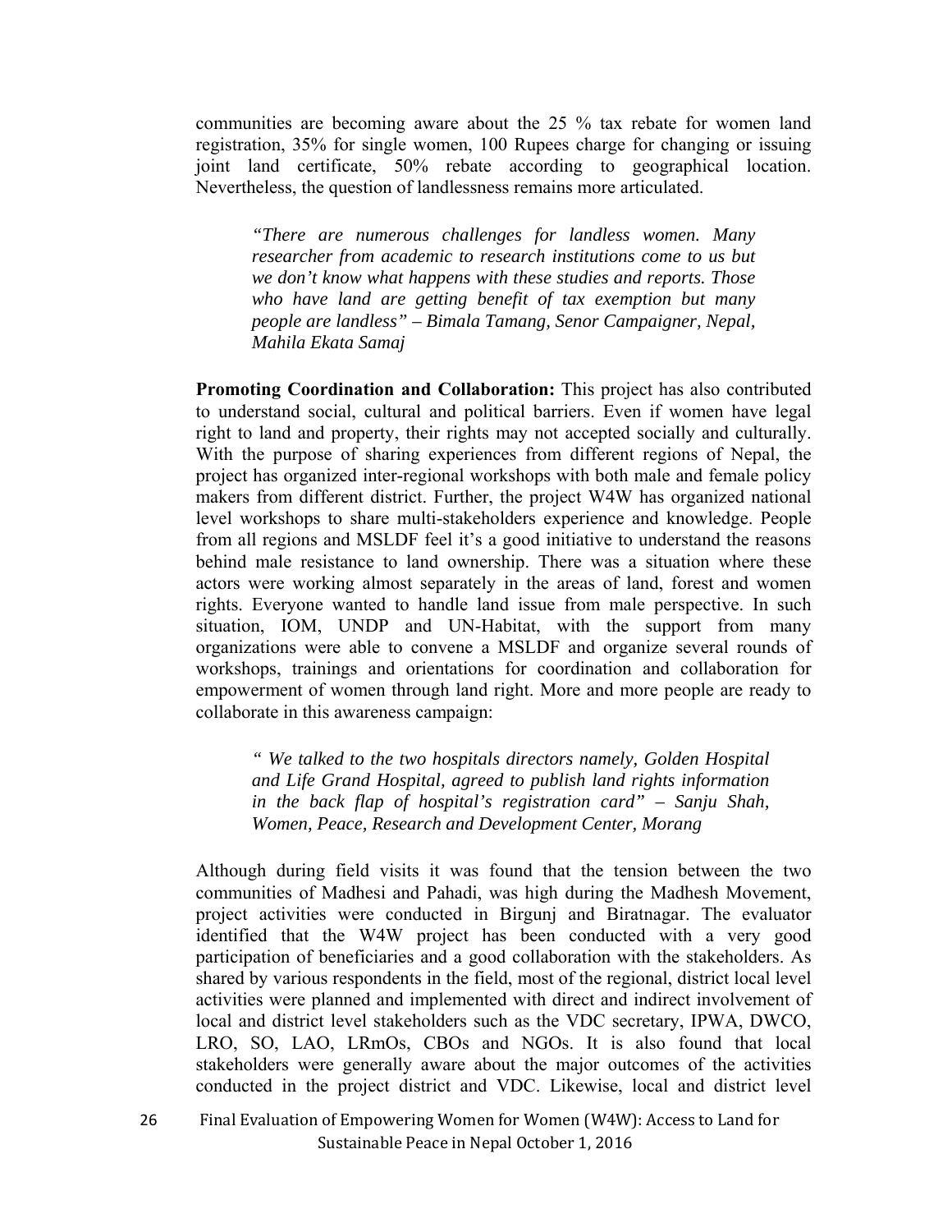communities are becoming aware about the 25 % tax rebate for women land registration, 35% for single women, 100 Rupees charge for changing or issuing joint land certificate, 50% rebate according to geographical location. Nevertheless, the question of landlessness remains more articulated.

> *"There are numerous challenges for landless women. Many researcher from academic to research institutions come to us but we don't know what happens with these studies and reports. Those who have land are getting benefit of tax exemption but many people are landless" – Bimala Tamang, Senor Campaigner, Nepal, Mahila Ekata Samaj*

**Promoting Coordination and Collaboration:** This project has also contributed to understand social, cultural and political barriers. Even if women have legal right to land and property, their rights may not accepted socially and culturally. With the purpose of sharing experiences from different regions of Nepal, the project has organized inter-regional workshops with both male and female policy makers from different district. Further, the project W4W has organized national level workshops to share multi-stakeholders experience and knowledge. People from all regions and MSLDF feel it's a good initiative to understand the reasons behind male resistance to land ownership. There was a situation where these actors were working almost separately in the areas of land, forest and women rights. Everyone wanted to handle land issue from male perspective. In such situation, IOM, UNDP and UN-Habitat, with the support from many organizations were able to convene a MSLDF and organize several rounds of workshops, trainings and orientations for coordination and collaboration for empowerment of women through land right. More and more people are ready to collaborate in this awareness campaign:

> *" We talked to the two hospitals directors namely, Golden Hospital and Life Grand Hospital, agreed to publish land rights information in the back flap of hospital's registration card" – Sanju Shah, Women, Peace, Research and Development Center, Morang*

Although during field visits it was found that the tension between the two communities of Madhesi and Pahadi, was high during the Madhesh Movement, project activities were conducted in Birgunj and Biratnagar. The evaluator identified that the W4W project has been conducted with a very good participation of beneficiaries and a good collaboration with the stakeholders. As shared by various respondents in the field, most of the regional, district local level activities were planned and implemented with direct and indirect involvement of local and district level stakeholders such as the VDC secretary, IPWA, DWCO, LRO, SO, LAO, LRmOs, CBOs and NGOs. It is also found that local stakeholders were generally aware about the major outcomes of the activities conducted in the project district and VDC. Likewise, local and district level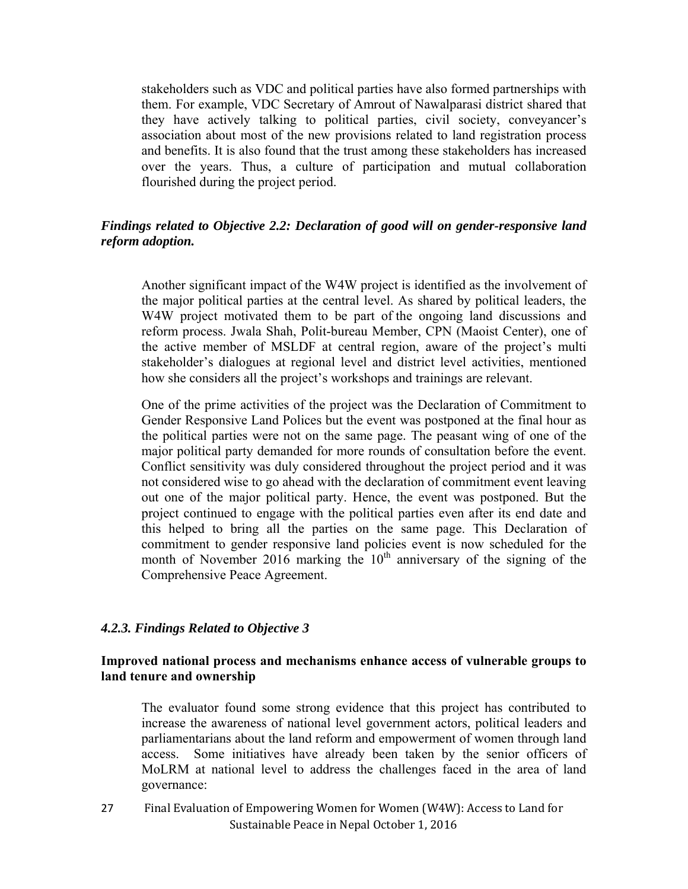stakeholders such as VDC and political parties have also formed partnerships with them. For example, VDC Secretary of Amrout of Nawalparasi district shared that they have actively talking to political parties, civil society, conveyancer's association about most of the new provisions related to land registration process and benefits. It is also found that the trust among these stakeholders has increased over the years. Thus, a culture of participation and mutual collaboration flourished during the project period.

***Findings related to Objective 2.2: Declaration of good will on gender-responsive land reform adoption.***

Another significant impact of the W4W project is identified as the involvement of the major political parties at the central level. As shared by political leaders, the W4W project motivated them to be part of the ongoing land discussions and reform process. Jwala Shah, Polit-bureau Member, CPN (Maoist Center), one of the active member of MSLDF at central region, aware of the project's multi stakeholder's dialogues at regional level and district level activities, mentioned how she considers all the project's workshops and trainings are relevant.

One of the prime activities of the project was the Declaration of Commitment to Gender Responsive Land Polices but the event was postponed at the final hour as the political parties were not on the same page. The peasant wing of one of the major political party demanded for more rounds of consultation before the event. Conflict sensitivity was duly considered throughout the project period and it was not considered wise to go ahead with the declaration of commitment event leaving out one of the major political party. Hence, the event was postponed. But the project continued to engage with the political parties even after its end date and this helped to bring all the parties on the same page. This Declaration of commitment to gender responsive land policies event is now scheduled for the month of November 2016 marking the 10th anniversary of the signing of the Comprehensive Peace Agreement.

### *4.2.3. Findings Related to Objective 3*

**Improved national process and mechanisms enhance access of vulnerable groups to land tenure and ownership**

The evaluator found some strong evidence that this project has contributed to increase the awareness of national level government actors, political leaders and parliamentarians about the land reform and empowerment of women through land access. Some initiatives have already been taken by the senior officers of MoLRM at national level to address the challenges faced in the area of land governance: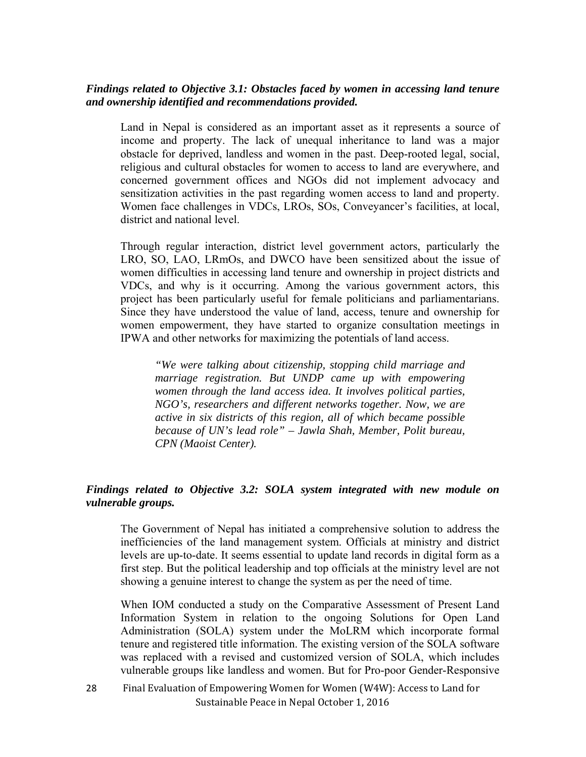***Findings related to Objective 3.1: Obstacles faced by women in accessing land tenure and ownership identified and recommendations provided.***

Land in Nepal is considered as an important asset as it represents a source of income and property. The lack of unequal inheritance to land was a major obstacle for deprived, landless and women in the past. Deep-rooted legal, social, religious and cultural obstacles for women to access to land are everywhere, and concerned government offices and NGOs did not implement advocacy and sensitization activities in the past regarding women access to land and property. Women face challenges in VDCs, LROs, SOs, Conveyancer's facilities, at local, district and national level.

Through regular interaction, district level government actors, particularly the LRO, SO, LAO, LRmOs, and DWCO have been sensitized about the issue of women difficulties in accessing land tenure and ownership in project districts and VDCs, and why is it occurring. Among the various government actors, this project has been particularly useful for female politicians and parliamentarians. Since they have understood the value of land, access, tenure and ownership for women empowerment, they have started to organize consultation meetings in IPWA and other networks for maximizing the potentials of land access.

> *"We were talking about citizenship, stopping child marriage and marriage registration. But UNDP came up with empowering women through the land access idea. It involves political parties, NGO's, researchers and different networks together. Now, we are active in six districts of this region, all of which became possible because of UN's lead role" – Jawla Shah, Member, Polit bureau, CPN (Maoist Center).*

***Findings related to Objective 3.2: SOLA system integrated with new module on vulnerable groups.***

The Government of Nepal has initiated a comprehensive solution to address the inefficiencies of the land management system. Officials at ministry and district levels are up-to-date. It seems essential to update land records in digital form as a first step. But the political leadership and top officials at the ministry level are not showing a genuine interest to change the system as per the need of time.

When IOM conducted a study on the Comparative Assessment of Present Land Information System in relation to the ongoing Solutions for Open Land Administration (SOLA) system under the MoLRM which incorporate formal tenure and registered title information. The existing version of the SOLA software was replaced with a revised and customized version of SOLA, which includes vulnerable groups like landless and women. But for Pro-poor Gender-Responsive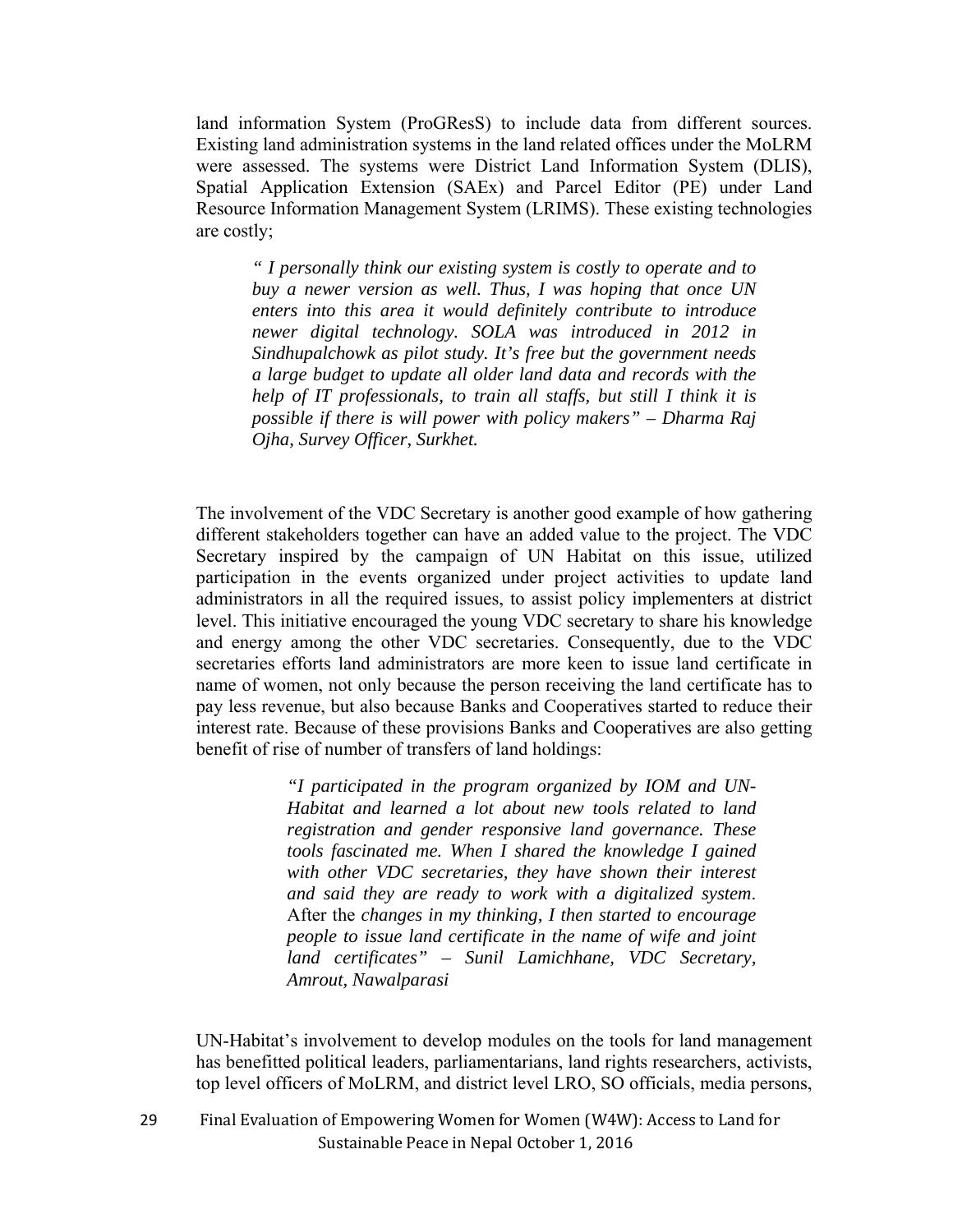land information System (ProGResS) to include data from different sources. Existing land administration systems in the land related offices under the MoLRM were assessed. The systems were District Land Information System (DLIS), Spatial Application Extension (SAEx) and Parcel Editor (PE) under Land Resource Information Management System (LRIMS). These existing technologies are costly;

> *" I personally think our existing system is costly to operate and to buy a newer version as well. Thus, I was hoping that once UN enters into this area it would definitely contribute to introduce newer digital technology. SOLA was introduced in 2012 in Sindhupalchowk as pilot study. It's free but the government needs a large budget to update all older land data and records with the help of IT professionals, to train all staffs, but still I think it is possible if there is will power with policy makers" – Dharma Raj Ojha, Survey Officer, Surkhet.*

The involvement of the VDC Secretary is another good example of how gathering different stakeholders together can have an added value to the project. The VDC Secretary inspired by the campaign of UN Habitat on this issue, utilized participation in the events organized under project activities to update land administrators in all the required issues, to assist policy implementers at district level. This initiative encouraged the young VDC secretary to share his knowledge and energy among the other VDC secretaries. Consequently, due to the VDC secretaries efforts land administrators are more keen to issue land certificate in name of women, not only because the person receiving the land certificate has to pay less revenue, but also because Banks and Cooperatives started to reduce their interest rate. Because of these provisions Banks and Cooperatives are also getting benefit of rise of number of transfers of land holdings:

> *"I participated in the program organized by IOM and UN-Habitat and learned a lot about new tools related to land registration and gender responsive land governance. These tools fascinated me. When I shared the knowledge I gained with other VDC secretaries, they have shown their interest and said they are ready to work with a digitalized system.* After the *changes in my thinking, I then started to encourage people to issue land certificate in the name of wife and joint land certificates" – Sunil Lamichhane, VDC Secretary, Amrout, Nawalparasi*

UN-Habitat's involvement to develop modules on the tools for land management has benefitted political leaders, parliamentarians, land rights researchers, activists, top level officers of MoLRM, and district level LRO, SO officials, media persons,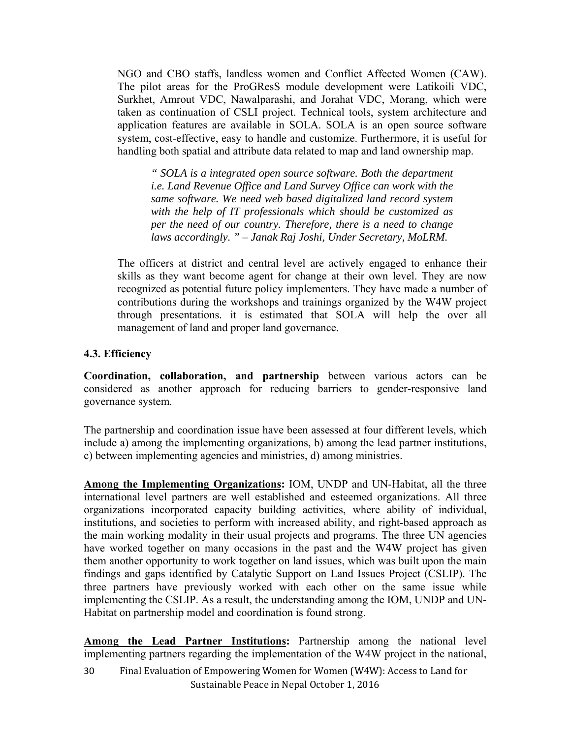NGO and CBO staffs, landless women and Conflict Affected Women (CAW). The pilot areas for the ProGResS module development were Latikoili VDC, Surkhet, Amrout VDC, Nawalparashi, and Jorahat VDC, Morang, which were taken as continuation of CSLI project. Technical tools, system architecture and application features are available in SOLA. SOLA is an open source software system, cost-effective, easy to handle and customize. Furthermore, it is useful for handling both spatial and attribute data related to map and land ownership map.

> *" SOLA is a integrated open source software. Both the department i.e. Land Revenue Office and Land Survey Office can work with the same software. We need web based digitalized land record system with the help of IT professionals which should be customized as per the need of our country. Therefore, there is a need to change laws accordingly. " – Janak Raj Joshi, Under Secretary, MoLRM.*

The officers at district and central level are actively engaged to enhance their skills as they want become agent for change at their own level. They are now recognized as potential future policy implementers. They have made a number of contributions during the workshops and trainings organized by the W4W project through presentations. it is estimated that SOLA will help the over all management of land and proper land governance.

### 4.3. Efficiency

**Coordination, collaboration, and partnership** between various actors can be considered as another approach for reducing barriers to gender-responsive land governance system.

The partnership and coordination issue have been assessed at four different levels, which include a) among the implementing organizations, b) among the lead partner institutions, c) between implementing agencies and ministries, d) among ministries.

**Among the Implementing Organizations:** IOM, UNDP and UN-Habitat, all the three international level partners are well established and esteemed organizations. All three organizations incorporated capacity building activities, where ability of individual, institutions, and societies to perform with increased ability, and right-based approach as the main working modality in their usual projects and programs. The three UN agencies have worked together on many occasions in the past and the W4W project has given them another opportunity to work together on land issues, which was built upon the main findings and gaps identified by Catalytic Support on Land Issues Project (CSLIP). The three partners have previously worked with each other on the same issue while implementing the CSLIP. As a result, the understanding among the IOM, UNDP and UN-Habitat on partnership model and coordination is found strong.

**Among the Lead Partner Institutions:** Partnership among the national level implementing partners regarding the implementation of the W4W project in the national,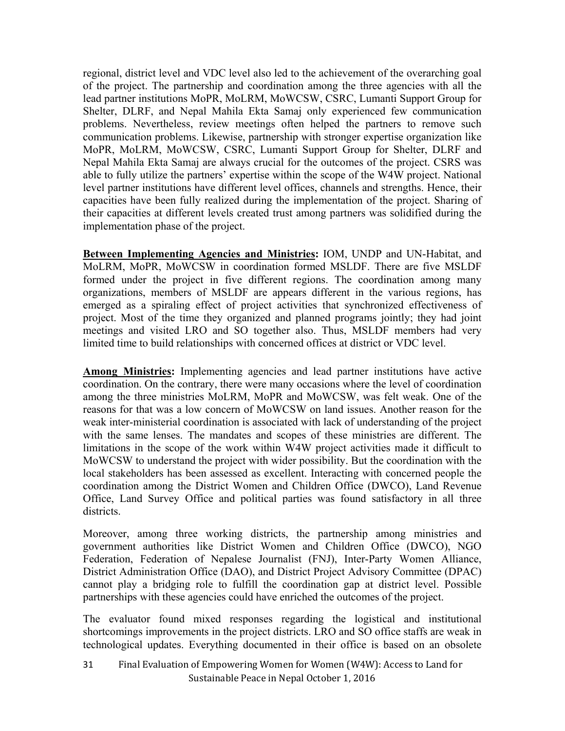regional, district level and VDC level also led to the achievement of the overarching goal of the project. The partnership and coordination among the three agencies with all the lead partner institutions MoPR, MoLRM, MoWCSW, CSRC, Lumanti Support Group for Shelter, DLRF, and Nepal Mahila Ekta Samaj only experienced few communication problems. Nevertheless, review meetings often helped the partners to remove such communication problems. Likewise, partnership with stronger expertise organization like MoPR, MoLRM, MoWCSW, CSRC, Lumanti Support Group for Shelter, DLRF and Nepal Mahila Ekta Samaj are always crucial for the outcomes of the project. CSRS was able to fully utilize the partners' expertise within the scope of the W4W project. National level partner institutions have different level offices, channels and strengths. Hence, their capacities have been fully realized during the implementation of the project. Sharing of their capacities at different levels created trust among partners was solidified during the implementation phase of the project.

**Between Implementing Agencies and Ministries:** IOM, UNDP and UN-Habitat, and MoLRM, MoPR, MoWCSW in coordination formed MSLDF. There are five MSLDF formed under the project in five different regions. The coordination among many organizations, members of MSLDF are appears different in the various regions, has emerged as a spiraling effect of project activities that synchronized effectiveness of project. Most of the time they organized and planned programs jointly; they had joint meetings and visited LRO and SO together also. Thus, MSLDF members had very limited time to build relationships with concerned offices at district or VDC level.

**Among Ministries:** Implementing agencies and lead partner institutions have active coordination. On the contrary, there were many occasions where the level of coordination among the three ministries MoLRM, MoPR and MoWCSW, was felt weak. One of the reasons for that was a low concern of MoWCSW on land issues. Another reason for the weak inter-ministerial coordination is associated with lack of understanding of the project with the same lenses. The mandates and scopes of these ministries are different. The limitations in the scope of the work within W4W project activities made it difficult to MoWCSW to understand the project with wider possibility. But the coordination with the local stakeholders has been assessed as excellent. Interacting with concerned people the coordination among the District Women and Children Office (DWCO), Land Revenue Office, Land Survey Office and political parties was found satisfactory in all three districts.

Moreover, among three working districts, the partnership among ministries and government authorities like District Women and Children Office (DWCO), NGO Federation, Federation of Nepalese Journalist (FNJ), Inter-Party Women Alliance, District Administration Office (DAO), and District Project Advisory Committee (DPAC) cannot play a bridging role to fulfill the coordination gap at district level. Possible partnerships with these agencies could have enriched the outcomes of the project.

The evaluator found mixed responses regarding the logistical and institutional shortcomings improvements in the project districts. LRO and SO office staffs are weak in technological updates. Everything documented in their office is based on an obsolete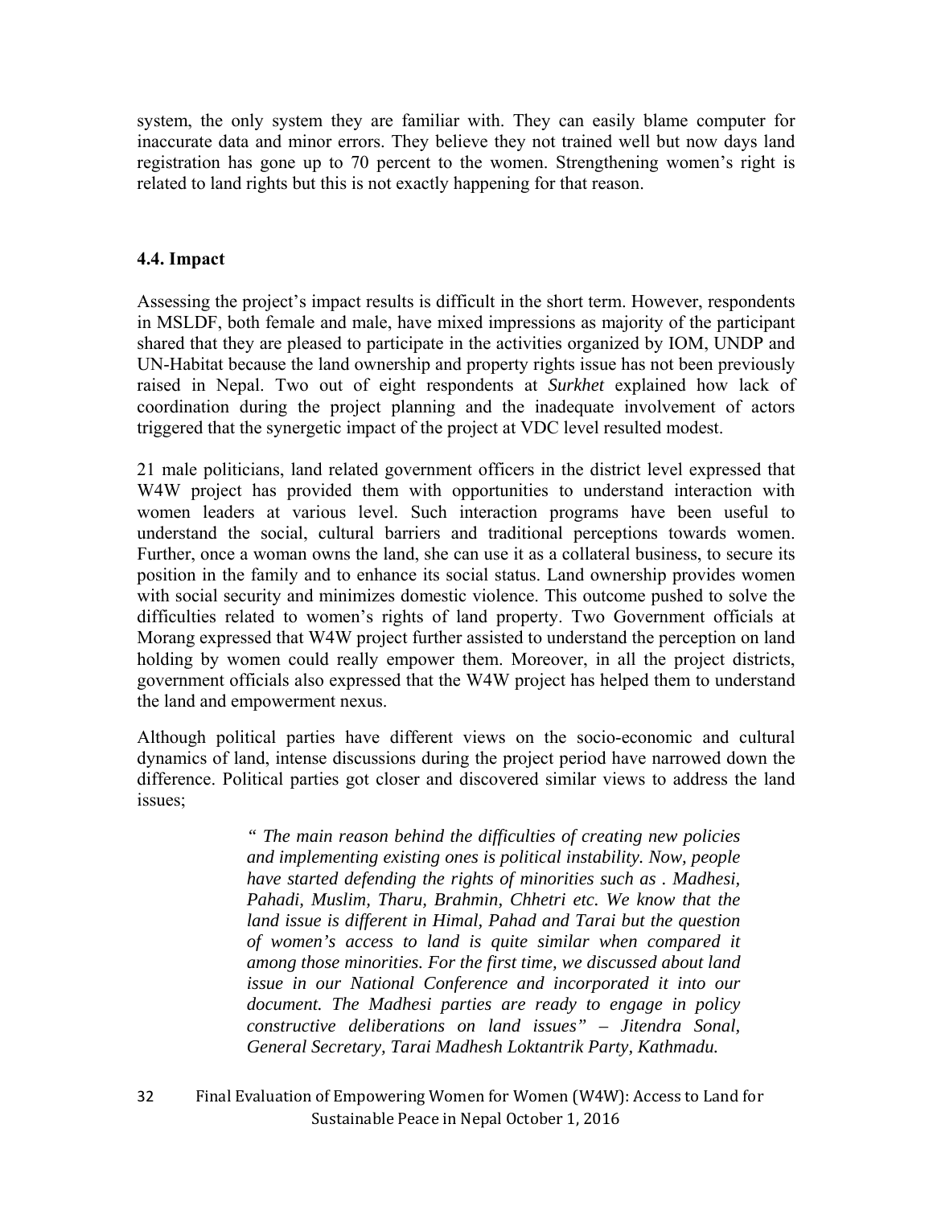system, the only system they are familiar with. They can easily blame computer for inaccurate data and minor errors. They believe they not trained well but now days land registration has gone up to 70 percent to the women. Strengthening women's right is related to land rights but this is not exactly happening for that reason.

## 4.4. Impact

Assessing the project's impact results is difficult in the short term. However, respondents in MSLDF, both female and male, have mixed impressions as majority of the participant shared that they are pleased to participate in the activities organized by IOM, UNDP and UN-Habitat because the land ownership and property rights issue has not been previously raised in Nepal. Two out of eight respondents at *Surkhet* explained how lack of coordination during the project planning and the inadequate involvement of actors triggered that the synergetic impact of the project at VDC level resulted modest.

21 male politicians, land related government officers in the district level expressed that W4W project has provided them with opportunities to understand interaction with women leaders at various level. Such interaction programs have been useful to understand the social, cultural barriers and traditional perceptions towards women. Further, once a woman owns the land, she can use it as a collateral business, to secure its position in the family and to enhance its social status. Land ownership provides women with social security and minimizes domestic violence. This outcome pushed to solve the difficulties related to women's rights of land property. Two Government officials at Morang expressed that W4W project further assisted to understand the perception on land holding by women could really empower them. Moreover, in all the project districts, government officials also expressed that the W4W project has helped them to understand the land and empowerment nexus.

Although political parties have different views on the socio-economic and cultural dynamics of land, intense discussions during the project period have narrowed down the difference. Political parties got closer and discovered similar views to address the land issues;

> *" The main reason behind the difficulties of creating new policies and implementing existing ones is political instability. Now, people have started defending the rights of minorities such as . Madhesi, Pahadi, Muslim, Tharu, Brahmin, Chhetri etc. We know that the land issue is different in Himal, Pahad and Tarai but the question of women's access to land is quite similar when compared it among those minorities. For the first time, we discussed about land issue in our National Conference and incorporated it into our document. The Madhesi parties are ready to engage in policy constructive deliberations on land issues" – Jitendra Sonal, General Secretary, Tarai Madhesh Loktantrik Party, Kathmadu.*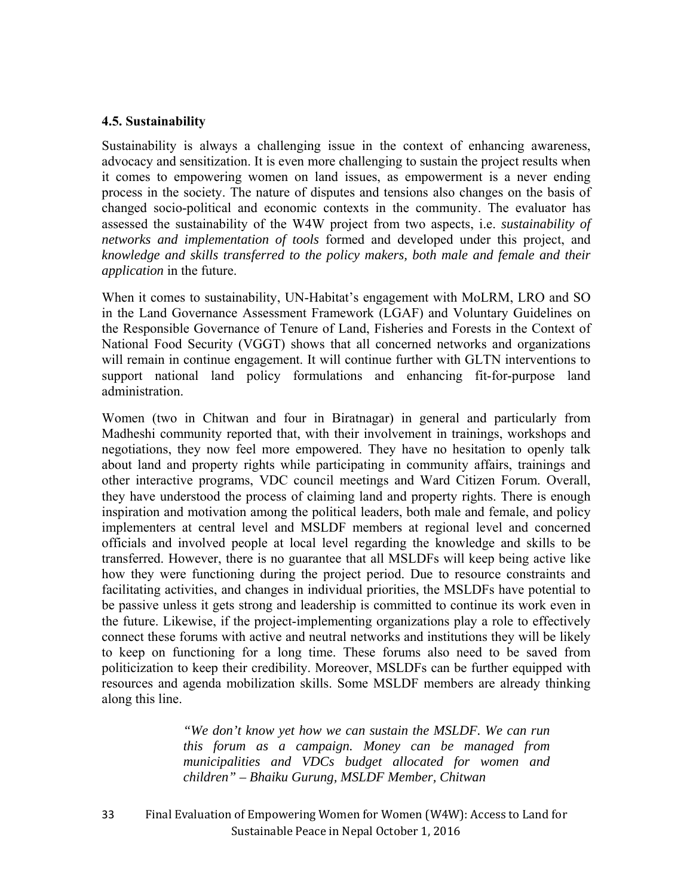### 4.5. Sustainability

Sustainability is always a challenging issue in the context of enhancing awareness, advocacy and sensitization. It is even more challenging to sustain the project results when it comes to empowering women on land issues, as empowerment is a never ending process in the society. The nature of disputes and tensions also changes on the basis of changed socio-political and economic contexts in the community. The evaluator has assessed the sustainability of the W4W project from two aspects, i.e. *sustainability of networks and implementation of tools* formed and developed under this project, and *knowledge and skills transferred to the policy makers, both male and female and their application* in the future.

When it comes to sustainability, UN-Habitat's engagement with MoLRM, LRO and SO in the Land Governance Assessment Framework (LGAF) and Voluntary Guidelines on the Responsible Governance of Tenure of Land, Fisheries and Forests in the Context of National Food Security (VGGT) shows that all concerned networks and organizations will remain in continue engagement. It will continue further with GLTN interventions to support national land policy formulations and enhancing fit-for-purpose land administration.

Women (two in Chitwan and four in Biratnagar) in general and particularly from Madheshi community reported that, with their involvement in trainings, workshops and negotiations, they now feel more empowered. They have no hesitation to openly talk about land and property rights while participating in community affairs, trainings and other interactive programs, VDC council meetings and Ward Citizen Forum. Overall, they have understood the process of claiming land and property rights. There is enough inspiration and motivation among the political leaders, both male and female, and policy implementers at central level and MSLDF members at regional level and concerned officials and involved people at local level regarding the knowledge and skills to be transferred. However, there is no guarantee that all MSLDFs will keep being active like how they were functioning during the project period. Due to resource constraints and facilitating activities, and changes in individual priorities, the MSLDFs have potential to be passive unless it gets strong and leadership is committed to continue its work even in the future. Likewise, if the project-implementing organizations play a role to effectively connect these forums with active and neutral networks and institutions they will be likely to keep on functioning for a long time. These forums also need to be saved from politicization to keep their credibility. Moreover, MSLDFs can be further equipped with resources and agenda mobilization skills. Some MSLDF members are already thinking along this line.

> *"We don't know yet how we can sustain the MSLDF. We can run this forum as a campaign. Money can be managed from municipalities and VDCs budget allocated for women and children" – Bhaiku Gurung, MSLDF Member, Chitwan*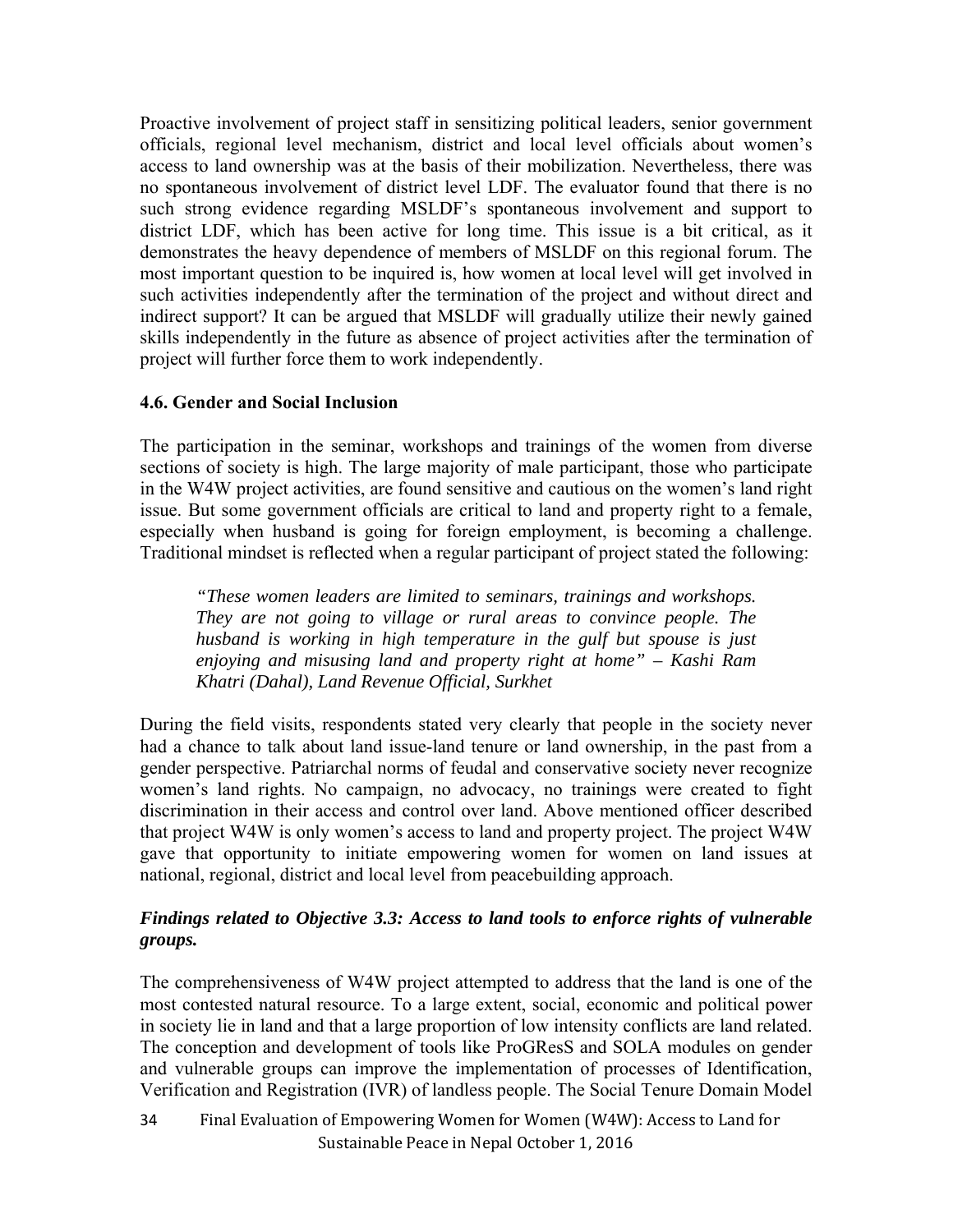Proactive involvement of project staff in sensitizing political leaders, senior government officials, regional level mechanism, district and local level officials about women's access to land ownership was at the basis of their mobilization. Nevertheless, there was no spontaneous involvement of district level LDF. The evaluator found that there is no such strong evidence regarding MSLDF's spontaneous involvement and support to district LDF, which has been active for long time. This issue is a bit critical, as it demonstrates the heavy dependence of members of MSLDF on this regional forum. The most important question to be inquired is, how women at local level will get involved in such activities independently after the termination of the project and without direct and indirect support? It can be argued that MSLDF will gradually utilize their newly gained skills independently in the future as absence of project activities after the termination of project will further force them to work independently.

### 4.6. Gender and Social Inclusion

The participation in the seminar, workshops and trainings of the women from diverse sections of society is high. The large majority of male participant, those who participate in the W4W project activities, are found sensitive and cautious on the women's land right issue. But some government officials are critical to land and property right to a female, especially when husband is going for foreign employment, is becoming a challenge. Traditional mindset is reflected when a regular participant of project stated the following:

> *"These women leaders are limited to seminars, trainings and workshops. They are not going to village or rural areas to convince people. The husband is working in high temperature in the gulf but spouse is just enjoying and misusing land and property right at home" – Kashi Ram Khatri (Dahal), Land Revenue Official, Surkhet*

During the field visits, respondents stated very clearly that people in the society never had a chance to talk about land issue-land tenure or land ownership, in the past from a gender perspective. Patriarchal norms of feudal and conservative society never recognize women's land rights. No campaign, no advocacy, no trainings were created to fight discrimination in their access and control over land. Above mentioned officer described that project W4W is only women's access to land and property project. The project W4W gave that opportunity to initiate empowering women for women on land issues at national, regional, district and local level from peacebuilding approach.

***Findings related to Objective 3.3: Access to land tools to enforce rights of vulnerable groups.***

The comprehensiveness of W4W project attempted to address that the land is one of the most contested natural resource. To a large extent, social, economic and political power in society lie in land and that a large proportion of low intensity conflicts are land related. The conception and development of tools like ProGResS and SOLA modules on gender and vulnerable groups can improve the implementation of processes of Identification, Verification and Registration (IVR) of landless people. The Social Tenure Domain Model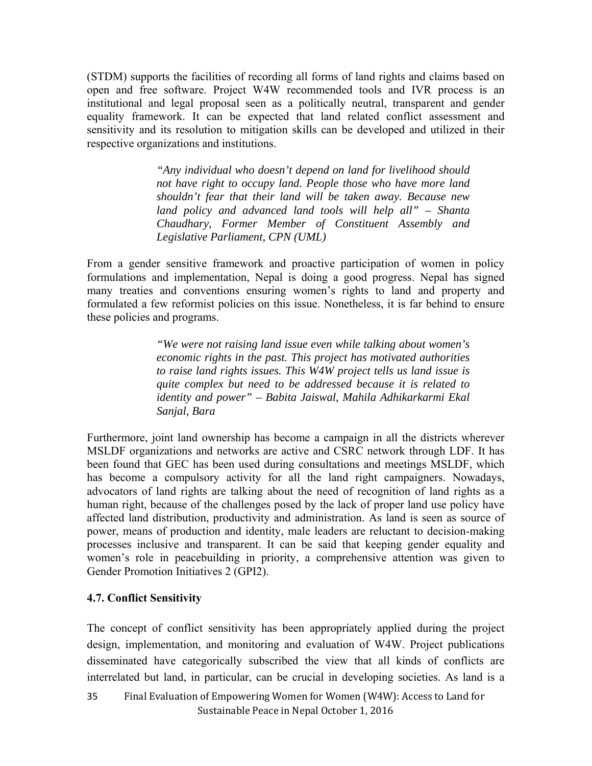(STDM) supports the facilities of recording all forms of land rights and claims based on open and free software. Project W4W recommended tools and IVR process is an institutional and legal proposal seen as a politically neutral, transparent and gender equality framework. It can be expected that land related conflict assessment and sensitivity and its resolution to mitigation skills can be developed and utilized in their respective organizations and institutions.

> *"Any individual who doesn't depend on land for livelihood should not have right to occupy land. People those who have more land shouldn't fear that their land will be taken away. Because new land policy and advanced land tools will help all" – Shanta Chaudhary, Former Member of Constituent Assembly and Legislative Parliament, CPN (UML)*

From a gender sensitive framework and proactive participation of women in policy formulations and implementation, Nepal is doing a good progress. Nepal has signed many treaties and conventions ensuring women's rights to land and property and formulated a few reformist policies on this issue. Nonetheless, it is far behind to ensure these policies and programs.

> *"We were not raising land issue even while talking about women's economic rights in the past. This project has motivated authorities to raise land rights issues. This W4W project tells us land issue is quite complex but need to be addressed because it is related to identity and power" – Babita Jaiswal, Mahila Adhikarkarmi Ekal Sanjal, Bara*

Furthermore, joint land ownership has become a campaign in all the districts wherever MSLDF organizations and networks are active and CSRC network through LDF. It has been found that GEC has been used during consultations and meetings MSLDF, which has become a compulsory activity for all the land right campaigners. Nowadays, advocators of land rights are talking about the need of recognition of land rights as a human right, because of the challenges posed by the lack of proper land use policy have affected land distribution, productivity and administration. As land is seen as source of power, means of production and identity, male leaders are reluctant to decision-making processes inclusive and transparent. It can be said that keeping gender equality and women's role in peacebuilding in priority, a comprehensive attention was given to Gender Promotion Initiatives 2 (GPI2).

### 4.7. Conflict Sensitivity

The concept of conflict sensitivity has been appropriately applied during the project design, implementation, and monitoring and evaluation of W4W. Project publications disseminated have categorically subscribed the view that all kinds of conflicts are interrelated but land, in particular, can be crucial in developing societies. As land is a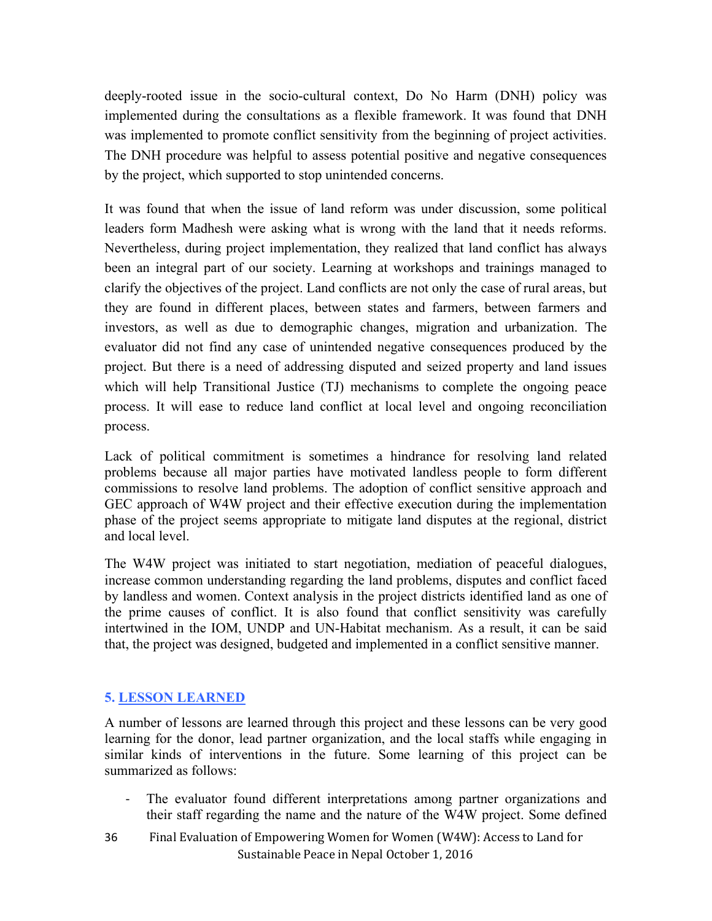deeply-rooted issue in the socio-cultural context, Do No Harm (DNH) policy was implemented during the consultations as a flexible framework. It was found that DNH was implemented to promote conflict sensitivity from the beginning of project activities. The DNH procedure was helpful to assess potential positive and negative consequences by the project, which supported to stop unintended concerns.

It was found that when the issue of land reform was under discussion, some political leaders form Madhesh were asking what is wrong with the land that it needs reforms. Nevertheless, during project implementation, they realized that land conflict has always been an integral part of our society. Learning at workshops and trainings managed to clarify the objectives of the project. Land conflicts are not only the case of rural areas, but they are found in different places, between states and farmers, between farmers and investors, as well as due to demographic changes, migration and urbanization. The evaluator did not find any case of unintended negative consequences produced by the project. But there is a need of addressing disputed and seized property and land issues which will help Transitional Justice (TJ) mechanisms to complete the ongoing peace process. It will ease to reduce land conflict at local level and ongoing reconciliation process.

Lack of political commitment is sometimes a hindrance for resolving land related problems because all major parties have motivated landless people to form different commissions to resolve land problems. The adoption of conflict sensitive approach and GEC approach of W4W project and their effective execution during the implementation phase of the project seems appropriate to mitigate land disputes at the regional, district and local level.

The W4W project was initiated to start negotiation, mediation of peaceful dialogues, increase common understanding regarding the land problems, disputes and conflict faced by landless and women. Context analysis in the project districts identified land as one of the prime causes of conflict. It is also found that conflict sensitivity was carefully intertwined in the IOM, UNDP and UN-Habitat mechanism. As a result, it can be said that, the project was designed, budgeted and implemented in a conflict sensitive manner.

## 5. LESSON LEARNED

A number of lessons are learned through this project and these lessons can be very good learning for the donor, lead partner organization, and the local staffs while engaging in similar kinds of interventions in the future. Some learning of this project can be summarized as follows:

- The evaluator found different interpretations among partner organizations and their staff regarding the name and the nature of the W4W project. Some defined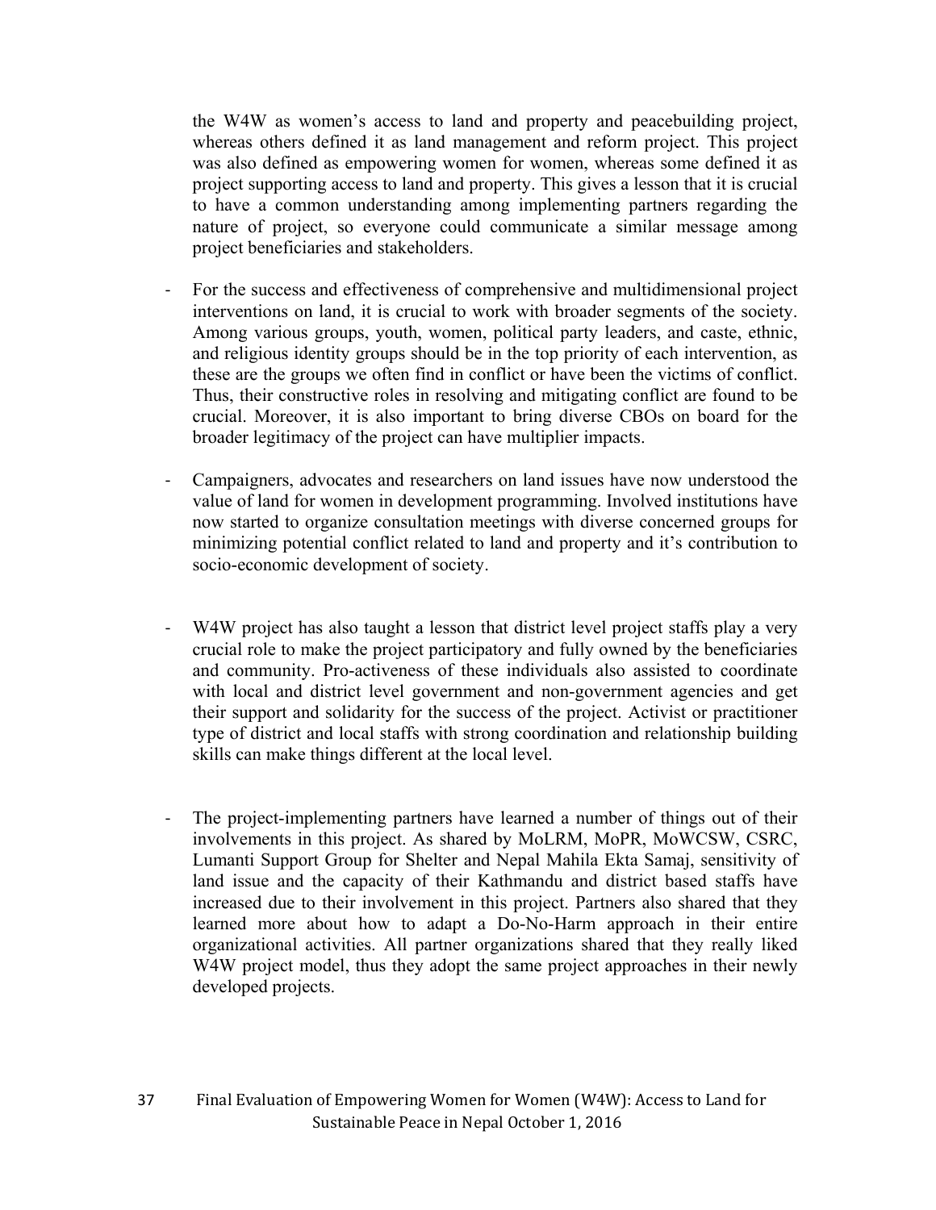the W4W as women's access to land and property and peacebuilding project, whereas others defined it as land management and reform project. This project was also defined as empowering women for women, whereas some defined it as project supporting access to land and property. This gives a lesson that it is crucial to have a common understanding among implementing partners regarding the nature of project, so everyone could communicate a similar message among project beneficiaries and stakeholders.

- For the success and effectiveness of comprehensive and multidimensional project interventions on land, it is crucial to work with broader segments of the society. Among various groups, youth, women, political party leaders, and caste, ethnic, and religious identity groups should be in the top priority of each intervention, as these are the groups we often find in conflict or have been the victims of conflict. Thus, their constructive roles in resolving and mitigating conflict are found to be crucial. Moreover, it is also important to bring diverse CBOs on board for the broader legitimacy of the project can have multiplier impacts.

- Campaigners, advocates and researchers on land issues have now understood the value of land for women in development programming. Involved institutions have now started to organize consultation meetings with diverse concerned groups for minimizing potential conflict related to land and property and it's contribution to socio-economic development of society.

- W4W project has also taught a lesson that district level project staffs play a very crucial role to make the project participatory and fully owned by the beneficiaries and community. Pro-activeness of these individuals also assisted to coordinate with local and district level government and non-government agencies and get their support and solidarity for the success of the project. Activist or practitioner type of district and local staffs with strong coordination and relationship building skills can make things different at the local level.

- The project-implementing partners have learned a number of things out of their involvements in this project. As shared by MoLRM, MoPR, MoWCSW, CSRC, Lumanti Support Group for Shelter and Nepal Mahila Ekta Samaj, sensitivity of land issue and the capacity of their Kathmandu and district based staffs have increased due to their involvement in this project. Partners also shared that they learned more about how to adapt a Do-No-Harm approach in their entire organizational activities. All partner organizations shared that they really liked W4W project model, thus they adopt the same project approaches in their newly developed projects.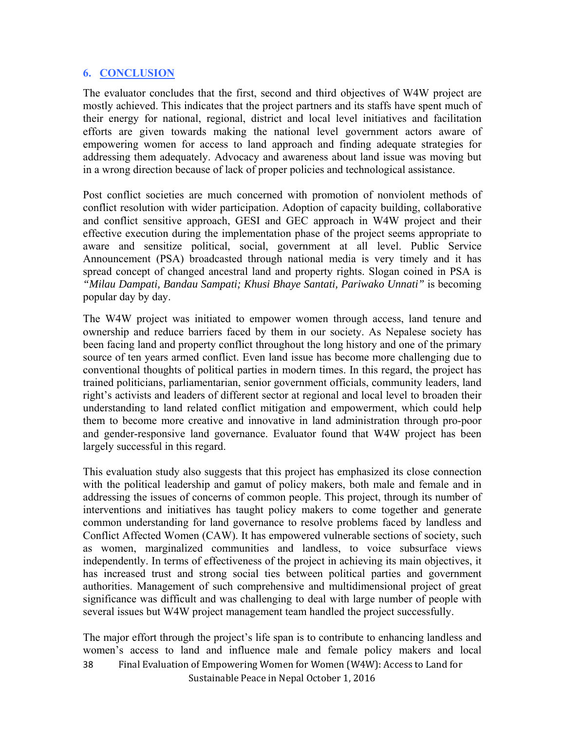## 6. CONCLUSION

The evaluator concludes that the first, second and third objectives of W4W project are mostly achieved. This indicates that the project partners and its staffs have spent much of their energy for national, regional, district and local level initiatives and facilitation efforts are given towards making the national level government actors aware of empowering women for access to land approach and finding adequate strategies for addressing them adequately. Advocacy and awareness about land issue was moving but in a wrong direction because of lack of proper policies and technological assistance.

Post conflict societies are much concerned with promotion of nonviolent methods of conflict resolution with wider participation. Adoption of capacity building, collaborative and conflict sensitive approach, GESI and GEC approach in W4W project and their effective execution during the implementation phase of the project seems appropriate to aware and sensitize political, social, government at all level. Public Service Announcement (PSA) broadcasted through national media is very timely and it has spread concept of changed ancestral land and property rights. Slogan coined in PSA is *"Milau Dampati, Bandau Sampati; Khusi Bhaye Santati, Pariwako Unnati"* is becoming popular day by day.

The W4W project was initiated to empower women through access, land tenure and ownership and reduce barriers faced by them in our society. As Nepalese society has been facing land and property conflict throughout the long history and one of the primary source of ten years armed conflict. Even land issue has become more challenging due to conventional thoughts of political parties in modern times. In this regard, the project has trained politicians, parliamentarian, senior government officials, community leaders, land right's activists and leaders of different sector at regional and local level to broaden their understanding to land related conflict mitigation and empowerment, which could help them to become more creative and innovative in land administration through pro-poor and gender-responsive land governance. Evaluator found that W4W project has been largely successful in this regard.

This evaluation study also suggests that this project has emphasized its close connection with the political leadership and gamut of policy makers, both male and female and in addressing the issues of concerns of common people. This project, through its number of interventions and initiatives has taught policy makers to come together and generate common understanding for land governance to resolve problems faced by landless and Conflict Affected Women (CAW). It has empowered vulnerable sections of society, such as women, marginalized communities and landless, to voice subsurface views independently. In terms of effectiveness of the project in achieving its main objectives, it has increased trust and strong social ties between political parties and government authorities. Management of such comprehensive and multidimensional project of great significance was difficult and was challenging to deal with large number of people with several issues but W4W project management team handled the project successfully.

The major effort through the project's life span is to contribute to enhancing landless and women's access to land and influence male and female policy makers and local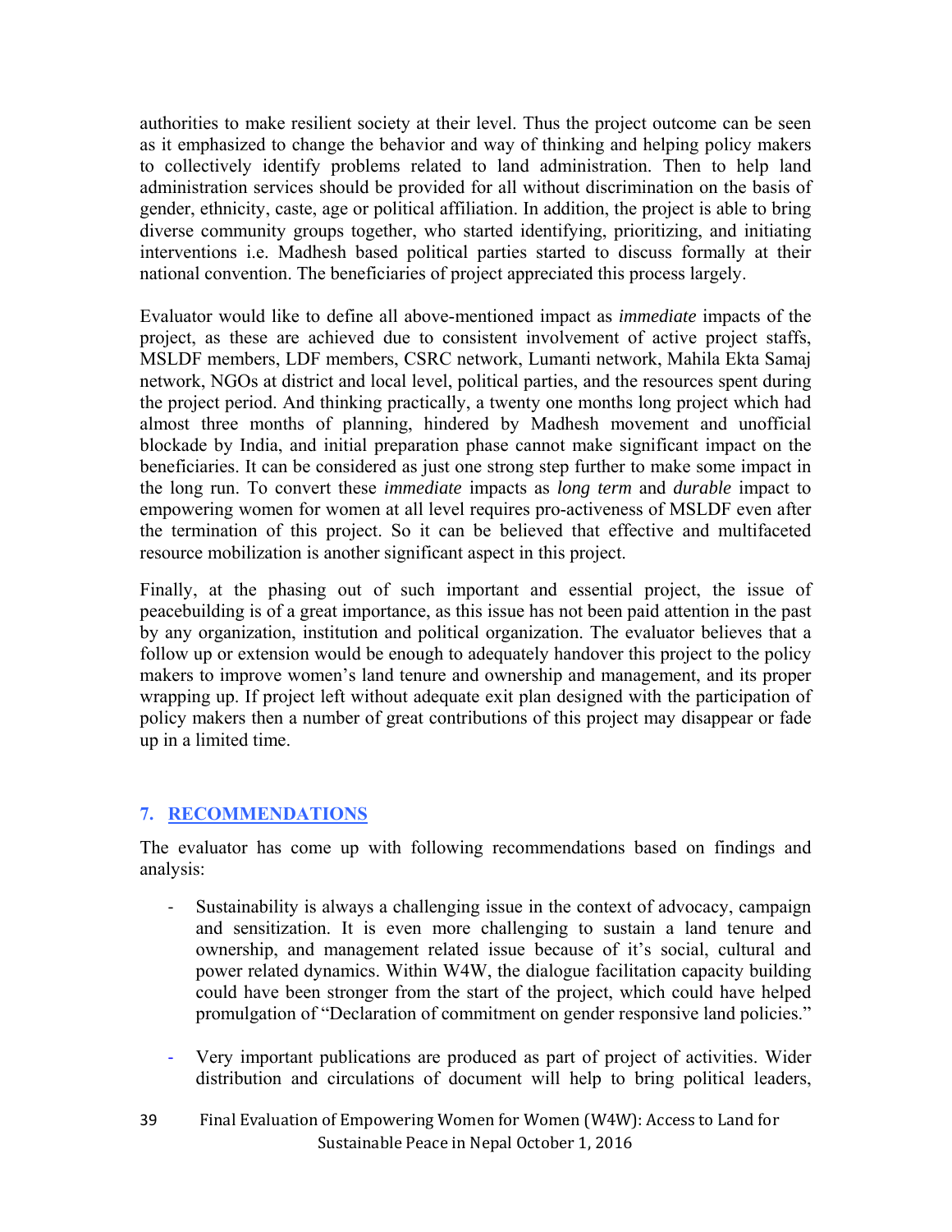authorities to make resilient society at their level. Thus the project outcome can be seen as it emphasized to change the behavior and way of thinking and helping policy makers to collectively identify problems related to land administration. Then to help land administration services should be provided for all without discrimination on the basis of gender, ethnicity, caste, age or political affiliation. In addition, the project is able to bring diverse community groups together, who started identifying, prioritizing, and initiating interventions i.e. Madhesh based political parties started to discuss formally at their national convention. The beneficiaries of project appreciated this process largely.

Evaluator would like to define all above-mentioned impact as *immediate* impacts of the project, as these are achieved due to consistent involvement of active project staffs, MSLDF members, LDF members, CSRC network, Lumanti network, Mahila Ekta Samaj network, NGOs at district and local level, political parties, and the resources spent during the project period. And thinking practically, a twenty one months long project which had almost three months of planning, hindered by Madhesh movement and unofficial blockade by India, and initial preparation phase cannot make significant impact on the beneficiaries. It can be considered as just one strong step further to make some impact in the long run. To convert these *immediate* impacts as *long term* and *durable* impact to empowering women for women at all level requires pro-activeness of MSLDF even after the termination of this project. So it can be believed that effective and multifaceted resource mobilization is another significant aspect in this project.

Finally, at the phasing out of such important and essential project, the issue of peacebuilding is of a great importance, as this issue has not been paid attention in the past by any organization, institution and political organization. The evaluator believes that a follow up or extension would be enough to adequately handover this project to the policy makers to improve women's land tenure and ownership and management, and its proper wrapping up. If project left without adequate exit plan designed with the participation of policy makers then a number of great contributions of this project may disappear or fade up in a limited time.

## 7. RECOMMENDATIONS

The evaluator has come up with following recommendations based on findings and analysis:

- Sustainability is always a challenging issue in the context of advocacy, campaign and sensitization. It is even more challenging to sustain a land tenure and ownership, and management related issue because of it's social, cultural and power related dynamics. Within W4W, the dialogue facilitation capacity building could have been stronger from the start of the project, which could have helped promulgation of "Declaration of commitment on gender responsive land policies."

- Very important publications are produced as part of project of activities. Wider distribution and circulations of document will help to bring political leaders,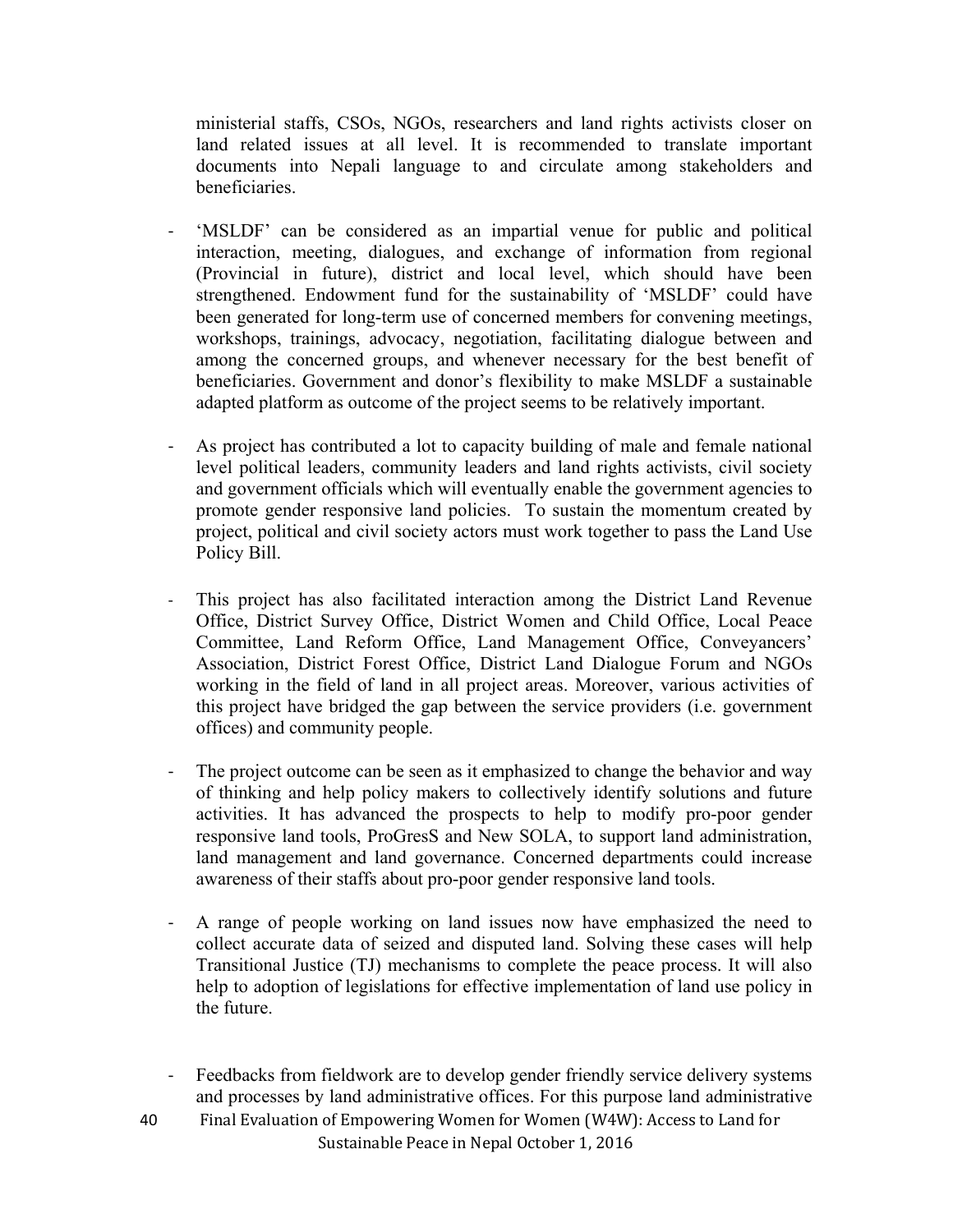ministerial staffs, CSOs, NGOs, researchers and land rights activists closer on land related issues at all level. It is recommended to translate important documents into Nepali language to and circulate among stakeholders and beneficiaries.

- 'MSLDF' can be considered as an impartial venue for public and political interaction, meeting, dialogues, and exchange of information from regional (Provincial in future), district and local level, which should have been strengthened. Endowment fund for the sustainability of 'MSLDF' could have been generated for long-term use of concerned members for convening meetings, workshops, trainings, advocacy, negotiation, facilitating dialogue between and among the concerned groups, and whenever necessary for the best benefit of beneficiaries. Government and donor's flexibility to make MSLDF a sustainable adapted platform as outcome of the project seems to be relatively important.

- As project has contributed a lot to capacity building of male and female national level political leaders, community leaders and land rights activists, civil society and government officials which will eventually enable the government agencies to promote gender responsive land policies. To sustain the momentum created by project, political and civil society actors must work together to pass the Land Use Policy Bill.

- This project has also facilitated interaction among the District Land Revenue Office, District Survey Office, District Women and Child Office, Local Peace Committee, Land Reform Office, Land Management Office, Conveyancers' Association, District Forest Office, District Land Dialogue Forum and NGOs working in the field of land in all project areas. Moreover, various activities of this project have bridged the gap between the service providers (i.e. government offices) and community people.

- The project outcome can be seen as it emphasized to change the behavior and way of thinking and help policy makers to collectively identify solutions and future activities. It has advanced the prospects to help to modify pro-poor gender responsive land tools, ProGresS and New SOLA, to support land administration, land management and land governance. Concerned departments could increase awareness of their staffs about pro-poor gender responsive land tools.

- A range of people working on land issues now have emphasized the need to collect accurate data of seized and disputed land. Solving these cases will help Transitional Justice (TJ) mechanisms to complete the peace process. It will also help to adoption of legislations for effective implementation of land use policy in the future.

- Feedbacks from fieldwork are to develop gender friendly service delivery systems and processes by land administrative offices. For this purpose land administrative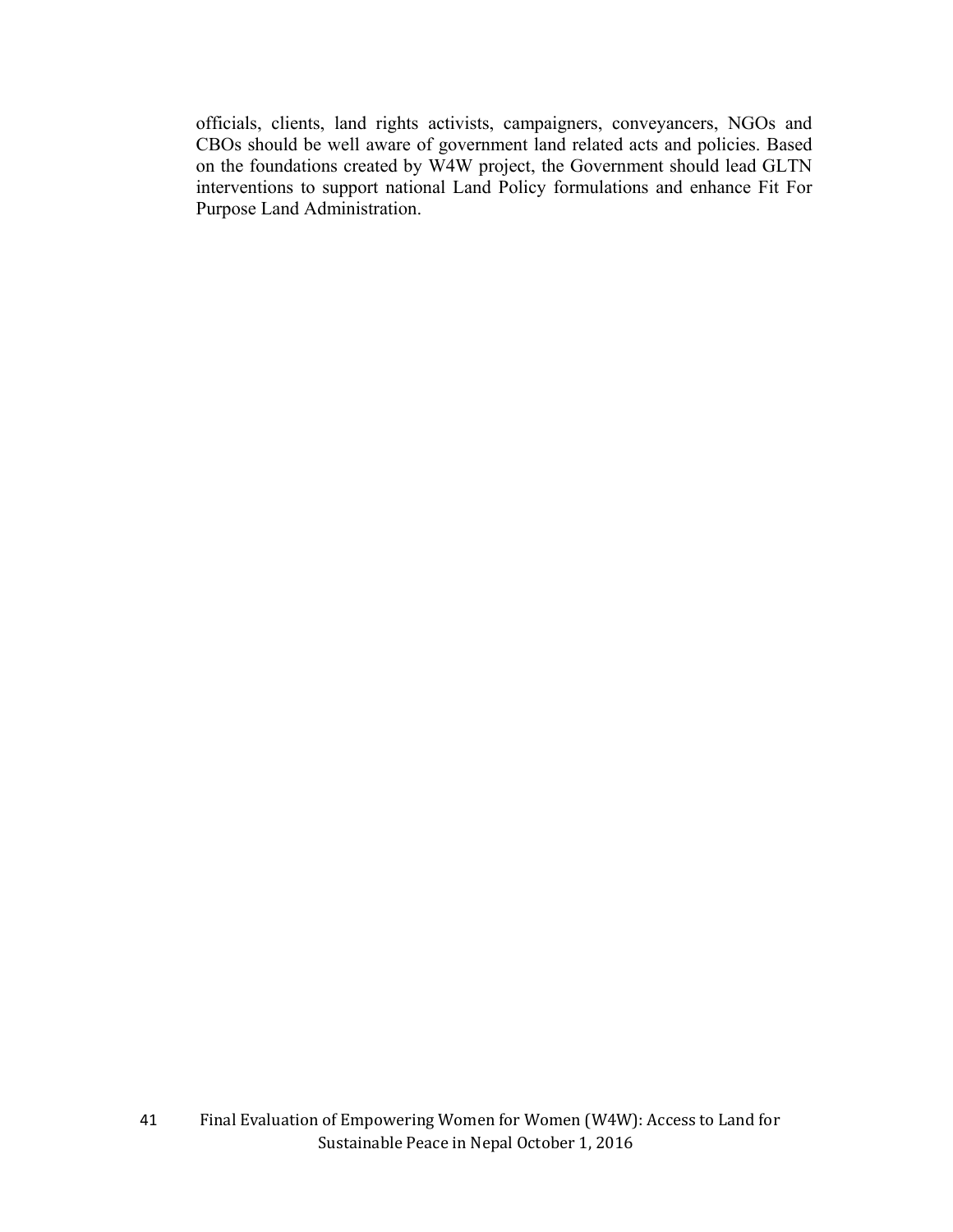officials, clients, land rights activists, campaigners, conveyancers, NGOs and CBOs should be well aware of government land related acts and policies. Based on the foundations created by W4W project, the Government should lead GLTN interventions to support national Land Policy formulations and enhance Fit For Purpose Land Administration.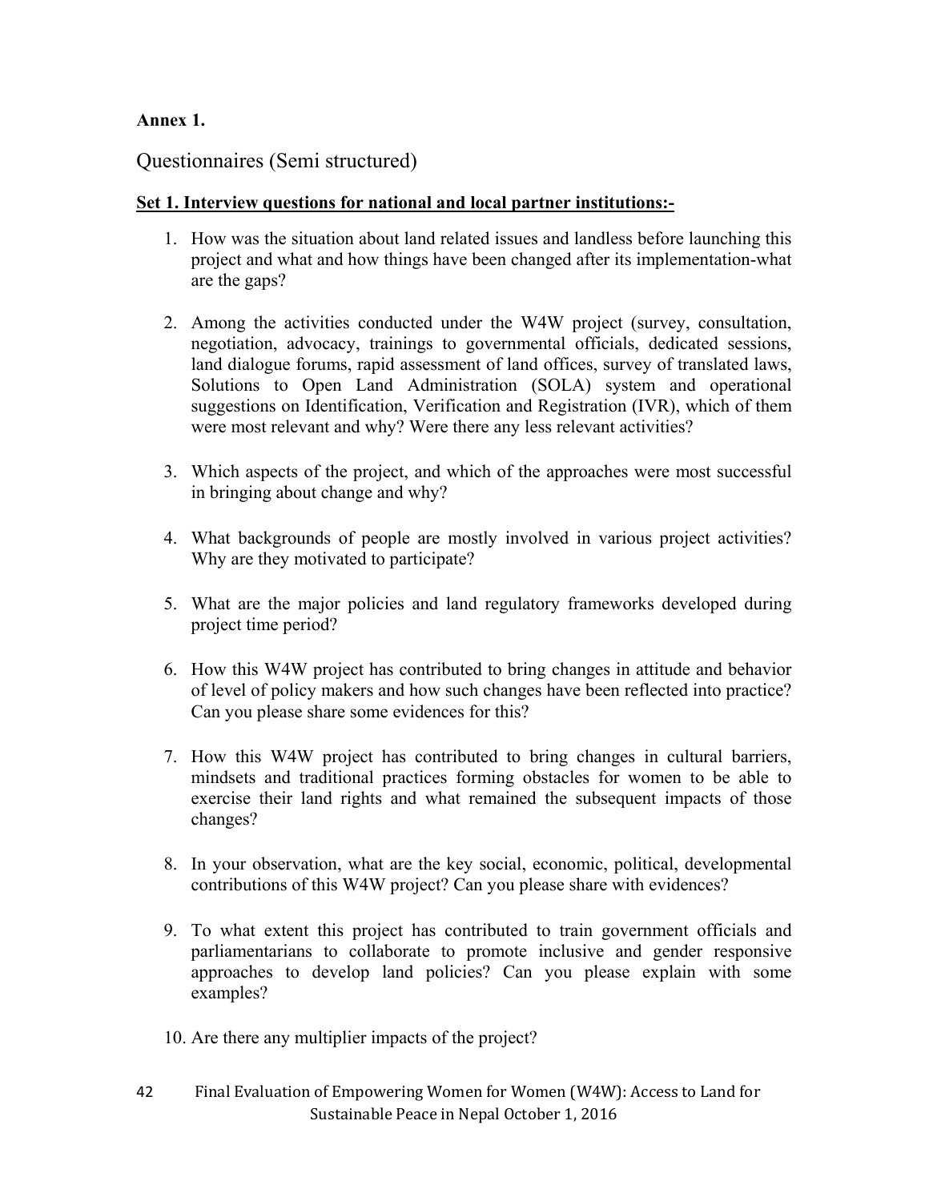**Annex 1.**

## Questionnaires (Semi structured)

**Set 1. Interview questions for national and local partner institutions:-**

1. How was the situation about land related issues and landless before launching this project and what and how things have been changed after its implementation-what are the gaps?

2. Among the activities conducted under the W4W project (survey, consultation, negotiation, advocacy, trainings to governmental officials, dedicated sessions, land dialogue forums, rapid assessment of land offices, survey of translated laws, Solutions to Open Land Administration (SOLA) system and operational suggestions on Identification, Verification and Registration (IVR), which of them were most relevant and why? Were there any less relevant activities?

3. Which aspects of the project, and which of the approaches were most successful in bringing about change and why?

4. What backgrounds of people are mostly involved in various project activities? Why are they motivated to participate?

5. What are the major policies and land regulatory frameworks developed during project time period?

6. How this W4W project has contributed to bring changes in attitude and behavior of level of policy makers and how such changes have been reflected into practice? Can you please share some evidences for this?

7. How this W4W project has contributed to bring changes in cultural barriers, mindsets and traditional practices forming obstacles for women to be able to exercise their land rights and what remained the subsequent impacts of those changes?

8. In your observation, what are the key social, economic, political, developmental contributions of this W4W project? Can you please share with evidences?

9. To what extent this project has contributed to train government officials and parliamentarians to collaborate to promote inclusive and gender responsive approaches to develop land policies? Can you please explain with some examples?

10. Are there any multiplier impacts of the project?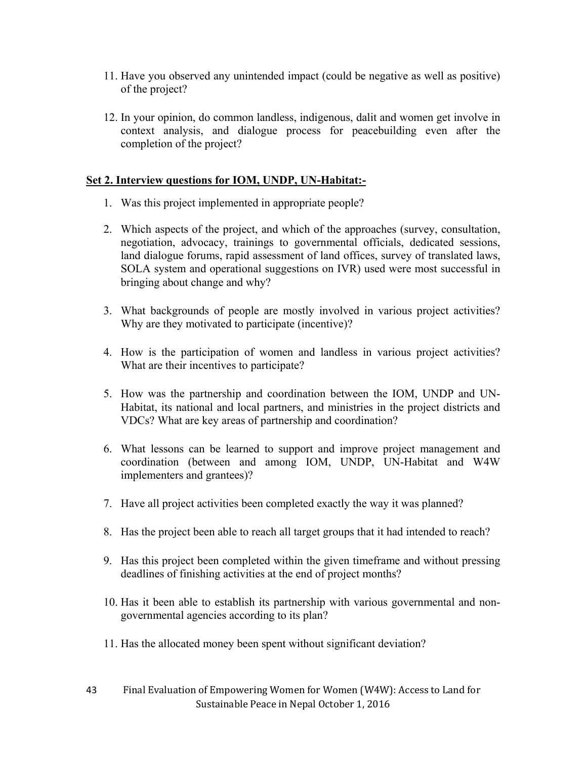11. Have you observed any unintended impact (could be negative as well as positive) of the project?

12. In your opinion, do common landless, indigenous, dalit and women get involve in context analysis, and dialogue process for peacebuilding even after the completion of the project?

**Set 2. Interview questions for IOM, UNDP, UN-Habitat:-**

1. Was this project implemented in appropriate people?

2. Which aspects of the project, and which of the approaches (survey, consultation, negotiation, advocacy, trainings to governmental officials, dedicated sessions, land dialogue forums, rapid assessment of land offices, survey of translated laws, SOLA system and operational suggestions on IVR) used were most successful in bringing about change and why?

3. What backgrounds of people are mostly involved in various project activities? Why are they motivated to participate (incentive)?

4. How is the participation of women and landless in various project activities? What are their incentives to participate?

5. How was the partnership and coordination between the IOM, UNDP and UN-Habitat, its national and local partners, and ministries in the project districts and VDCs? What are key areas of partnership and coordination?

6. What lessons can be learned to support and improve project management and coordination (between and among IOM, UNDP, UN-Habitat and W4W implementers and grantees)?

7. Have all project activities been completed exactly the way it was planned?

8. Has the project been able to reach all target groups that it had intended to reach?

9. Has this project been completed within the given timeframe and without pressing deadlines of finishing activities at the end of project months?

10. Has it been able to establish its partnership with various governmental and non-governmental agencies according to its plan?

11. Has the allocated money been spent without significant deviation?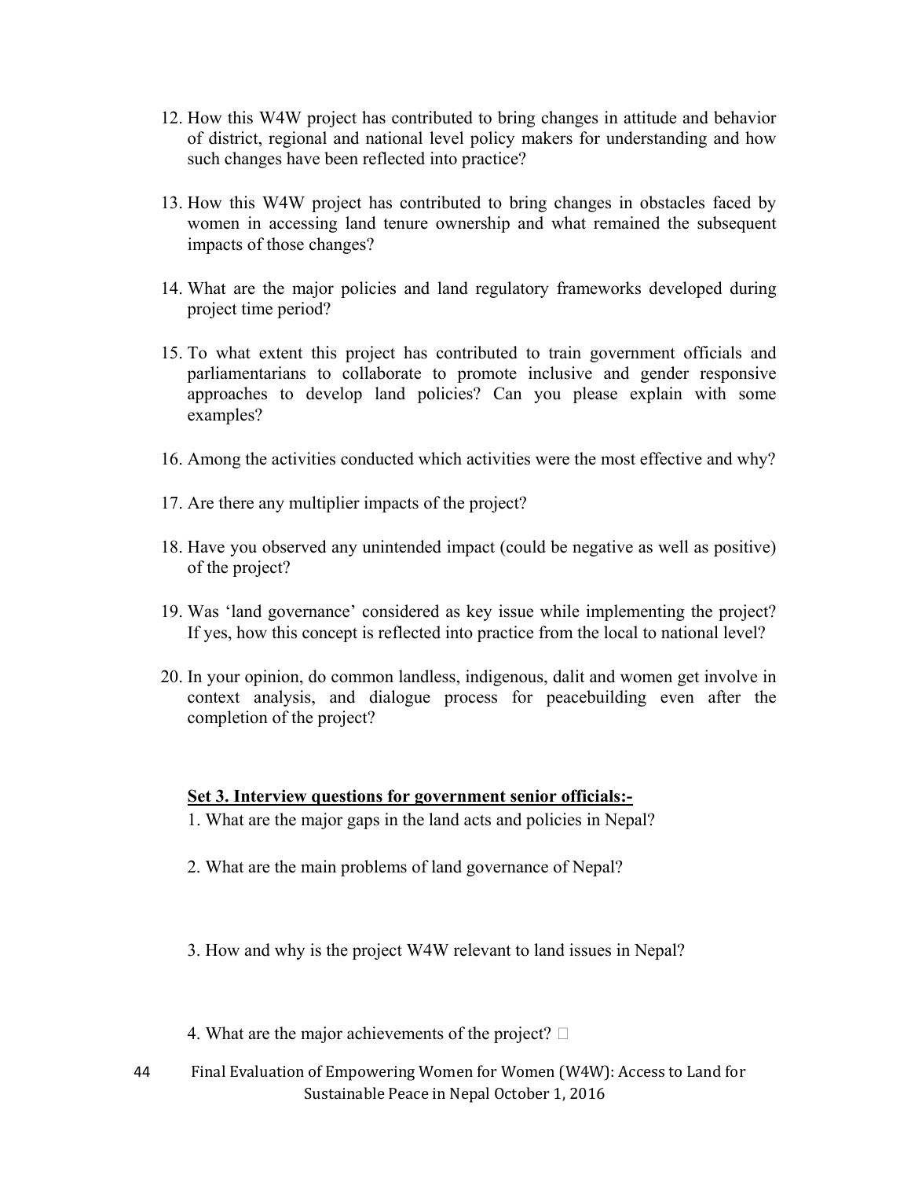12. How this W4W project has contributed to bring changes in attitude and behavior of district, regional and national level policy makers for understanding and how such changes have been reflected into practice?

13. How this W4W project has contributed to bring changes in obstacles faced by women in accessing land tenure ownership and what remained the subsequent impacts of those changes?

14. What are the major policies and land regulatory frameworks developed during project time period?

15. To what extent this project has contributed to train government officials and parliamentarians to collaborate to promote inclusive and gender responsive approaches to develop land policies? Can you please explain with some examples?

16. Among the activities conducted which activities were the most effective and why?

17. Are there any multiplier impacts of the project?

18. Have you observed any unintended impact (could be negative as well as positive) of the project?

19. Was 'land governance' considered as key issue while implementing the project? If yes, how this concept is reflected into practice from the local to national level?

20. In your opinion, do common landless, indigenous, dalit and women get involve in context analysis, and dialogue process for peacebuilding even after the completion of the project?

**Set 3. Interview questions for government senior officials:-**

1. What are the major gaps in the land acts and policies in Nepal?

2. What are the main problems of land governance of Nepal?

3. How and why is the project W4W relevant to land issues in Nepal?

4. What are the major achievements of the project?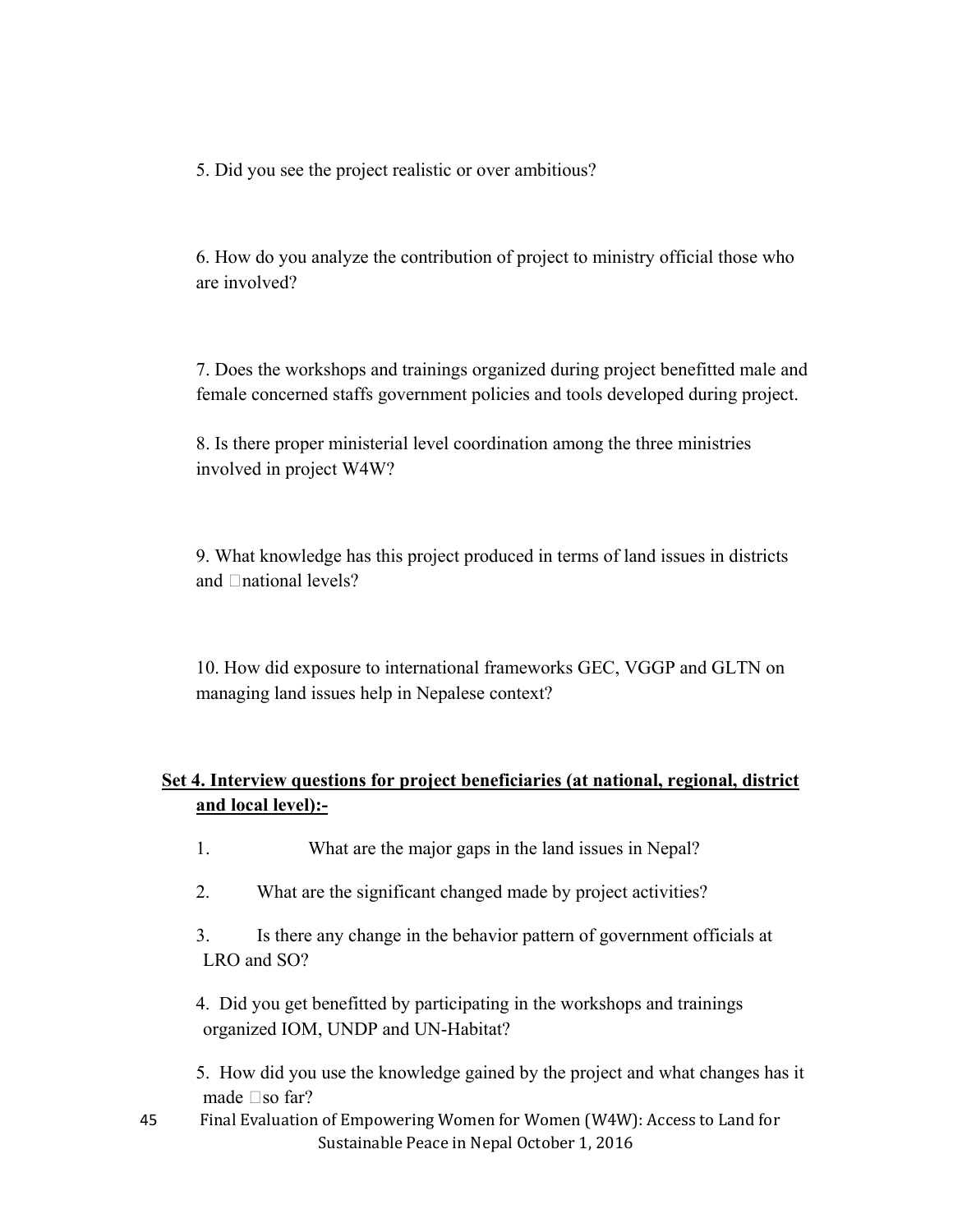5. Did you see the project realistic or over ambitious?

6. How do you analyze the contribution of project to ministry official those who are involved?

7. Does the workshops and trainings organized during project benefitted male and female concerned staffs government policies and tools developed during project.

8. Is there proper ministerial level coordination among the three ministries involved in project W4W?

9. What knowledge has this project produced in terms of land issues in districts and national levels?

10. How did exposure to international frameworks GEC, VGGP and GLTN on managing land issues help in Nepalese context?

**Set 4. Interview questions for project beneficiaries (at national, regional, district and local level):-**

1. What are the major gaps in the land issues in Nepal?
2. What are the significant changed made by project activities?
3. Is there any change in the behavior pattern of government officials at LRO and SO?
4. Did you get benefitted by participating in the workshops and trainings organized IOM, UNDP and UN-Habitat?
5. How did you use the knowledge gained by the project and what changes has it made so far?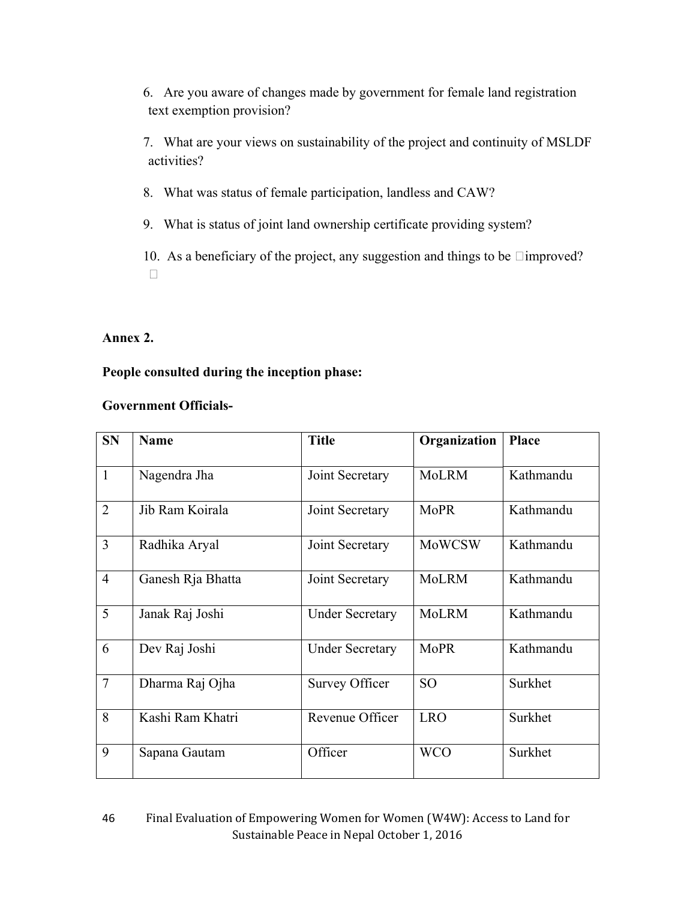6. Are you aware of changes made by government for female land registration text exemption provision?
7. What are your views on sustainability of the project and continuity of MSLDF activities?
8. What was status of female participation, landless and CAW?
9. What is status of joint land ownership certificate providing system?
10. As a beneficiary of the project, any suggestion and things to be improved?

**Annex 2.**

**People consulted during the inception phase:**

**Government Officials-**

| SN | Name | Title | Organization | Place |
|---|---|---|---|---|
| 1 | Nagendra Jha | Joint Secretary | MoLRM | Kathmandu |
| 2 | Jib Ram Koirala | Joint Secretary | MoPR | Kathmandu |
| 3 | Radhika Aryal | Joint Secretary | MoWCSW | Kathmandu |
| 4 | Ganesh Rja Bhatta | Joint Secretary | MoLRM | Kathmandu |
| 5 | Janak Raj Joshi | Under Secretary | MoLRM | Kathmandu |
| 6 | Dev Raj Joshi | Under Secretary | MoPR | Kathmandu |
| 7 | Dharma Raj Ojha | Survey Officer | SO | Surkhet |
| 8 | Kashi Ram Khatri | Revenue Officer | LRO | Surkhet |
| 9 | Sapana Gautam | Officer | WCO | Surkhet |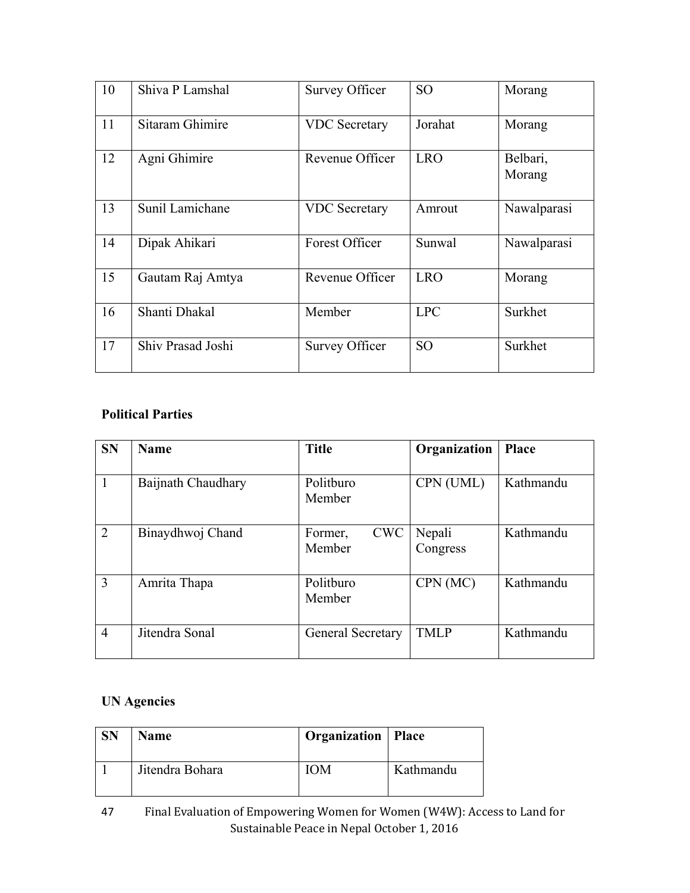| 10 | Shiva P Lamshal | Survey Officer | SO | Morang |
|---|---|---|---|---|
| 11 | Sitaram Ghimire | VDC Secretary | Jorahat | Morang |
| 12 | Agni Ghimire | Revenue Officer | LRO | Belbari, Morang |
| 13 | Sunil Lamichane | VDC Secretary | Amrout | Nawalparasi |
| 14 | Dipak Ahikari | Forest Officer | Sunwal | Nawalparasi |
| 15 | Gautam Raj Amtya | Revenue Officer | LRO | Morang |
| 16 | Shanti Dhakal | Member | LPC | Surkhet |
| 17 | Shiv Prasad Joshi | Survey Officer | SO | Surkhet |

**Political Parties**

| SN | Name | Title | Organization | Place |
|---|---|---|---|---|
| 1 | Baijnath Chaudhary | Politburo Member | CPN (UML) | Kathmandu |
| 2 | Binaydhwoj Chand | Former, CWC Member | Nepali Congress | Kathmandu |
| 3 | Amrita Thapa | Politburo Member | CPN (MC) | Kathmandu |
| 4 | Jitendra Sonal | General Secretary | TMLP | Kathmandu |

**UN Agencies**

| SN | Name | Organization | Place |
|---|---|---|---|
| 1 | Jitendra Bohara | IOM | Kathmandu |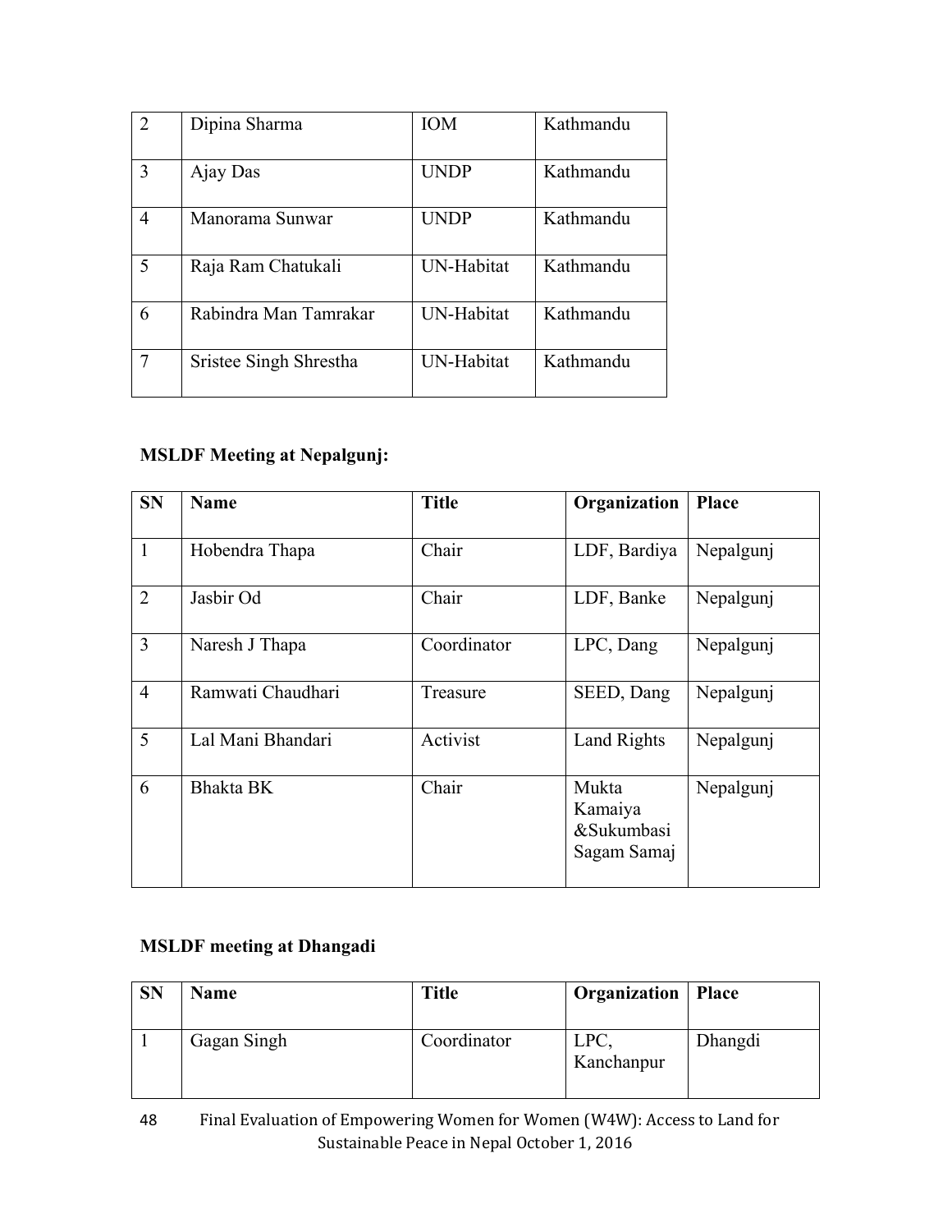| 2 | Dipina Sharma | IOM | Kathmandu |
|---|---|---|---|
| 3 | Ajay Das | UNDP | Kathmandu |
| 4 | Manorama Sunwar | UNDP | Kathmandu |
| 5 | Raja Ram Chatukali | UN-Habitat | Kathmandu |
| 6 | Rabindra Man Tamrakar | UN-Habitat | Kathmandu |
| 7 | Sristee Singh Shrestha | UN-Habitat | Kathmandu |

**MSLDF Meeting at Nepalgunj:**

| SN | Name | Title | Organization | Place |
|---|---|---|---|---|
| 1 | Hobendra Thapa | Chair | LDF, Bardiya | Nepalgunj |
| 2 | Jasbir Od | Chair | LDF, Banke | Nepalgunj |
| 3 | Naresh J Thapa | Coordinator | LPC, Dang | Nepalgunj |
| 4 | Ramwati Chaudhari | Treasure | SEED, Dang | Nepalgunj |
| 5 | Lal Mani Bhandari | Activist | Land Rights | Nepalgunj |
| 6 | Bhakta BK | Chair | Mukta Kamaiya &Sukumbasi Sagam Samaj | Nepalgunj |

**MSLDF meeting at Dhangadi**

| SN | Name | Title | Organization | Place |
|---|---|---|---|---|
| 1 | Gagan Singh | Coordinator | LPC, Kanchanpur | Dhangdi |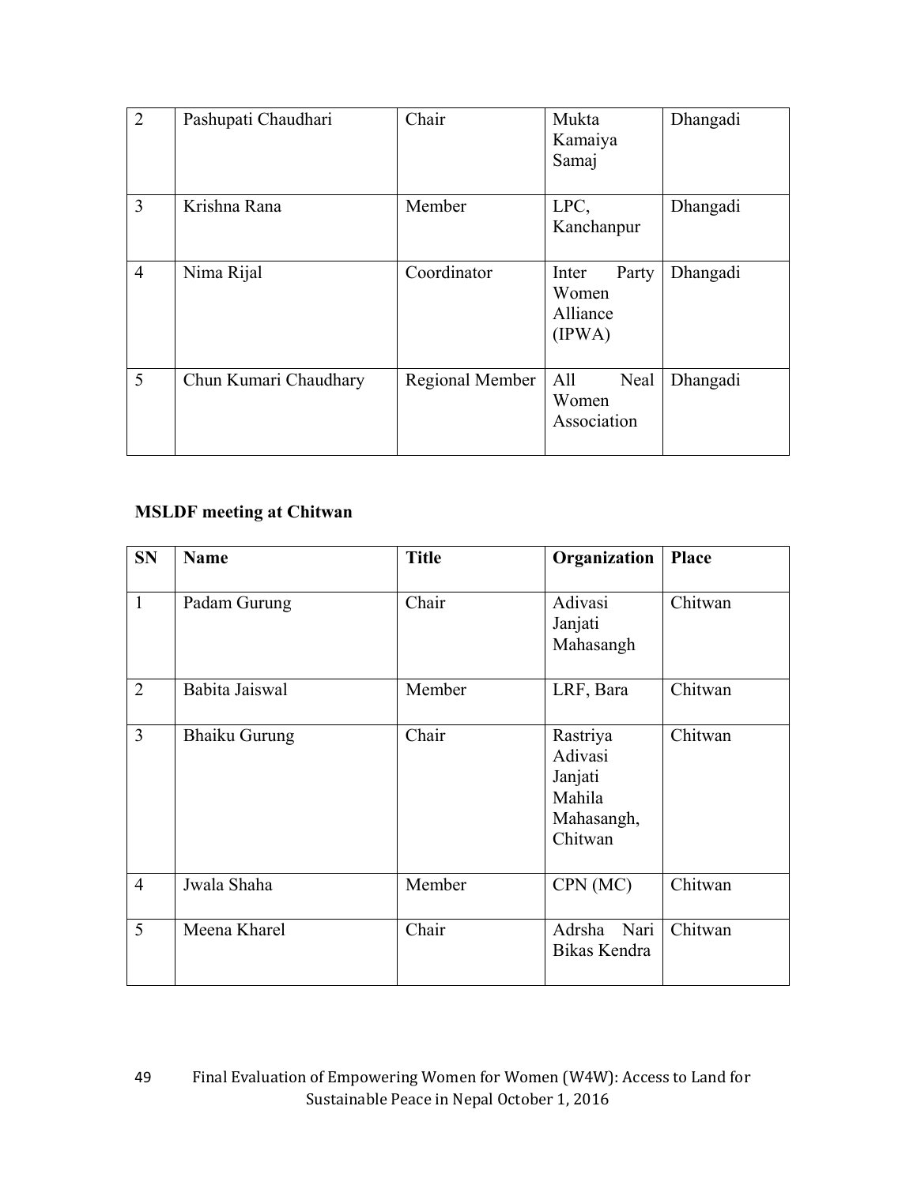| 2 | Pashupati Chaudhari | Chair | Mukta Kamaiya Samaj | Dhangadi |
|---|---|---|---|---|
| 3 | Krishna Rana | Member | LPC, Kanchanpur | Dhangadi |
| 4 | Nima Rijal | Coordinator | Inter Party Women Alliance (IPWA) | Dhangadi |
| 5 | Chun Kumari Chaudhary | Regional Member | All Neal Women Association | Dhangadi |

**MSLDF meeting at Chitwan**

| SN | Name | Title | Organization | Place |
|---|---|---|---|---|
| 1 | Padam Gurung | Chair | Adivasi Janjati Mahasangh | Chitwan |
| 2 | Babita Jaiswal | Member | LRF, Bara | Chitwan |
| 3 | Bhaiku Gurung | Chair | Rastriya Adivasi Janjati Mahila Mahasangh, Chitwan | Chitwan |
| 4 | Jwala Shaha | Member | CPN (MC) | Chitwan |
| 5 | Meena Kharel | Chair | Adrsha Nari Bikas Kendra | Chitwan |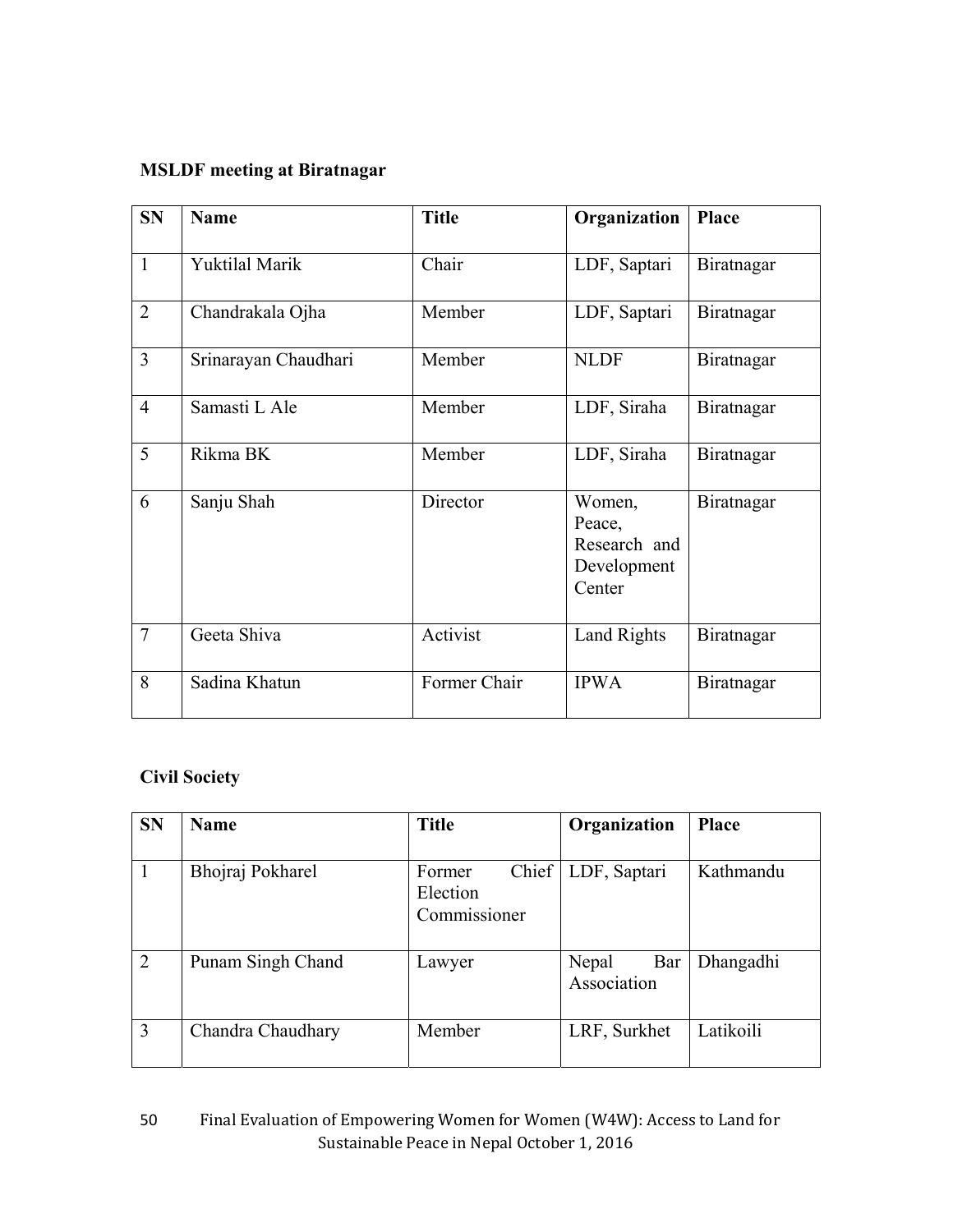**MSLDF meeting at Biratnagar**

| SN | Name | Title | Organization | Place |
|---|---|---|---|---|
| 1 | Yuktilal Marik | Chair | LDF, Saptari | Biratnagar |
| 2 | Chandrakala Ojha | Member | LDF, Saptari | Biratnagar |
| 3 | Srinarayan Chaudhari | Member | NLDF | Biratnagar |
| 4 | Samasti L Ale | Member | LDF, Siraha | Biratnagar |
| 5 | Rikma BK | Member | LDF, Siraha | Biratnagar |
| 6 | Sanju Shah | Director | Women, Peace, Research and Development Center | Biratnagar |
| 7 | Geeta Shiva | Activist | Land Rights | Biratnagar |
| 8 | Sadina Khatun | Former Chair | IPWA | Biratnagar |

**Civil Society**

| SN | Name | Title | Organization | Place |
|---|---|---|---|---|
| 1 | Bhojraj Pokharel | Former Chief Election Commissioner | LDF, Saptari | Kathmandu |
| 2 | Punam Singh Chand | Lawyer | Nepal Bar Association | Dhangadhi |
| 3 | Chandra Chaudhary | Member | LRF, Surkhet | Latikoili |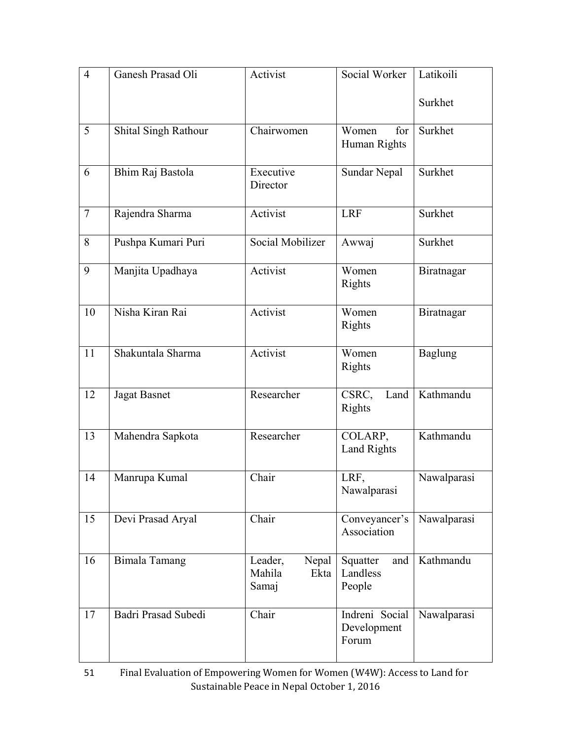| 4 | Ganesh Prasad Oli | Activist | Social Worker | Latikoili Surkhet |
|---|---|---|---|---|
| 5 | Shital Singh Rathour | Chairwomen | Women for Human Rights | Surkhet |
| 6 | Bhim Raj Bastola | Executive Director | Sundar Nepal | Surkhet |
| 7 | Rajendra Sharma | Activist | LRF | Surkhet |
| 8 | Pushpa Kumari Puri | Social Mobilizer | Awwaj | Surkhet |
| 9 | Manjita Upadhaya | Activist | Women Rights | Biratnagar |
| 10 | Nisha Kiran Rai | Activist | Women Rights | Biratnagar |
| 11 | Shakuntala Sharma | Activist | Women Rights | Baglung |
| 12 | Jagat Basnet | Researcher | CSRC, Land Rights | Kathmandu |
| 13 | Mahendra Sapkota | Researcher | COLARP, Land Rights | Kathmandu |
| 14 | Manrupa Kumal | Chair | LRF, Nawalparasi | Nawalparasi |
| 15 | Devi Prasad Aryal | Chair | Conveyancer's Association | Nawalparasi |
| 16 | Bimala Tamang | Leader, Nepal Mahila Ekta Samaj | Squatter and Landless People | Kathmandu |
| 17 | Badri Prasad Subedi | Chair | Indreni Social Development Forum | Nawalparasi |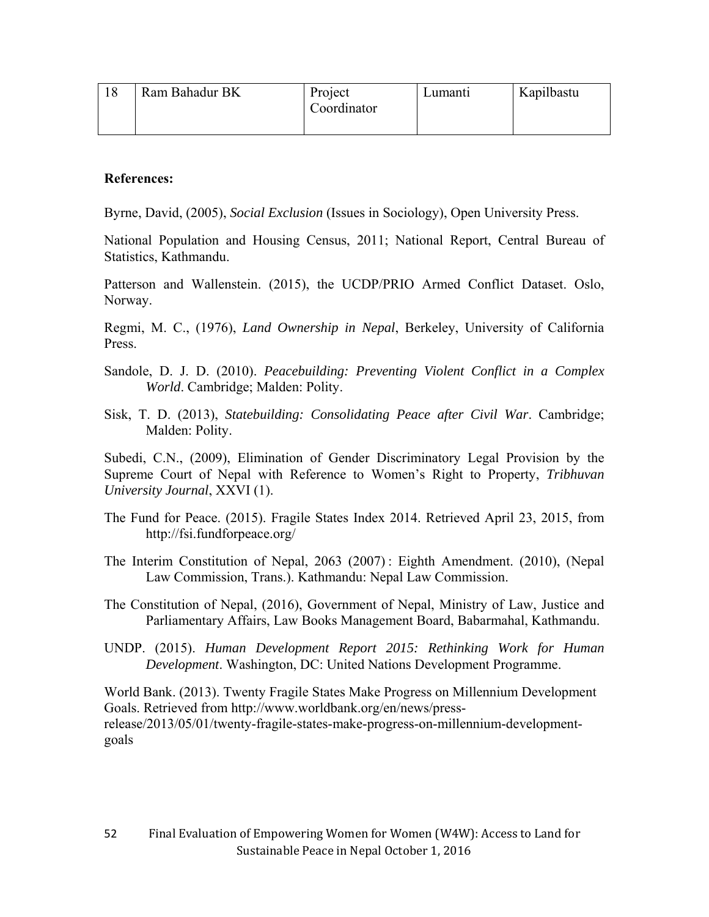| | | | | |
|---|---|---|---|---|
| 18 | Ram Bahadur BK | Project Coordinator | Lumanti | Kapilbastu |

**References:**

Byrne, David, (2005), *Social Exclusion* (Issues in Sociology), Open University Press.

National Population and Housing Census, 2011; National Report, Central Bureau of Statistics, Kathmandu.

Patterson and Wallenstein. (2015), the UCDP/PRIO Armed Conflict Dataset. Oslo, Norway.

Regmi, M. C., (1976), *Land Ownership in Nepal*, Berkeley, University of California Press.

Sandole, D. J. D. (2010). *Peacebuilding: Preventing Violent Conflict in a Complex World*. Cambridge; Malden: Polity.

Sisk, T. D. (2013), *Statebuilding: Consolidating Peace after Civil War*. Cambridge; Malden: Polity.

Subedi, C.N., (2009), Elimination of Gender Discriminatory Legal Provision by the Supreme Court of Nepal with Reference to Women's Right to Property, *Tribhuvan University Journal*, XXVI (1).

The Fund for Peace. (2015). Fragile States Index 2014. Retrieved April 23, 2015, from http://fsi.fundforpeace.org/

The Interim Constitution of Nepal, 2063 (2007) : Eighth Amendment. (2010), (Nepal Law Commission, Trans.). Kathmandu: Nepal Law Commission.

The Constitution of Nepal, (2016), Government of Nepal, Ministry of Law, Justice and Parliamentary Affairs, Law Books Management Board, Babarmahal, Kathmandu.

UNDP. (2015). *Human Development Report 2015: Rethinking Work for Human Development*. Washington, DC: United Nations Development Programme.

World Bank. (2013). Twenty Fragile States Make Progress on Millennium Development Goals. Retrieved from http://www.worldbank.org/en/news/press-release/2013/05/01/twenty-fragile-states-make-progress-on-millennium-development-goals